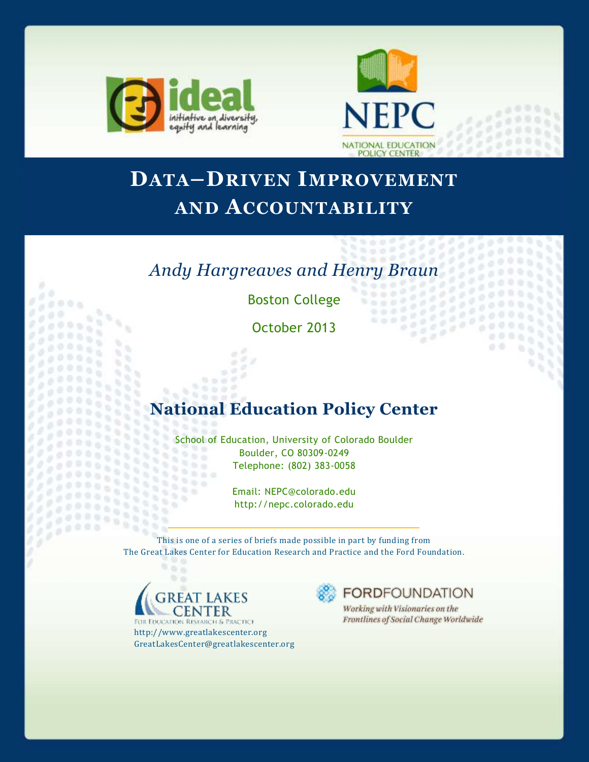# Data–Driven Improvement and Accountability

*Andy Hargreaves and Henry Braun*

Boston College

October 2013

## National Education Policy Center

School of Education, University of Colorado Boulder
Boulder, CO 80309-0249
Telephone: (802) 383-0058

Email: NEPC@colorado.edu
http://nepc.colorado.edu

This is one of a series of briefs made possible in part by funding from
The Great Lakes Center for Education Research and Practice and the Ford Foundation.

http://www.greatlakescenter.org
GreatLakesCenter@greatlakescenter.org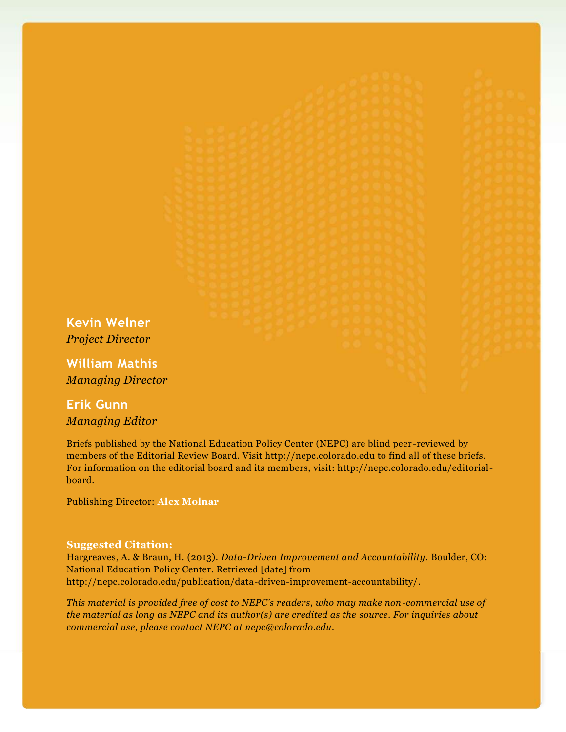**Kevin Welner**
*Project Director*

**William Mathis**
*Managing Director*

**Erik Gunn**
*Managing Editor*

Briefs published by the National Education Policy Center (NEPC) are blind peer-reviewed by members of the Editorial Review Board. Visit http://nepc.colorado.edu to find all of these briefs. For information on the editorial board and its members, visit: http://nepc.colorado.edu/editorial-board.

Publishing Director: **Alex Molnar**

**Suggested Citation:**
Hargreaves, A. & Braun, H. (2013). *Data-Driven Improvement and Accountability.* Boulder, CO: National Education Policy Center. Retrieved [date] from http://nepc.colorado.edu/publication/data-driven-improvement-accountability/.

*This material is provided free of cost to NEPC's readers, who may make non-commercial use of the material as long as NEPC and its author(s) are credited as the source. For inquiries about commercial use, please contact NEPC at nepc@colorado.edu.*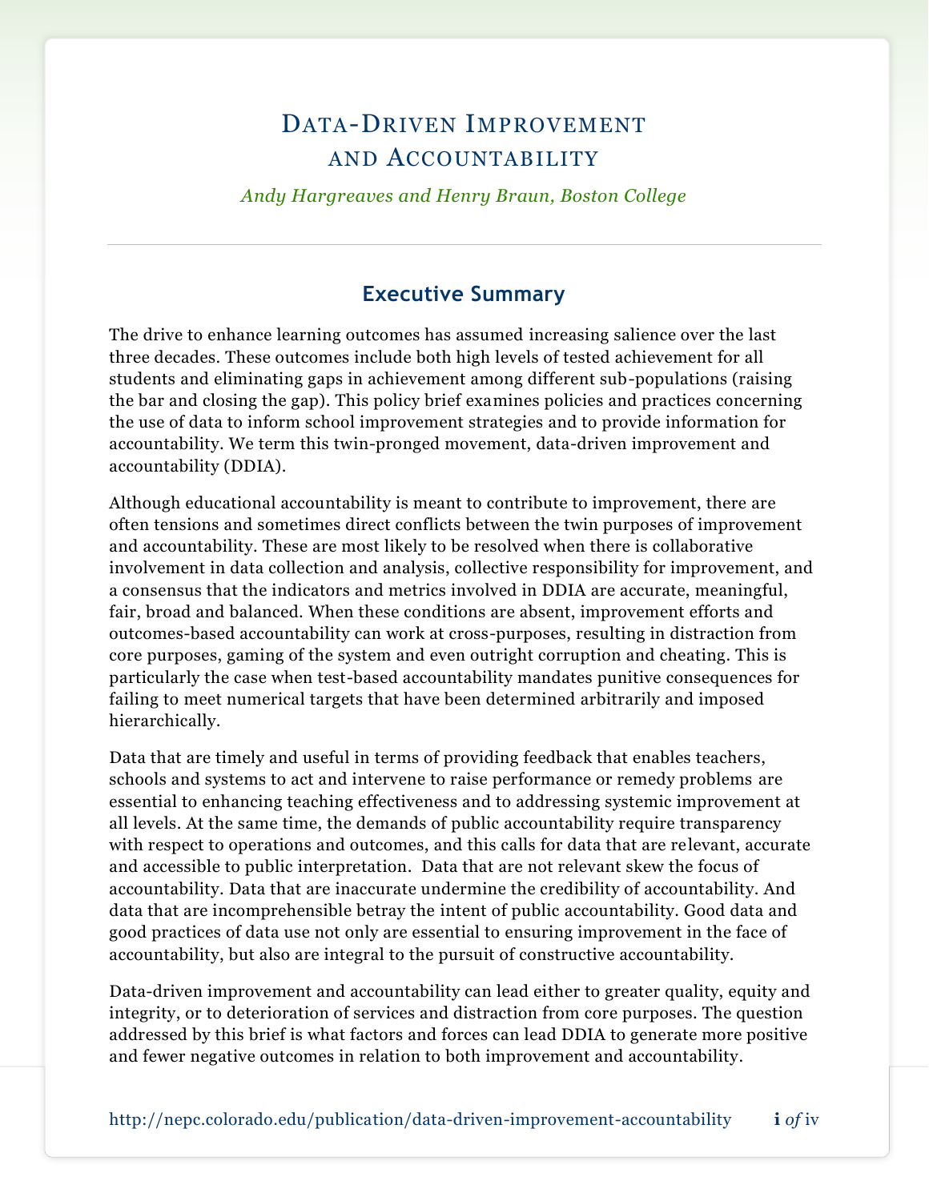# Data-Driven Improvement and Accountability

*Andy Hargreaves and Henry Braun, Boston College*

## Executive Summary

The drive to enhance learning outcomes has assumed increasing salience over the last three decades. These outcomes include both high levels of tested achievement for all students and eliminating gaps in achievement among different sub-populations (raising the bar and closing the gap). This policy brief examines policies and practices concerning the use of data to inform school improvement strategies and to provide information for accountability. We term this twin-pronged movement, data-driven improvement and accountability (DDIA).

Although educational accountability is meant to contribute to improvement, there are often tensions and sometimes direct conflicts between the twin purposes of improvement and accountability. These are most likely to be resolved when there is collaborative involvement in data collection and analysis, collective responsibility for improvement, and a consensus that the indicators and metrics involved in DDIA are accurate, meaningful, fair, broad and balanced. When these conditions are absent, improvement efforts and outcomes-based accountability can work at cross-purposes, resulting in distraction from core purposes, gaming of the system and even outright corruption and cheating. This is particularly the case when test-based accountability mandates punitive consequences for failing to meet numerical targets that have been determined arbitrarily and imposed hierarchically.

Data that are timely and useful in terms of providing feedback that enables teachers, schools and systems to act and intervene to raise performance or remedy problems are essential to enhancing teaching effectiveness and to addressing systemic improvement at all levels. At the same time, the demands of public accountability require transparency with respect to operations and outcomes, and this calls for data that are relevant, accurate and accessible to public interpretation. Data that are not relevant skew the focus of accountability. Data that are inaccurate undermine the credibility of accountability. And data that are incomprehensible betray the intent of public accountability. Good data and good practices of data use not only are essential to ensuring improvement in the face of accountability, but also are integral to the pursuit of constructive accountability.

Data-driven improvement and accountability can lead either to greater quality, equity and integrity, or to deterioration of services and distraction from core purposes. The question addressed by this brief is what factors and forces can lead DDIA to generate more positive and fewer negative outcomes in relation to both improvement and accountability.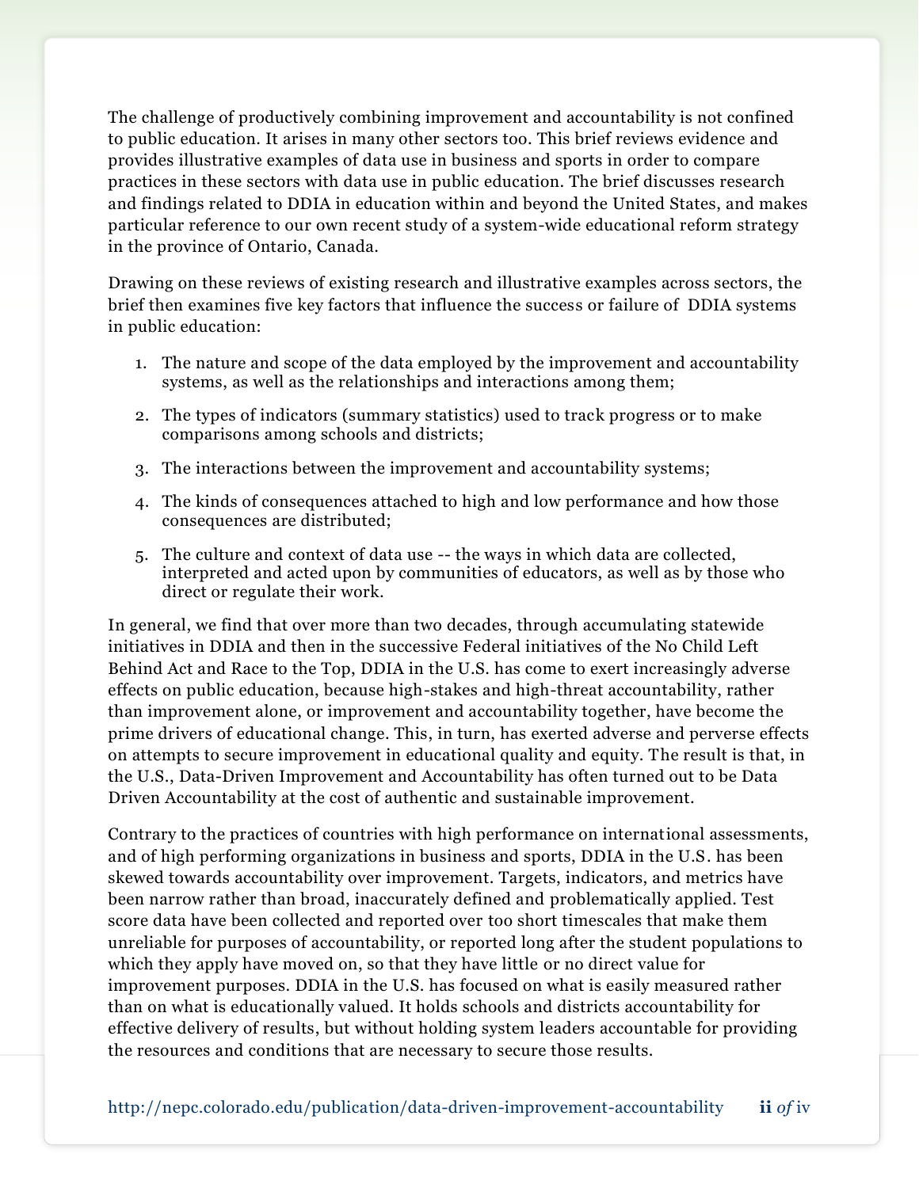The challenge of productively combining improvement and accountability is not confined to public education. It arises in many other sectors too. This brief reviews evidence and provides illustrative examples of data use in business and sports in order to compare practices in these sectors with data use in public education. The brief discusses research and findings related to DDIA in education within and beyond the United States, and makes particular reference to our own recent study of a system-wide educational reform strategy in the province of Ontario, Canada.

Drawing on these reviews of existing research and illustrative examples across sectors, the brief then examines five key factors that influence the success or failure of DDIA systems in public education:

1. The nature and scope of the data employed by the improvement and accountability systems, as well as the relationships and interactions among them;
2. The types of indicators (summary statistics) used to track progress or to make comparisons among schools and districts;
3. The interactions between the improvement and accountability systems;
4. The kinds of consequences attached to high and low performance and how those consequences are distributed;
5. The culture and context of data use -- the ways in which data are collected, interpreted and acted upon by communities of educators, as well as by those who direct or regulate their work.

In general, we find that over more than two decades, through accumulating statewide initiatives in DDIA and then in the successive Federal initiatives of the No Child Left Behind Act and Race to the Top, DDIA in the U.S. has come to exert increasingly adverse effects on public education, because high-stakes and high-threat accountability, rather than improvement alone, or improvement and accountability together, have become the prime drivers of educational change. This, in turn, has exerted adverse and perverse effects on attempts to secure improvement in educational quality and equity. The result is that, in the U.S., Data-Driven Improvement and Accountability has often turned out to be Data Driven Accountability at the cost of authentic and sustainable improvement.

Contrary to the practices of countries with high performance on international assessments, and of high performing organizations in business and sports, DDIA in the U.S. has been skewed towards accountability over improvement. Targets, indicators, and metrics have been narrow rather than broad, inaccurately defined and problematically applied. Test score data have been collected and reported over too short timescales that make them unreliable for purposes of accountability, or reported long after the student populations to which they apply have moved on, so that they have little or no direct value for improvement purposes. DDIA in the U.S. has focused on what is easily measured rather than on what is educationally valued. It holds schools and districts accountability for effective delivery of results, but without holding system leaders accountable for providing the resources and conditions that are necessary to secure those results.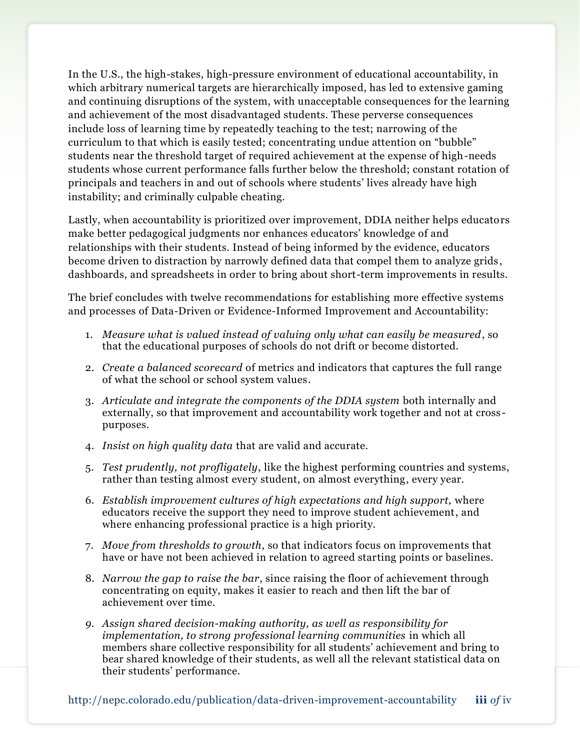In the U.S., the high-stakes, high-pressure environment of educational accountability, in which arbitrary numerical targets are hierarchically imposed, has led to extensive gaming and continuing disruptions of the system, with unacceptable consequences for the learning and achievement of the most disadvantaged students. These perverse consequences include loss of learning time by repeatedly teaching to the test; narrowing of the curriculum to that which is easily tested; concentrating undue attention on "bubble" students near the threshold target of required achievement at the expense of high-needs students whose current performance falls further below the threshold; constant rotation of principals and teachers in and out of schools where students' lives already have high instability; and criminally culpable cheating.

Lastly, when accountability is prioritized over improvement, DDIA neither helps educators make better pedagogical judgments nor enhances educators' knowledge of and relationships with their students. Instead of being informed by the evidence, educators become driven to distraction by narrowly defined data that compel them to analyze grids, dashboards, and spreadsheets in order to bring about short-term improvements in results.

The brief concludes with twelve recommendations for establishing more effective systems and processes of Data-Driven or Evidence-Informed Improvement and Accountability:

1. *Measure what is valued instead of valuing only what can easily be measured*, so that the educational purposes of schools do not drift or become distorted.
2. *Create a balanced scorecard* of metrics and indicators that captures the full range of what the school or school system values.
3. *Articulate and integrate the components of the DDIA system* both internally and externally, so that improvement and accountability work together and not at cross-purposes.
4. *Insist on high quality data* that are valid and accurate.
5. *Test prudently, not profligately*, like the highest performing countries and systems, rather than testing almost every student, on almost everything, every year.
6. *Establish improvement cultures of high expectations and high support,* where educators receive the support they need to improve student achievement, and where enhancing professional practice is a high priority.
7. *Move from thresholds to growth*, so that indicators focus on improvements that have or have not been achieved in relation to agreed starting points or baselines.
8. *Narrow the gap to raise the bar*, since raising the floor of achievement through concentrating on equity, makes it easier to reach and then lift the bar of achievement over time.
9. *Assign shared decision-making authority, as well as responsibility for implementation, to strong professional learning communities* in which all members share collective responsibility for all students' achievement and bring to bear shared knowledge of their students, as well all the relevant statistical data on their students' performance.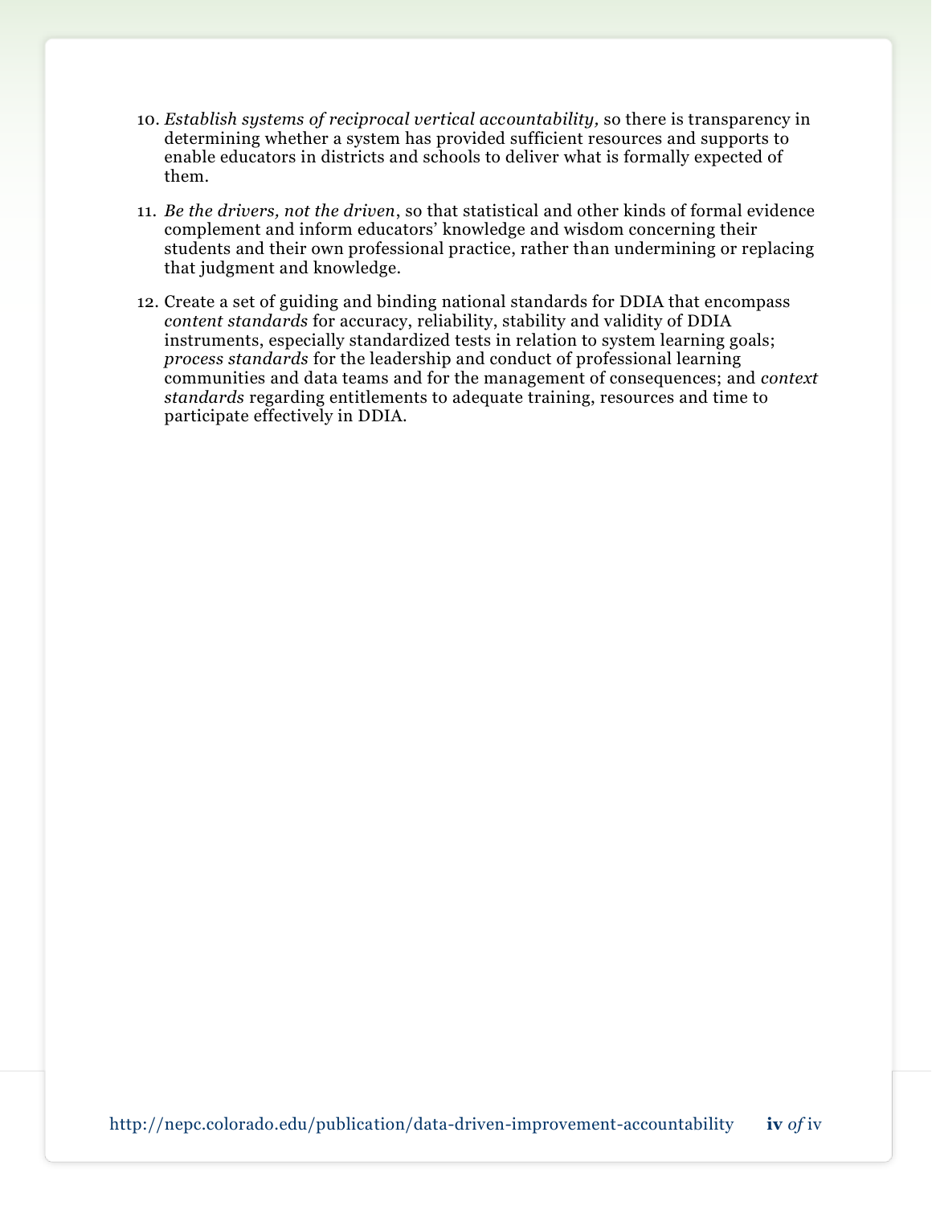10. *Establish systems of reciprocal vertical accountability,* so there is transparency in determining whether a system has provided sufficient resources and supports to enable educators in districts and schools to deliver what is formally expected of them.

11. *Be the drivers, not the driven*, so that statistical and other kinds of formal evidence complement and inform educators' knowledge and wisdom concerning their students and their own professional practice, rather than undermining or replacing that judgment and knowledge.

12. Create a set of guiding and binding national standards for DDIA that encompass *content standards* for accuracy, reliability, stability and validity of DDIA instruments, especially standardized tests in relation to system learning goals; *process standards* for the leadership and conduct of professional learning communities and data teams and for the management of consequences; and *context standards* regarding entitlements to adequate training, resources and time to participate effectively in DDIA.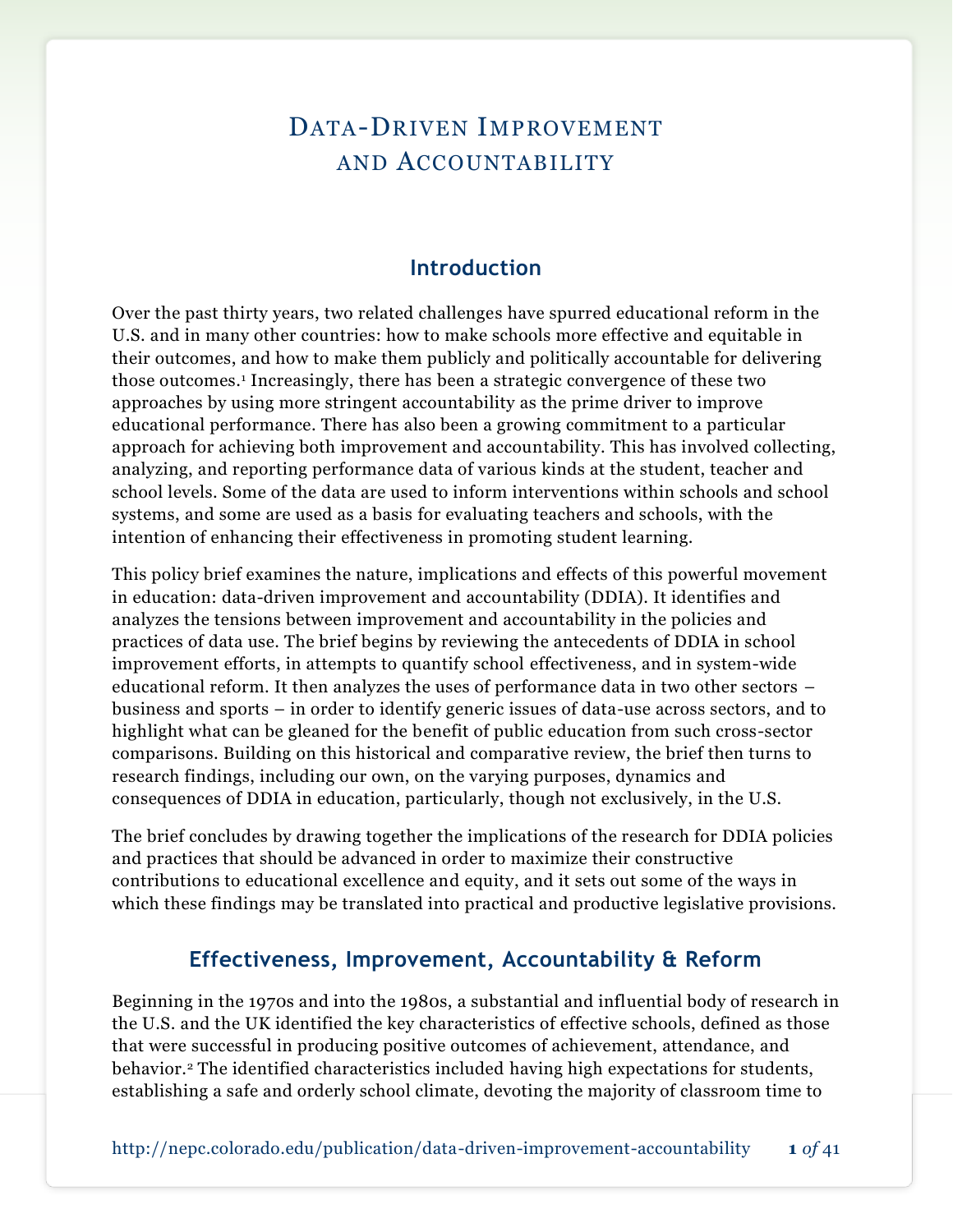# Data-Driven Improvement and Accountability

## Introduction

Over the past thirty years, two related challenges have spurred educational reform in the U.S. and in many other countries: how to make schools more effective and equitable in their outcomes, and how to make them publicly and politically accountable for delivering those outcomes.[1] Increasingly, there has been a strategic convergence of these two approaches by using more stringent accountability as the prime driver to improve educational performance. There has also been a growing commitment to a particular approach for achieving both improvement and accountability. This has involved collecting, analyzing, and reporting performance data of various kinds at the student, teacher and school levels. Some of the data are used to inform interventions within schools and school systems, and some are used as a basis for evaluating teachers and schools, with the intention of enhancing their effectiveness in promoting student learning.

This policy brief examines the nature, implications and effects of this powerful movement in education: data-driven improvement and accountability (DDIA). It identifies and analyzes the tensions between improvement and accountability in the policies and practices of data use. The brief begins by reviewing the antecedents of DDIA in school improvement efforts, in attempts to quantify school effectiveness, and in system-wide educational reform. It then analyzes the uses of performance data in two other sectors – business and sports – in order to identify generic issues of data-use across sectors, and to highlight what can be gleaned for the benefit of public education from such cross-sector comparisons. Building on this historical and comparative review, the brief then turns to research findings, including our own, on the varying purposes, dynamics and consequences of DDIA in education, particularly, though not exclusively, in the U.S.

The brief concludes by drawing together the implications of the research for DDIA policies and practices that should be advanced in order to maximize their constructive contributions to educational excellence and equity, and it sets out some of the ways in which these findings may be translated into practical and productive legislative provisions.

## Effectiveness, Improvement, Accountability & Reform

Beginning in the 1970s and into the 1980s, a substantial and influential body of research in the U.S. and the UK identified the key characteristics of effective schools, defined as those that were successful in producing positive outcomes of achievement, attendance, and behavior.[2] The identified characteristics included having high expectations for students, establishing a safe and orderly school climate, devoting the majority of classroom time to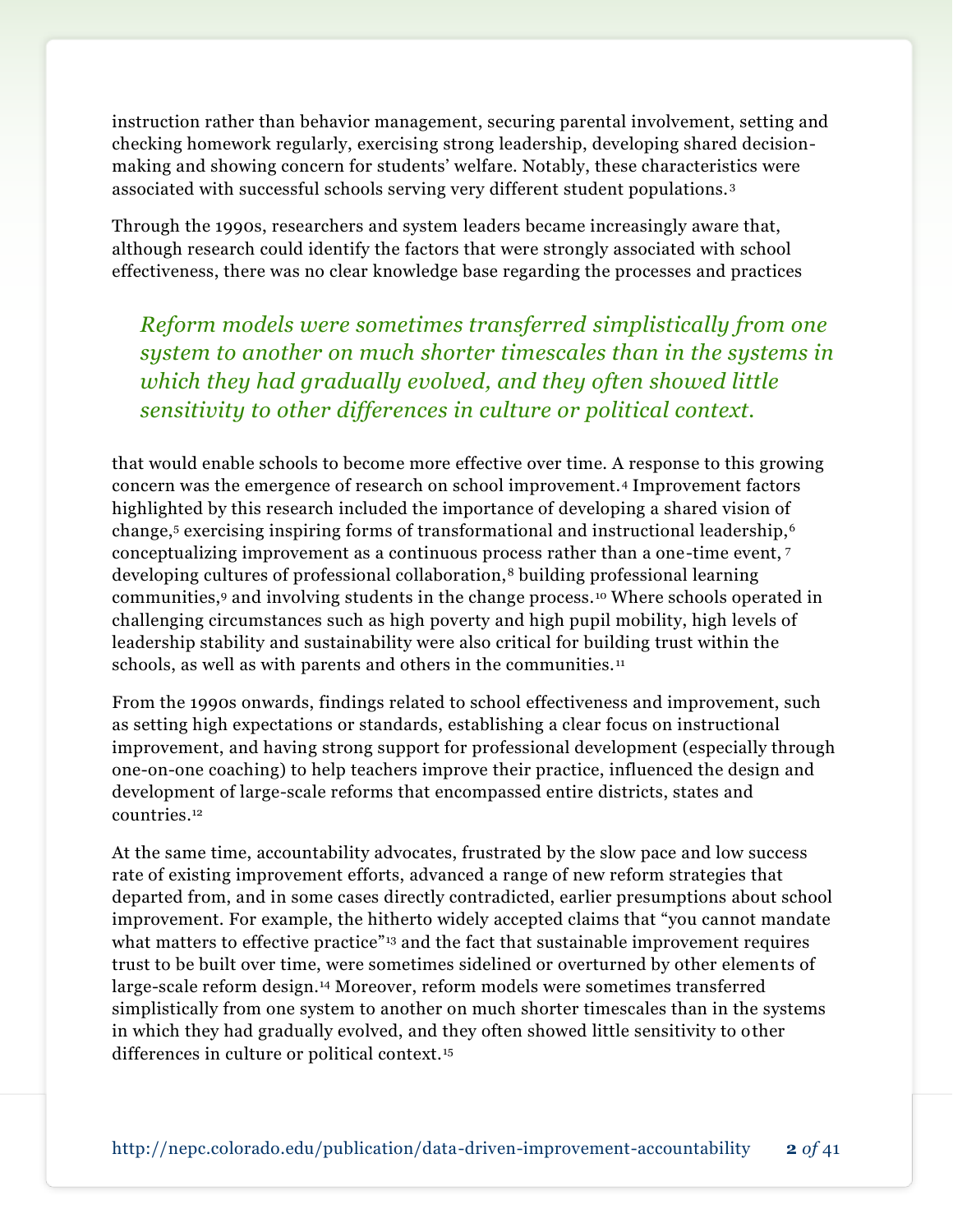instruction rather than behavior management, securing parental involvement, setting and checking homework regularly, exercising strong leadership, developing shared decision-making and showing concern for students' welfare. Notably, these characteristics were associated with successful schools serving very different student populations.[3]

Through the 1990s, researchers and system leaders became increasingly aware that, although research could identify the factors that were strongly associated with school effectiveness, there was no clear knowledge base regarding the processes and practices that would enable schools to become more effective over time. A response to this growing concern was the emergence of research on school improvement.[4] Improvement factors highlighted by this research included the importance of developing a shared vision of change,[5] exercising inspiring forms of transformational and instructional leadership,[6] conceptualizing improvement as a continuous process rather than a one-time event,[7] developing cultures of professional collaboration,[8] building professional learning communities,[9] and involving students in the change process.[10] Where schools operated in challenging circumstances such as high poverty and high pupil mobility, high levels of leadership stability and sustainability were also critical for building trust within the schools, as well as with parents and others in the communities.[11]

> *Reform models were sometimes transferred simplistically from one system to another on much shorter timescales than in the systems in which they had gradually evolved, and they often showed little sensitivity to other differences in culture or political context.*

From the 1990s onwards, findings related to school effectiveness and improvement, such as setting high expectations or standards, establishing a clear focus on instructional improvement, and having strong support for professional development (especially through one-on-one coaching) to help teachers improve their practice, influenced the design and development of large-scale reforms that encompassed entire districts, states and countries.[12]

At the same time, accountability advocates, frustrated by the slow pace and low success rate of existing improvement efforts, advanced a range of new reform strategies that departed from, and in some cases directly contradicted, earlier presumptions about school improvement. For example, the hitherto widely accepted claims that "you cannot mandate what matters to effective practice"[13] and the fact that sustainable improvement requires trust to be built over time, were sometimes sidelined or overturned by other elements of large-scale reform design.[14] Moreover, reform models were sometimes transferred simplistically from one system to another on much shorter timescales than in the systems in which they had gradually evolved, and they often showed little sensitivity to other differences in culture or political context.[15]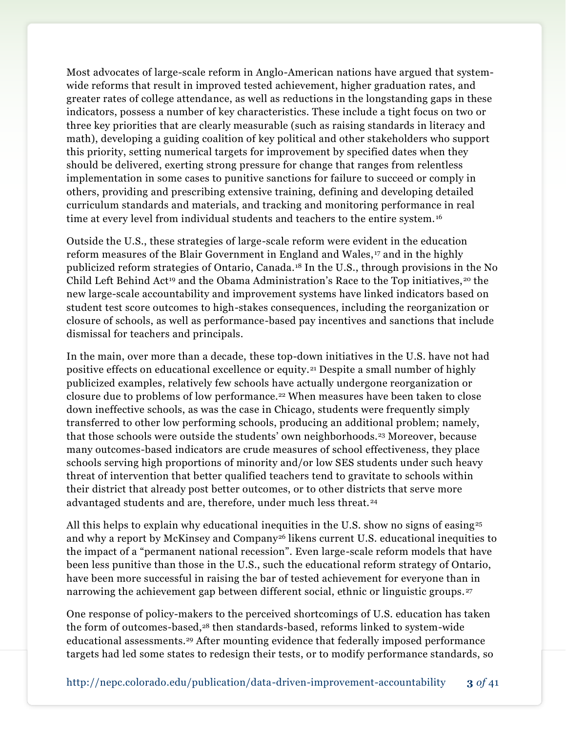Most advocates of large-scale reform in Anglo-American nations have argued that system-wide reforms that result in improved tested achievement, higher graduation rates, and greater rates of college attendance, as well as reductions in the longstanding gaps in these indicators, possess a number of key characteristics. These include a tight focus on two or three key priorities that are clearly measurable (such as raising standards in literacy and math), developing a guiding coalition of key political and other stakeholders who support this priority, setting numerical targets for improvement by specified dates when they should be delivered, exerting strong pressure for change that ranges from relentless implementation in some cases to punitive sanctions for failure to succeed or comply in others, providing and prescribing extensive training, defining and developing detailed curriculum standards and materials, and tracking and monitoring performance in real time at every level from individual students and teachers to the entire system.[16]

Outside the U.S., these strategies of large-scale reform were evident in the education reform measures of the Blair Government in England and Wales,[17] and in the highly publicized reform strategies of Ontario, Canada.[18] In the U.S., through provisions in the No Child Left Behind Act[19] and the Obama Administration's Race to the Top initiatives,[20] the new large-scale accountability and improvement systems have linked indicators based on student test score outcomes to high-stakes consequences, including the reorganization or closure of schools, as well as performance-based pay incentives and sanctions that include dismissal for teachers and principals.

In the main, over more than a decade, these top-down initiatives in the U.S. have not had positive effects on educational excellence or equity.[21] Despite a small number of highly publicized examples, relatively few schools have actually undergone reorganization or closure due to problems of low performance.[22] When measures have been taken to close down ineffective schools, as was the case in Chicago, students were frequently simply transferred to other low performing schools, producing an additional problem; namely, that those schools were outside the students' own neighborhoods.[23] Moreover, because many outcomes-based indicators are crude measures of school effectiveness, they place schools serving high proportions of minority and/or low SES students under such heavy threat of intervention that better qualified teachers tend to gravitate to schools within their district that already post better outcomes, or to other districts that serve more advantaged students and are, therefore, under much less threat.[24]

All this helps to explain why educational inequities in the U.S. show no signs of easing[25] and why a report by McKinsey and Company[26] likens current U.S. educational inequities to the impact of a "permanent national recession". Even large-scale reform models that have been less punitive than those in the U.S., such the educational reform strategy of Ontario, have been more successful in raising the bar of tested achievement for everyone than in narrowing the achievement gap between different social, ethnic or linguistic groups.[27]

One response of policy-makers to the perceived shortcomings of U.S. education has taken the form of outcomes-based,[28] then standards-based, reforms linked to system-wide educational assessments.[29] After mounting evidence that federally imposed performance targets had led some states to redesign their tests, or to modify performance standards, so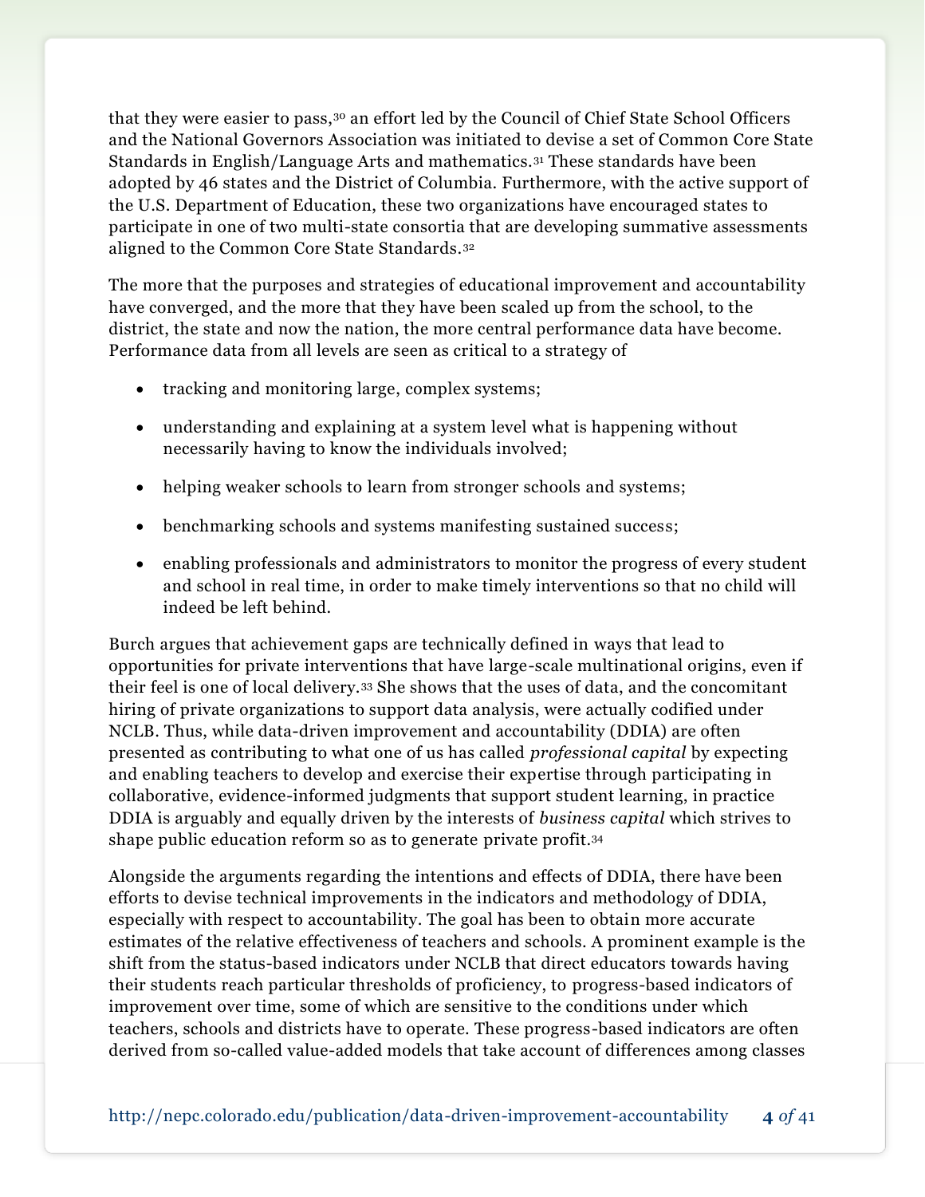that they were easier to pass,[30] an effort led by the Council of Chief State School Officers and the National Governors Association was initiated to devise a set of Common Core State Standards in English/Language Arts and mathematics.[31] These standards have been adopted by 46 states and the District of Columbia. Furthermore, with the active support of the U.S. Department of Education, these two organizations have encouraged states to participate in one of two multi-state consortia that are developing summative assessments aligned to the Common Core State Standards.[32]

The more that the purposes and strategies of educational improvement and accountability have converged, and the more that they have been scaled up from the school, to the district, the state and now the nation, the more central performance data have become. Performance data from all levels are seen as critical to a strategy of

- tracking and monitoring large, complex systems;
- understanding and explaining at a system level what is happening without necessarily having to know the individuals involved;
- helping weaker schools to learn from stronger schools and systems;
- benchmarking schools and systems manifesting sustained success;
- enabling professionals and administrators to monitor the progress of every student and school in real time, in order to make timely interventions so that no child will indeed be left behind.

Burch argues that achievement gaps are technically defined in ways that lead to opportunities for private interventions that have large-scale multinational origins, even if their feel is one of local delivery.[33] She shows that the uses of data, and the concomitant hiring of private organizations to support data analysis, were actually codified under NCLB. Thus, while data-driven improvement and accountability (DDIA) are often presented as contributing to what one of us has called *professional capital* by expecting and enabling teachers to develop and exercise their expertise through participating in collaborative, evidence-informed judgments that support student learning, in practice DDIA is arguably and equally driven by the interests of *business capital* which strives to shape public education reform so as to generate private profit.[34]

Alongside the arguments regarding the intentions and effects of DDIA, there have been efforts to devise technical improvements in the indicators and methodology of DDIA, especially with respect to accountability. The goal has been to obtain more accurate estimates of the relative effectiveness of teachers and schools. A prominent example is the shift from the status-based indicators under NCLB that direct educators towards having their students reach particular thresholds of proficiency, to progress-based indicators of improvement over time, some of which are sensitive to the conditions under which teachers, schools and districts have to operate. These progress-based indicators are often derived from so-called value-added models that take account of differences among classes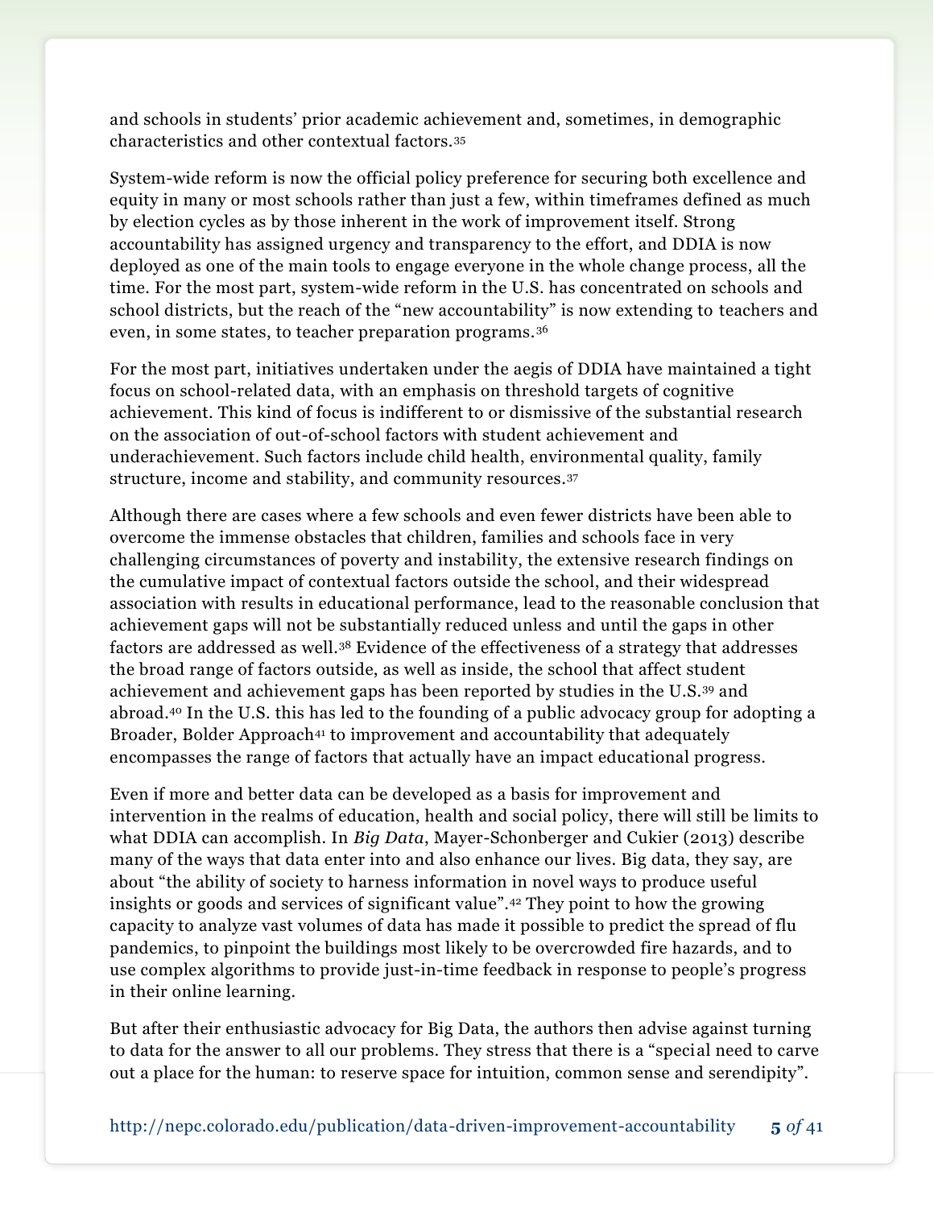and schools in students' prior academic achievement and, sometimes, in demographic characteristics and other contextual factors.[35]

System-wide reform is now the official policy preference for securing both excellence and equity in many or most schools rather than just a few, within timeframes defined as much by election cycles as by those inherent in the work of improvement itself. Strong accountability has assigned urgency and transparency to the effort, and DDIA is now deployed as one of the main tools to engage everyone in the whole change process, all the time. For the most part, system-wide reform in the U.S. has concentrated on schools and school districts, but the reach of the "new accountability" is now extending to teachers and even, in some states, to teacher preparation programs.[36]

For the most part, initiatives undertaken under the aegis of DDIA have maintained a tight focus on school-related data, with an emphasis on threshold targets of cognitive achievement. This kind of focus is indifferent to or dismissive of the substantial research on the association of out-of-school factors with student achievement and underachievement. Such factors include child health, environmental quality, family structure, income and stability, and community resources.[37]

Although there are cases where a few schools and even fewer districts have been able to overcome the immense obstacles that children, families and schools face in very challenging circumstances of poverty and instability, the extensive research findings on the cumulative impact of contextual factors outside the school, and their widespread association with results in educational performance, lead to the reasonable conclusion that achievement gaps will not be substantially reduced unless and until the gaps in other factors are addressed as well.[38] Evidence of the effectiveness of a strategy that addresses the broad range of factors outside, as well as inside, the school that affect student achievement and achievement gaps has been reported by studies in the U.S.[39] and abroad.[40] In the U.S. this has led to the founding of a public advocacy group for adopting a Broader, Bolder Approach[41] to improvement and accountability that adequately encompasses the range of factors that actually have an impact educational progress.

Even if more and better data can be developed as a basis for improvement and intervention in the realms of education, health and social policy, there will still be limits to what DDIA can accomplish. In *Big Data*, Mayer-Schonberger and Cukier (2013) describe many of the ways that data enter into and also enhance our lives. Big data, they say, are about "the ability of society to harness information in novel ways to produce useful insights or goods and services of significant value".[42] They point to how the growing capacity to analyze vast volumes of data has made it possible to predict the spread of flu pandemics, to pinpoint the buildings most likely to be overcrowded fire hazards, and to use complex algorithms to provide just-in-time feedback in response to people's progress in their online learning.

But after their enthusiastic advocacy for Big Data, the authors then advise against turning to data for the answer to all our problems. They stress that there is a "special need to carve out a place for the human: to reserve space for intuition, common sense and serendipity".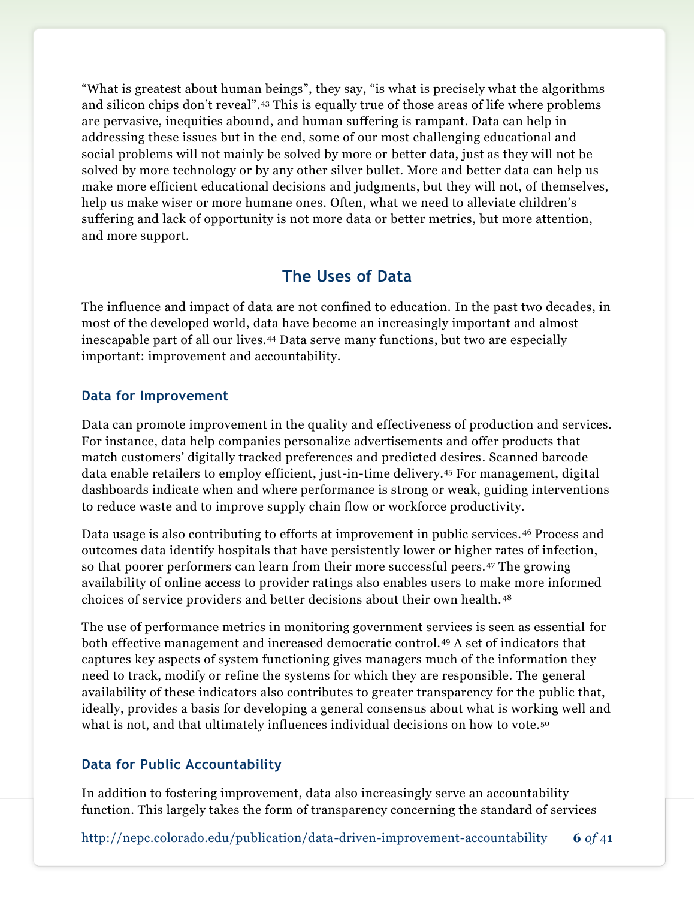"What is greatest about human beings", they say, "is what is precisely what the algorithms and silicon chips don't reveal".[43] This is equally true of those areas of life where problems are pervasive, inequities abound, and human suffering is rampant. Data can help in addressing these issues but in the end, some of our most challenging educational and social problems will not mainly be solved by more or better data, just as they will not be solved by more technology or by any other silver bullet. More and better data can help us make more efficient educational decisions and judgments, but they will not, of themselves, help us make wiser or more humane ones. Often, what we need to alleviate children's suffering and lack of opportunity is not more data or better metrics, but more attention, and more support.

## The Uses of Data

The influence and impact of data are not confined to education. In the past two decades, in most of the developed world, data have become an increasingly important and almost inescapable part of all our lives.[44] Data serve many functions, but two are especially important: improvement and accountability.

### Data for Improvement

Data can promote improvement in the quality and effectiveness of production and services. For instance, data help companies personalize advertisements and offer products that match customers' digitally tracked preferences and predicted desires. Scanned barcode data enable retailers to employ efficient, just-in-time delivery.[45] For management, digital dashboards indicate when and where performance is strong or weak, guiding interventions to reduce waste and to improve supply chain flow or workforce productivity.

Data usage is also contributing to efforts at improvement in public services.[46] Process and outcomes data identify hospitals that have persistently lower or higher rates of infection, so that poorer performers can learn from their more successful peers.[47] The growing availability of online access to provider ratings also enables users to make more informed choices of service providers and better decisions about their own health.[48]

The use of performance metrics in monitoring government services is seen as essential for both effective management and increased democratic control.[49] A set of indicators that captures key aspects of system functioning gives managers much of the information they need to track, modify or refine the systems for which they are responsible. The general availability of these indicators also contributes to greater transparency for the public that, ideally, provides a basis for developing a general consensus about what is working well and what is not, and that ultimately influences individual decisions on how to vote.[50]

### Data for Public Accountability

In addition to fostering improvement, data also increasingly serve an accountability function. This largely takes the form of transparency concerning the standard of services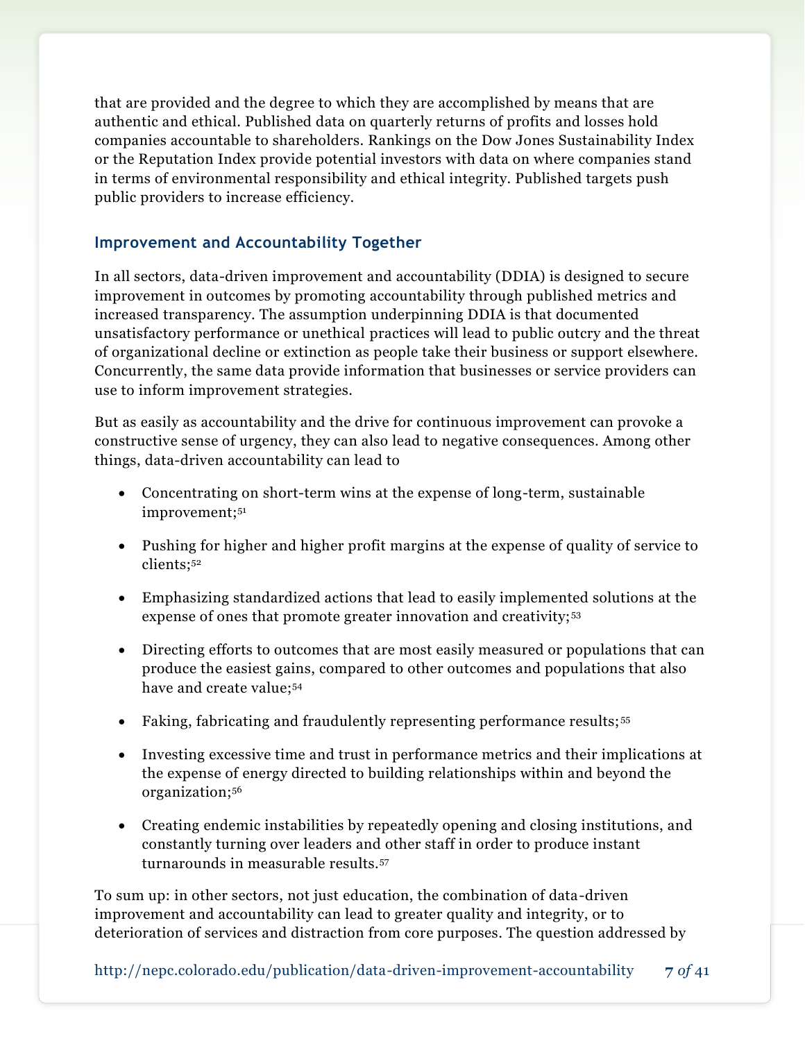that are provided and the degree to which they are accomplished by means that are authentic and ethical. Published data on quarterly returns of profits and losses hold companies accountable to shareholders. Rankings on the Dow Jones Sustainability Index or the Reputation Index provide potential investors with data on where companies stand in terms of environmental responsibility and ethical integrity. Published targets push public providers to increase efficiency.

### Improvement and Accountability Together

In all sectors, data-driven improvement and accountability (DDIA) is designed to secure improvement in outcomes by promoting accountability through published metrics and increased transparency. The assumption underpinning DDIA is that documented unsatisfactory performance or unethical practices will lead to public outcry and the threat of organizational decline or extinction as people take their business or support elsewhere. Concurrently, the same data provide information that businesses or service providers can use to inform improvement strategies.

But as easily as accountability and the drive for continuous improvement can provoke a constructive sense of urgency, they can also lead to negative consequences. Among other things, data-driven accountability can lead to

- Concentrating on short-term wins at the expense of long-term, sustainable improvement;[51]
- Pushing for higher and higher profit margins at the expense of quality of service to clients;[52]
- Emphasizing standardized actions that lead to easily implemented solutions at the expense of ones that promote greater innovation and creativity;[53]
- Directing efforts to outcomes that are most easily measured or populations that can produce the easiest gains, compared to other outcomes and populations that also have and create value;[54]
- Faking, fabricating and fraudulently representing performance results;[55]
- Investing excessive time and trust in performance metrics and their implications at the expense of energy directed to building relationships within and beyond the organization;[56]
- Creating endemic instabilities by repeatedly opening and closing institutions, and constantly turning over leaders and other staff in order to produce instant turnarounds in measurable results.[57]

To sum up: in other sectors, not just education, the combination of data-driven improvement and accountability can lead to greater quality and integrity, or to deterioration of services and distraction from core purposes. The question addressed by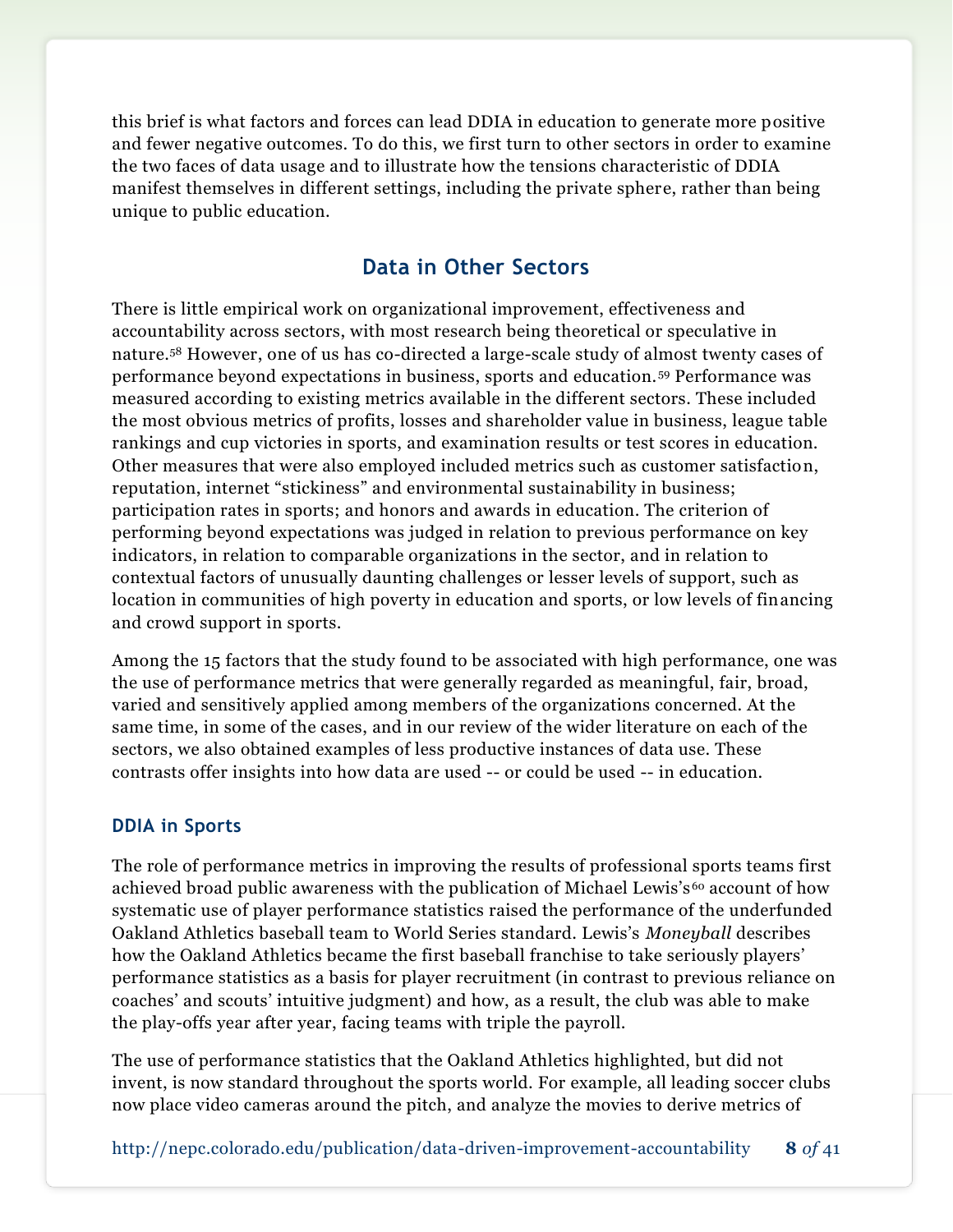this brief is what factors and forces can lead DDIA in education to generate more positive and fewer negative outcomes. To do this, we first turn to other sectors in order to examine the two faces of data usage and to illustrate how the tensions characteristic of DDIA manifest themselves in different settings, including the private sphere, rather than being unique to public education.

## Data in Other Sectors

There is little empirical work on organizational improvement, effectiveness and accountability across sectors, with most research being theoretical or speculative in nature.[58] However, one of us has co-directed a large-scale study of almost twenty cases of performance beyond expectations in business, sports and education.[59] Performance was measured according to existing metrics available in the different sectors. These included the most obvious metrics of profits, losses and shareholder value in business, league table rankings and cup victories in sports, and examination results or test scores in education. Other measures that were also employed included metrics such as customer satisfaction, reputation, internet "stickiness" and environmental sustainability in business; participation rates in sports; and honors and awards in education. The criterion of performing beyond expectations was judged in relation to previous performance on key indicators, in relation to comparable organizations in the sector, and in relation to contextual factors of unusually daunting challenges or lesser levels of support, such as location in communities of high poverty in education and sports, or low levels of financing and crowd support in sports.

Among the 15 factors that the study found to be associated with high performance, one was the use of performance metrics that were generally regarded as meaningful, fair, broad, varied and sensitively applied among members of the organizations concerned. At the same time, in some of the cases, and in our review of the wider literature on each of the sectors, we also obtained examples of less productive instances of data use. These contrasts offer insights into how data are used -- or could be used -- in education.

### DDIA in Sports

The role of performance metrics in improving the results of professional sports teams first achieved broad public awareness with the publication of Michael Lewis's[60] account of how systematic use of player performance statistics raised the performance of the underfunded Oakland Athletics baseball team to World Series standard. Lewis's *Moneyball* describes how the Oakland Athletics became the first baseball franchise to take seriously players' performance statistics as a basis for player recruitment (in contrast to previous reliance on coaches' and scouts' intuitive judgment) and how, as a result, the club was able to make the play-offs year after year, facing teams with triple the payroll.

The use of performance statistics that the Oakland Athletics highlighted, but did not invent, is now standard throughout the sports world. For example, all leading soccer clubs now place video cameras around the pitch, and analyze the movies to derive metrics of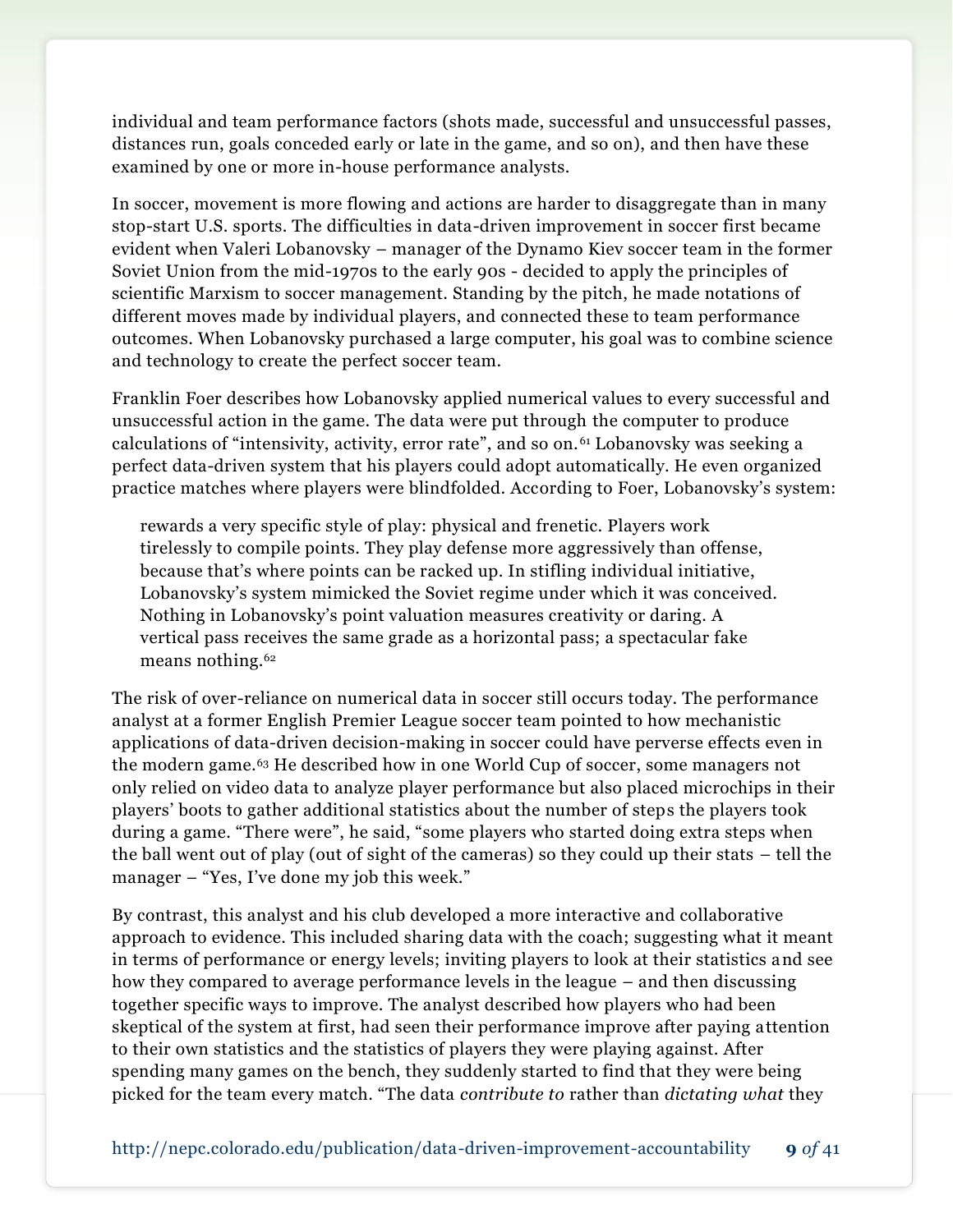individual and team performance factors (shots made, successful and unsuccessful passes, distances run, goals conceded early or late in the game, and so on), and then have these examined by one or more in-house performance analysts.

In soccer, movement is more flowing and actions are harder to disaggregate than in many stop-start U.S. sports. The difficulties in data-driven improvement in soccer first became evident when Valeri Lobanovsky – manager of the Dynamo Kiev soccer team in the former Soviet Union from the mid-1970s to the early 90s - decided to apply the principles of scientific Marxism to soccer management. Standing by the pitch, he made notations of different moves made by individual players, and connected these to team performance outcomes. When Lobanovsky purchased a large computer, his goal was to combine science and technology to create the perfect soccer team.

Franklin Foer describes how Lobanovsky applied numerical values to every successful and unsuccessful action in the game. The data were put through the computer to produce calculations of "intensivity, activity, error rate", and so on.[61] Lobanovsky was seeking a perfect data-driven system that his players could adopt automatically. He even organized practice matches where players were blindfolded. According to Foer, Lobanovsky's system:

> rewards a very specific style of play: physical and frenetic. Players work tirelessly to compile points. They play defense more aggressively than offense, because that's where points can be racked up. In stifling individual initiative, Lobanovsky's system mimicked the Soviet regime under which it was conceived. Nothing in Lobanovsky's point valuation measures creativity or daring. A vertical pass receives the same grade as a horizontal pass; a spectacular fake means nothing.[62]

The risk of over-reliance on numerical data in soccer still occurs today. The performance analyst at a former English Premier League soccer team pointed to how mechanistic applications of data-driven decision-making in soccer could have perverse effects even in the modern game.[63] He described how in one World Cup of soccer, some managers not only relied on video data to analyze player performance but also placed microchips in their players' boots to gather additional statistics about the number of steps the players took during a game. "There were", he said, "some players who started doing extra steps when the ball went out of play (out of sight of the cameras) so they could up their stats – tell the manager – "Yes, I've done my job this week."

By contrast, this analyst and his club developed a more interactive and collaborative approach to evidence. This included sharing data with the coach; suggesting what it meant in terms of performance or energy levels; inviting players to look at their statistics and see how they compared to average performance levels in the league – and then discussing together specific ways to improve. The analyst described how players who had been skeptical of the system at first, had seen their performance improve after paying attention to their own statistics and the statistics of players they were playing against. After spending many games on the bench, they suddenly started to find that they were being picked for the team every match. "The data *contribute to* rather than *dictating what* they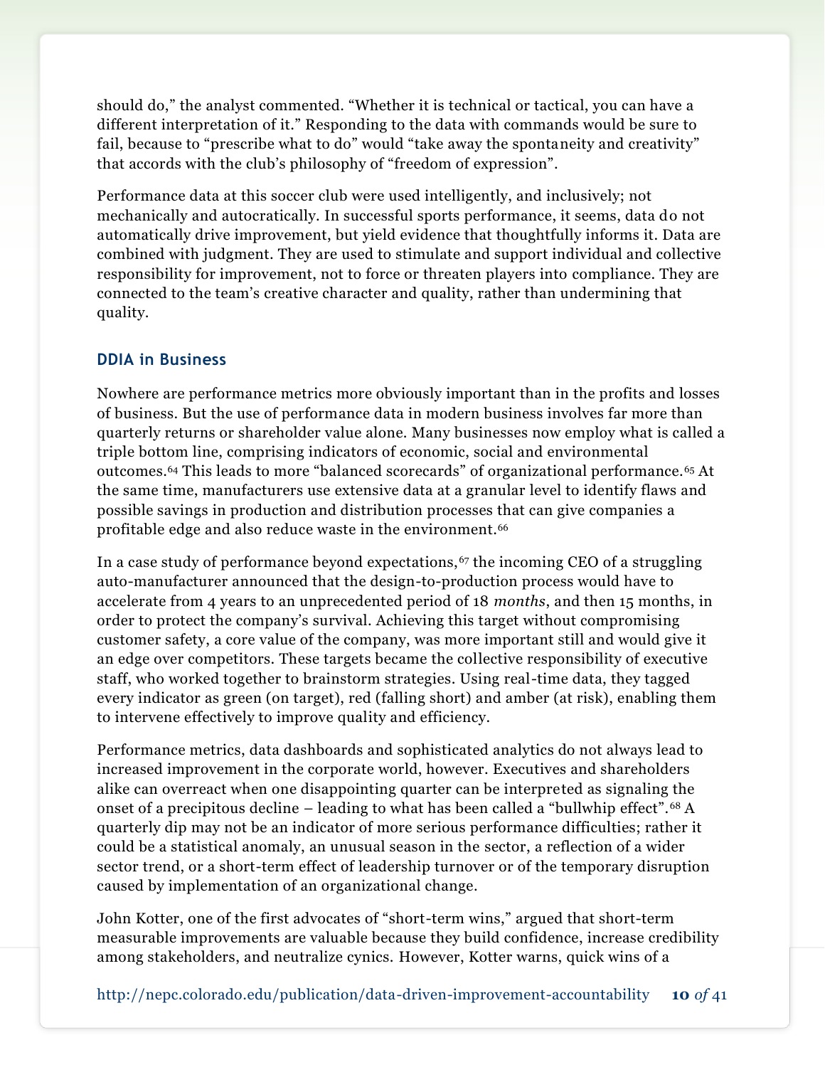should do," the analyst commented. "Whether it is technical or tactical, you can have a different interpretation of it." Responding to the data with commands would be sure to fail, because to "prescribe what to do" would "take away the spontaneity and creativity" that accords with the club's philosophy of "freedom of expression".

Performance data at this soccer club were used intelligently, and inclusively; not mechanically and autocratically. In successful sports performance, it seems, data do not automatically drive improvement, but yield evidence that thoughtfully informs it. Data are combined with judgment. They are used to stimulate and support individual and collective responsibility for improvement, not to force or threaten players into compliance. They are connected to the team's creative character and quality, rather than undermining that quality.

## DDIA in Business

Nowhere are performance metrics more obviously important than in the profits and losses of business. But the use of performance data in modern business involves far more than quarterly returns or shareholder value alone. Many businesses now employ what is called a triple bottom line, comprising indicators of economic, social and environmental outcomes.[64] This leads to more "balanced scorecards" of organizational performance.[65] At the same time, manufacturers use extensive data at a granular level to identify flaws and possible savings in production and distribution processes that can give companies a profitable edge and also reduce waste in the environment.[66]

In a case study of performance beyond expectations,[67] the incoming CEO of a struggling auto-manufacturer announced that the design-to-production process would have to accelerate from 4 years to an unprecedented period of 18 *months*, and then 15 months, in order to protect the company's survival. Achieving this target without compromising customer safety, a core value of the company, was more important still and would give it an edge over competitors. These targets became the collective responsibility of executive staff, who worked together to brainstorm strategies. Using real-time data, they tagged every indicator as green (on target), red (falling short) and amber (at risk), enabling them to intervene effectively to improve quality and efficiency.

Performance metrics, data dashboards and sophisticated analytics do not always lead to increased improvement in the corporate world, however. Executives and shareholders alike can overreact when one disappointing quarter can be interpreted as signaling the onset of a precipitous decline – leading to what has been called a "bullwhip effect".[68] A quarterly dip may not be an indicator of more serious performance difficulties; rather it could be a statistical anomaly, an unusual season in the sector, a reflection of a wider sector trend, or a short-term effect of leadership turnover or of the temporary disruption caused by implementation of an organizational change.

John Kotter, one of the first advocates of "short-term wins," argued that short-term measurable improvements are valuable because they build confidence, increase credibility among stakeholders, and neutralize cynics. However, Kotter warns, quick wins of a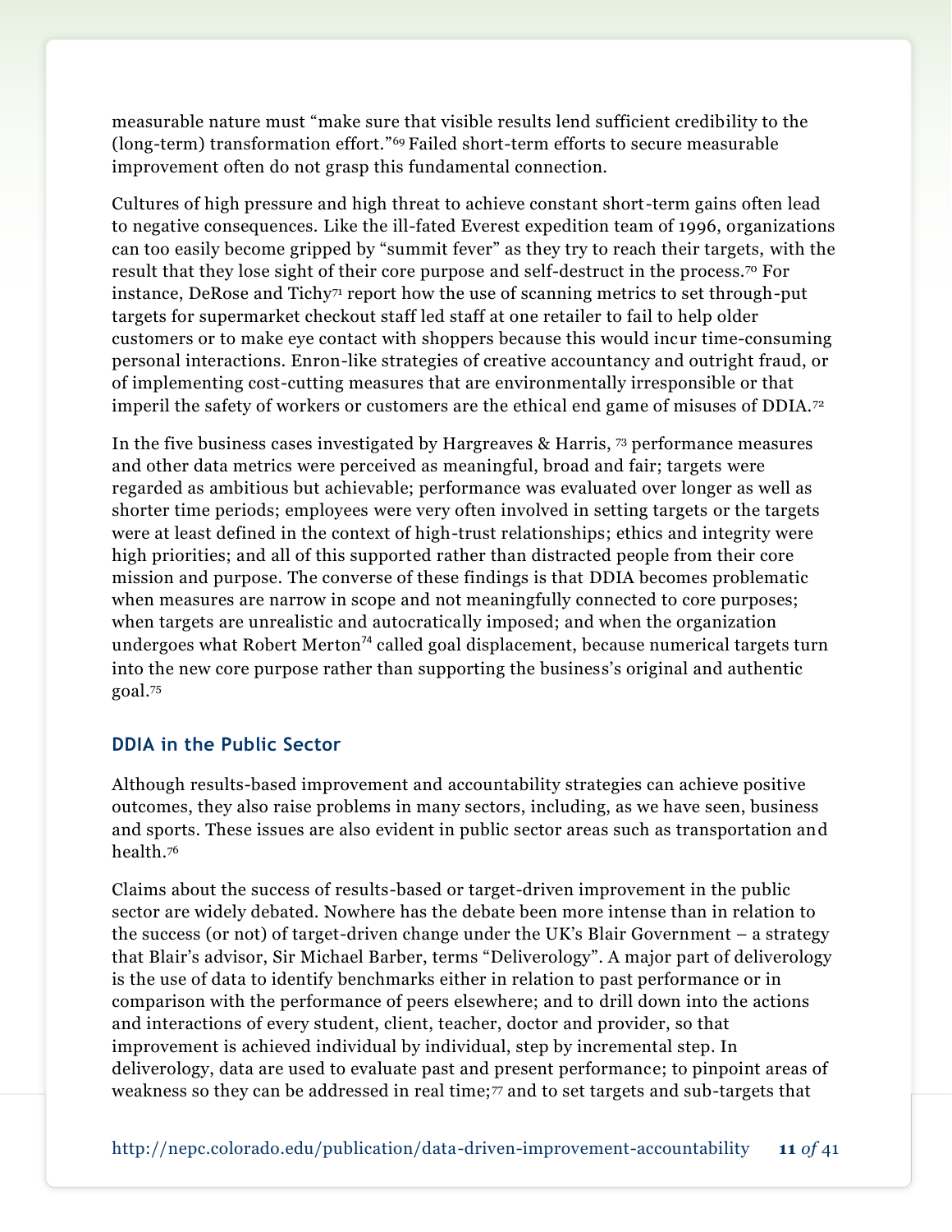measurable nature must "make sure that visible results lend sufficient credibility to the (long-term) transformation effort."[69] Failed short-term efforts to secure measurable improvement often do not grasp this fundamental connection.

Cultures of high pressure and high threat to achieve constant short-term gains often lead to negative consequences. Like the ill-fated Everest expedition team of 1996, organizations can too easily become gripped by "summit fever" as they try to reach their targets, with the result that they lose sight of their core purpose and self-destruct in the process.[70] For instance, DeRose and Tichy[71] report how the use of scanning metrics to set through-put targets for supermarket checkout staff led staff at one retailer to fail to help older customers or to make eye contact with shoppers because this would incur time-consuming personal interactions. Enron-like strategies of creative accountancy and outright fraud, or of implementing cost-cutting measures that are environmentally irresponsible or that imperil the safety of workers or customers are the ethical end game of misuses of DDIA.[72]

In the five business cases investigated by Hargreaves & Harris, [73] performance measures and other data metrics were perceived as meaningful, broad and fair; targets were regarded as ambitious but achievable; performance was evaluated over longer as well as shorter time periods; employees were very often involved in setting targets or the targets were at least defined in the context of high-trust relationships; ethics and integrity were high priorities; and all of this supported rather than distracted people from their core mission and purpose. The converse of these findings is that DDIA becomes problematic when measures are narrow in scope and not meaningfully connected to core purposes; when targets are unrealistic and autocratically imposed; and when the organization undergoes what Robert Merton[74] called goal displacement, because numerical targets turn into the new core purpose rather than supporting the business's original and authentic goal.[75]

### DDIA in the Public Sector

Although results-based improvement and accountability strategies can achieve positive outcomes, they also raise problems in many sectors, including, as we have seen, business and sports. These issues are also evident in public sector areas such as transportation and health.[76]

Claims about the success of results-based or target-driven improvement in the public sector are widely debated. Nowhere has the debate been more intense than in relation to the success (or not) of target-driven change under the UK's Blair Government – a strategy that Blair's advisor, Sir Michael Barber, terms "Deliverology". A major part of deliverology is the use of data to identify benchmarks either in relation to past performance or in comparison with the performance of peers elsewhere; and to drill down into the actions and interactions of every student, client, teacher, doctor and provider, so that improvement is achieved individual by individual, step by incremental step. In deliverology, data are used to evaluate past and present performance; to pinpoint areas of weakness so they can be addressed in real time;[77] and to set targets and sub-targets that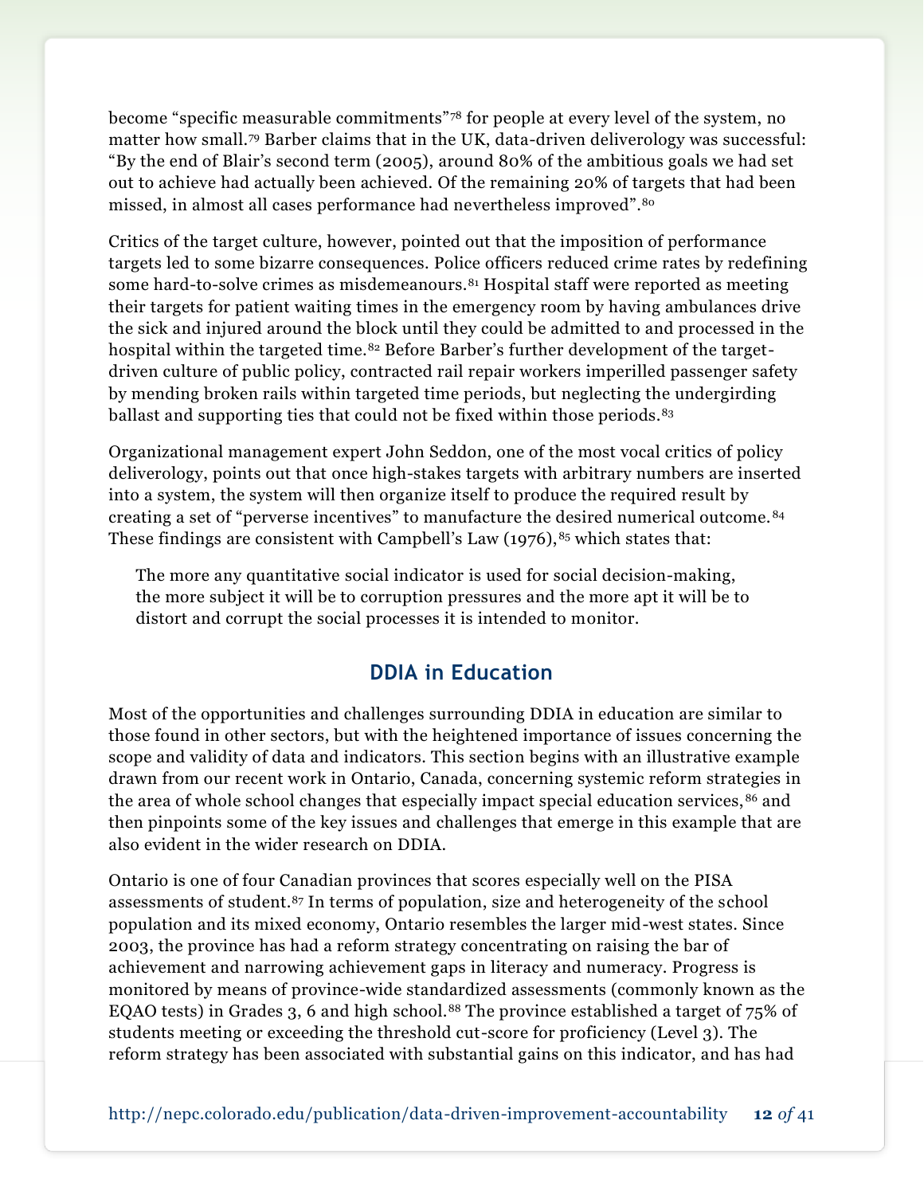become "specific measurable commitments"[78] for people at every level of the system, no matter how small.[79] Barber claims that in the UK, data-driven deliverology was successful: "By the end of Blair's second term (2005), around 80% of the ambitious goals we had set out to achieve had actually been achieved. Of the remaining 20% of targets that had been missed, in almost all cases performance had nevertheless improved".[80]

Critics of the target culture, however, pointed out that the imposition of performance targets led to some bizarre consequences. Police officers reduced crime rates by redefining some hard-to-solve crimes as misdemeanours.[81] Hospital staff were reported as meeting their targets for patient waiting times in the emergency room by having ambulances drive the sick and injured around the block until they could be admitted to and processed in the hospital within the targeted time.[82] Before Barber's further development of the target-driven culture of public policy, contracted rail repair workers imperilled passenger safety by mending broken rails within targeted time periods, but neglecting the undergirding ballast and supporting ties that could not be fixed within those periods.[83]

Organizational management expert John Seddon, one of the most vocal critics of policy deliverology, points out that once high-stakes targets with arbitrary numbers are inserted into a system, the system will then organize itself to produce the required result by creating a set of "perverse incentives" to manufacture the desired numerical outcome.[84] These findings are consistent with Campbell's Law (1976),[85] which states that:

> The more any quantitative social indicator is used for social decision-making, the more subject it will be to corruption pressures and the more apt it will be to distort and corrupt the social processes it is intended to monitor.

## DDIA in Education

Most of the opportunities and challenges surrounding DDIA in education are similar to those found in other sectors, but with the heightened importance of issues concerning the scope and validity of data and indicators. This section begins with an illustrative example drawn from our recent work in Ontario, Canada, concerning systemic reform strategies in the area of whole school changes that especially impact special education services,[86] and then pinpoints some of the key issues and challenges that emerge in this example that are also evident in the wider research on DDIA.

Ontario is one of four Canadian provinces that scores especially well on the PISA assessments of student.[87] In terms of population, size and heterogeneity of the school population and its mixed economy, Ontario resembles the larger mid-west states. Since 2003, the province has had a reform strategy concentrating on raising the bar of achievement and narrowing achievement gaps in literacy and numeracy. Progress is monitored by means of province-wide standardized assessments (commonly known as the EQAO tests) in Grades 3, 6 and high school.[88] The province established a target of 75% of students meeting or exceeding the threshold cut-score for proficiency (Level 3). The reform strategy has been associated with substantial gains on this indicator, and has had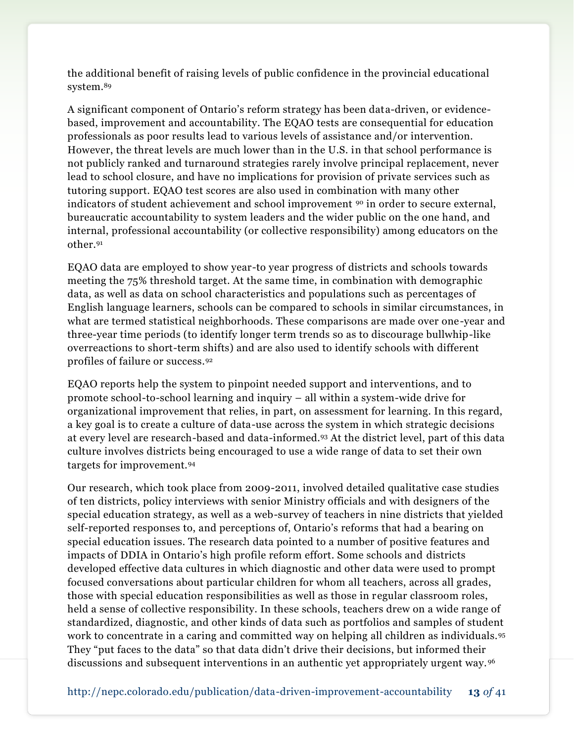the additional benefit of raising levels of public confidence in the provincial educational system.[89]

A significant component of Ontario's reform strategy has been data-driven, or evidence-based, improvement and accountability. The EQAO tests are consequential for education professionals as poor results lead to various levels of assistance and/or intervention. However, the threat levels are much lower than in the U.S. in that school performance is not publicly ranked and turnaround strategies rarely involve principal replacement, never lead to school closure, and have no implications for provision of private services such as tutoring support. EQAO test scores are also used in combination with many other indicators of student achievement and school improvement [90] in order to secure external, bureaucratic accountability to system leaders and the wider public on the one hand, and internal, professional accountability (or collective responsibility) among educators on the other.[91]

EQAO data are employed to show year-to year progress of districts and schools towards meeting the 75% threshold target. At the same time, in combination with demographic data, as well as data on school characteristics and populations such as percentages of English language learners, schools can be compared to schools in similar circumstances, in what are termed statistical neighborhoods. These comparisons are made over one-year and three-year time periods (to identify longer term trends so as to discourage bullwhip-like overreactions to short-term shifts) and are also used to identify schools with different profiles of failure or success.[92]

EQAO reports help the system to pinpoint needed support and interventions, and to promote school-to-school learning and inquiry – all within a system-wide drive for organizational improvement that relies, in part, on assessment for learning. In this regard, a key goal is to create a culture of data-use across the system in which strategic decisions at every level are research-based and data-informed.[93] At the district level, part of this data culture involves districts being encouraged to use a wide range of data to set their own targets for improvement.[94]

Our research, which took place from 2009-2011, involved detailed qualitative case studies of ten districts, policy interviews with senior Ministry officials and with designers of the special education strategy, as well as a web-survey of teachers in nine districts that yielded self-reported responses to, and perceptions of, Ontario's reforms that had a bearing on special education issues. The research data pointed to a number of positive features and impacts of DDIA in Ontario's high profile reform effort. Some schools and districts developed effective data cultures in which diagnostic and other data were used to prompt focused conversations about particular children for whom all teachers, across all grades, those with special education responsibilities as well as those in regular classroom roles, held a sense of collective responsibility. In these schools, teachers drew on a wide range of standardized, diagnostic, and other kinds of data such as portfolios and samples of student work to concentrate in a caring and committed way on helping all children as individuals.[95] They "put faces to the data" so that data didn't drive their decisions, but informed their discussions and subsequent interventions in an authentic yet appropriately urgent way.[96]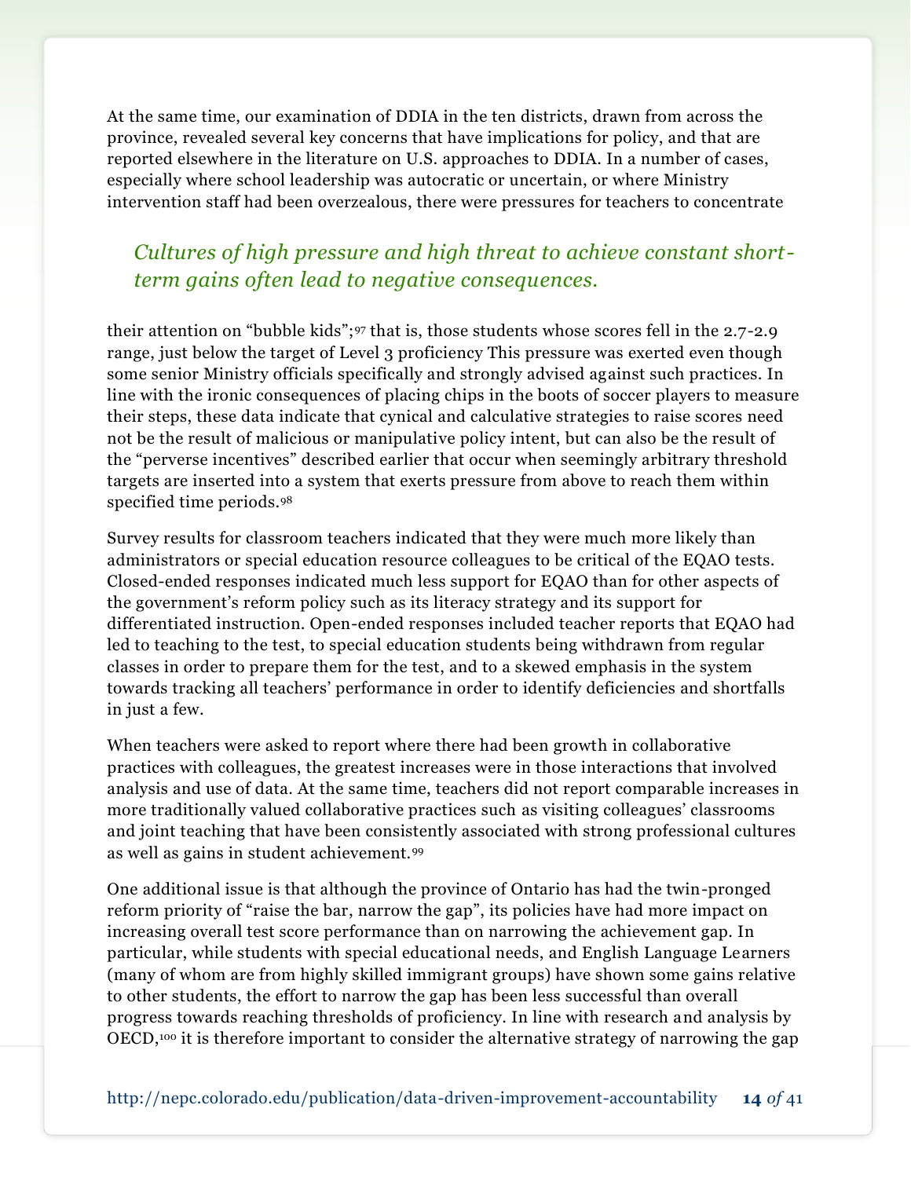At the same time, our examination of DDIA in the ten districts, drawn from across the province, revealed several key concerns that have implications for policy, and that are reported elsewhere in the literature on U.S. approaches to DDIA. In a number of cases, especially where school leadership was autocratic or uncertain, or where Ministry intervention staff had been overzealous, there were pressures for teachers to concentrate their attention on "bubble kids";[97] that is, those students whose scores fell in the 2.7-2.9 range, just below the target of Level 3 proficiency This pressure was exerted even though some senior Ministry officials specifically and strongly advised against such practices. In line with the ironic consequences of placing chips in the boots of soccer players to measure their steps, these data indicate that cynical and calculative strategies to raise scores need not be the result of malicious or manipulative policy intent, but can also be the result of the "perverse incentives" described earlier that occur when seemingly arbitrary threshold targets are inserted into a system that exerts pressure from above to reach them within specified time periods.[98]

> *Cultures of high pressure and high threat to achieve constant short-term gains often lead to negative consequences.*

Survey results for classroom teachers indicated that they were much more likely than administrators or special education resource colleagues to be critical of the EQAO tests. Closed-ended responses indicated much less support for EQAO than for other aspects of the government's reform policy such as its literacy strategy and its support for differentiated instruction. Open-ended responses included teacher reports that EQAO had led to teaching to the test, to special education students being withdrawn from regular classes in order to prepare them for the test, and to a skewed emphasis in the system towards tracking all teachers' performance in order to identify deficiencies and shortfalls in just a few.

When teachers were asked to report where there had been growth in collaborative practices with colleagues, the greatest increases were in those interactions that involved analysis and use of data. At the same time, teachers did not report comparable increases in more traditionally valued collaborative practices such as visiting colleagues' classrooms and joint teaching that have been consistently associated with strong professional cultures as well as gains in student achievement.[99]

One additional issue is that although the province of Ontario has had the twin-pronged reform priority of "raise the bar, narrow the gap", its policies have had more impact on increasing overall test score performance than on narrowing the achievement gap. In particular, while students with special educational needs, and English Language Learners (many of whom are from highly skilled immigrant groups) have shown some gains relative to other students, the effort to narrow the gap has been less successful than overall progress towards reaching thresholds of proficiency. In line with research and analysis by OECD,[100] it is therefore important to consider the alternative strategy of narrowing the gap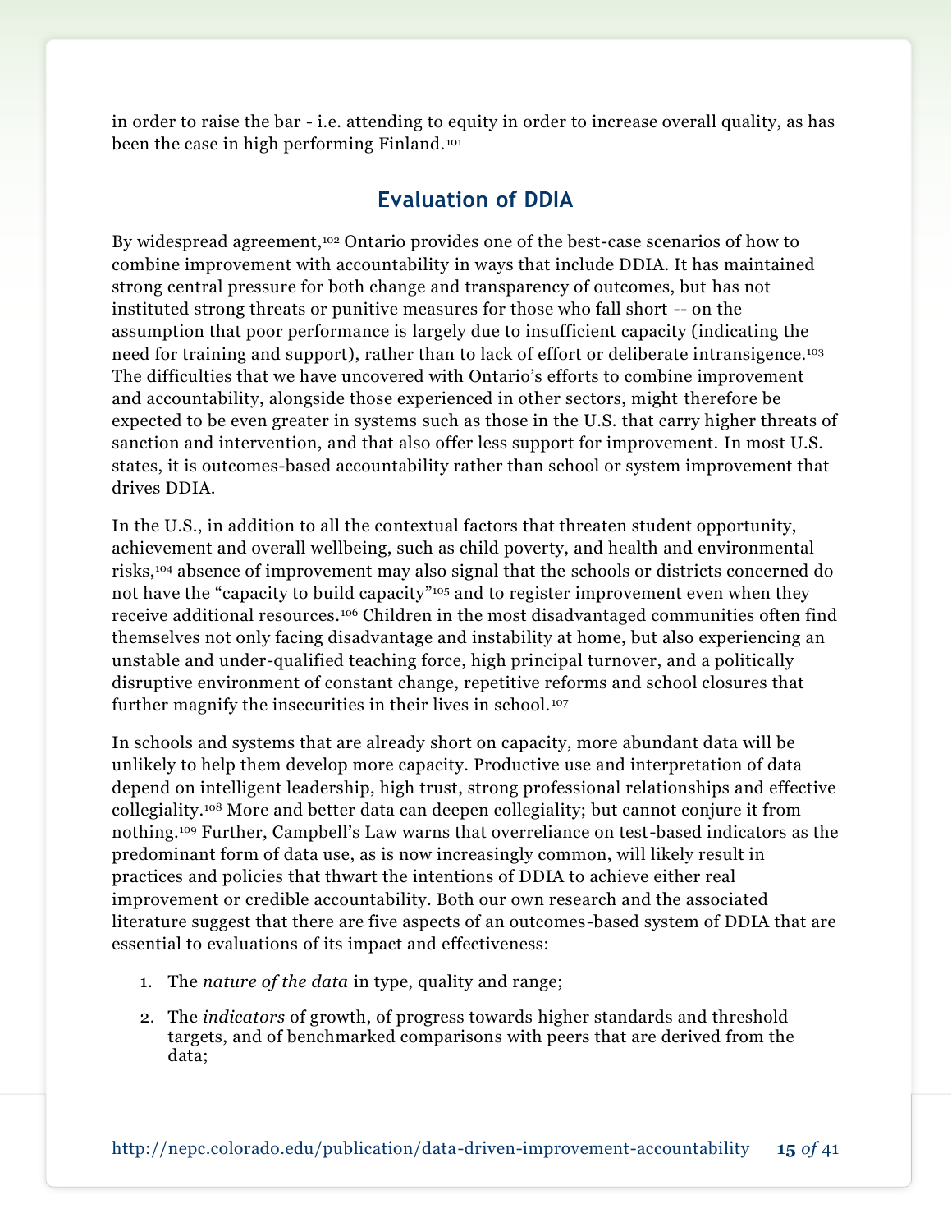in order to raise the bar - i.e. attending to equity in order to increase overall quality, as has been the case in high performing Finland.[101]

## Evaluation of DDIA

By widespread agreement,[102] Ontario provides one of the best-case scenarios of how to combine improvement with accountability in ways that include DDIA. It has maintained strong central pressure for both change and transparency of outcomes, but has not instituted strong threats or punitive measures for those who fall short -- on the assumption that poor performance is largely due to insufficient capacity (indicating the need for training and support), rather than to lack of effort or deliberate intransigence.[103] The difficulties that we have uncovered with Ontario's efforts to combine improvement and accountability, alongside those experienced in other sectors, might therefore be expected to be even greater in systems such as those in the U.S. that carry higher threats of sanction and intervention, and that also offer less support for improvement. In most U.S. states, it is outcomes-based accountability rather than school or system improvement that drives DDIA.

In the U.S., in addition to all the contextual factors that threaten student opportunity, achievement and overall wellbeing, such as child poverty, and health and environmental risks,[104] absence of improvement may also signal that the schools or districts concerned do not have the "capacity to build capacity"[105] and to register improvement even when they receive additional resources.[106] Children in the most disadvantaged communities often find themselves not only facing disadvantage and instability at home, but also experiencing an unstable and under-qualified teaching force, high principal turnover, and a politically disruptive environment of constant change, repetitive reforms and school closures that further magnify the insecurities in their lives in school.[107]

In schools and systems that are already short on capacity, more abundant data will be unlikely to help them develop more capacity. Productive use and interpretation of data depend on intelligent leadership, high trust, strong professional relationships and effective collegiality.[108] More and better data can deepen collegiality; but cannot conjure it from nothing.[109] Further, Campbell's Law warns that overreliance on test-based indicators as the predominant form of data use, as is now increasingly common, will likely result in practices and policies that thwart the intentions of DDIA to achieve either real improvement or credible accountability. Both our own research and the associated literature suggest that there are five aspects of an outcomes-based system of DDIA that are essential to evaluations of its impact and effectiveness:

1. The *nature of the data* in type, quality and range;
2. The *indicators* of growth, of progress towards higher standards and threshold targets, and of benchmarked comparisons with peers that are derived from the data;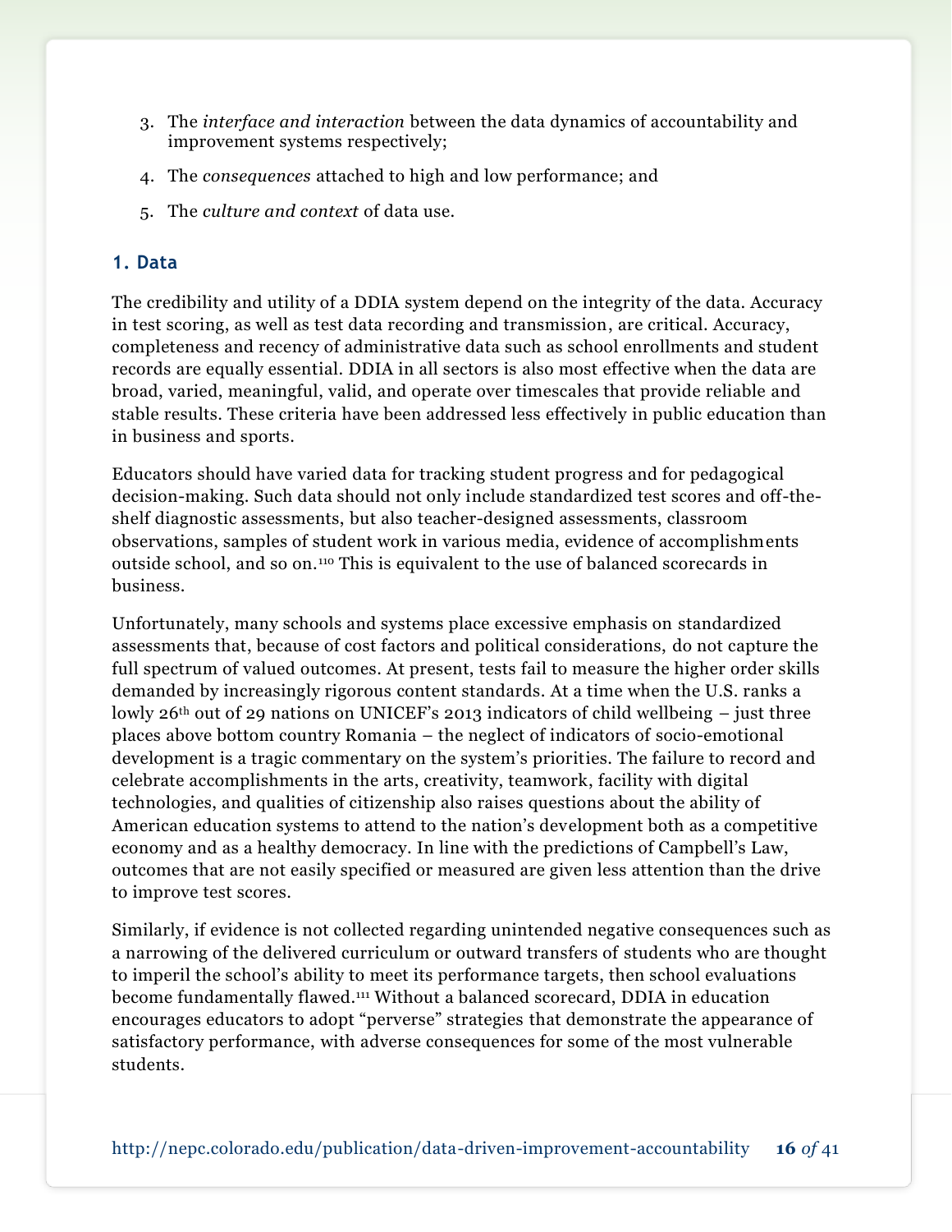3. The *interface and interaction* between the data dynamics of accountability and improvement systems respectively;

4. The *consequences* attached to high and low performance; and

5. The *culture and context* of data use.

### 1. Data

The credibility and utility of a DDIA system depend on the integrity of the data. Accuracy in test scoring, as well as test data recording and transmission, are critical. Accuracy, completeness and recency of administrative data such as school enrollments and student records are equally essential. DDIA in all sectors is also most effective when the data are broad, varied, meaningful, valid, and operate over timescales that provide reliable and stable results. These criteria have been addressed less effectively in public education than in business and sports.

Educators should have varied data for tracking student progress and for pedagogical decision-making. Such data should not only include standardized test scores and off-the-shelf diagnostic assessments, but also teacher-designed assessments, classroom observations, samples of student work in various media, evidence of accomplishments outside school, and so on.[110] This is equivalent to the use of balanced scorecards in business.

Unfortunately, many schools and systems place excessive emphasis on standardized assessments that, because of cost factors and political considerations, do not capture the full spectrum of valued outcomes. At present, tests fail to measure the higher order skills demanded by increasingly rigorous content standards. At a time when the U.S. ranks a lowly 26th out of 29 nations on UNICEF's 2013 indicators of child wellbeing – just three places above bottom country Romania – the neglect of indicators of socio-emotional development is a tragic commentary on the system's priorities. The failure to record and celebrate accomplishments in the arts, creativity, teamwork, facility with digital technologies, and qualities of citizenship also raises questions about the ability of American education systems to attend to the nation's development both as a competitive economy and as a healthy democracy. In line with the predictions of Campbell's Law, outcomes that are not easily specified or measured are given less attention than the drive to improve test scores.

Similarly, if evidence is not collected regarding unintended negative consequences such as a narrowing of the delivered curriculum or outward transfers of students who are thought to imperil the school's ability to meet its performance targets, then school evaluations become fundamentally flawed.[111] Without a balanced scorecard, DDIA in education encourages educators to adopt "perverse" strategies that demonstrate the appearance of satisfactory performance, with adverse consequences for some of the most vulnerable students.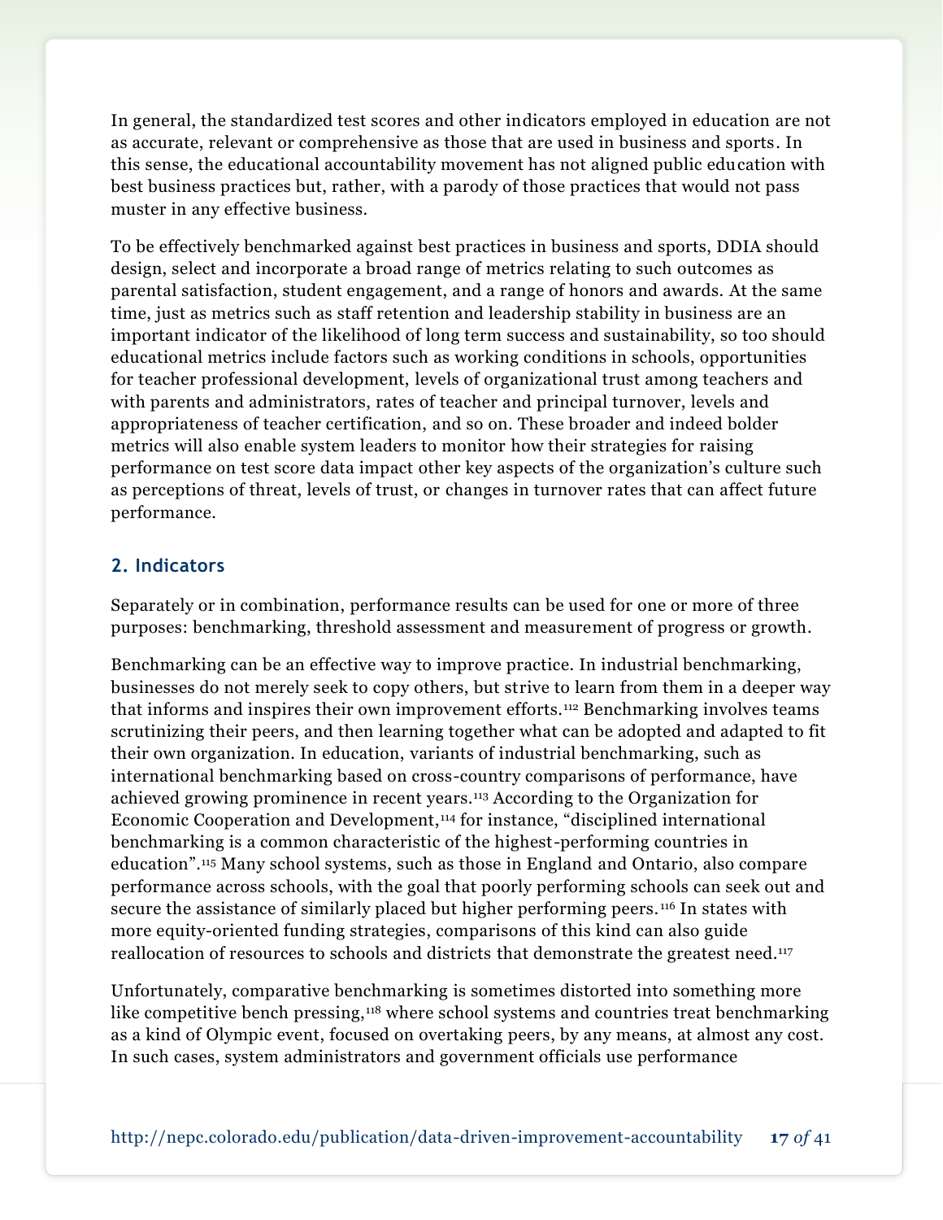In general, the standardized test scores and other indicators employed in education are not as accurate, relevant or comprehensive as those that are used in business and sports. In this sense, the educational accountability movement has not aligned public education with best business practices but, rather, with a parody of those practices that would not pass muster in any effective business.

To be effectively benchmarked against best practices in business and sports, DDIA should design, select and incorporate a broad range of metrics relating to such outcomes as parental satisfaction, student engagement, and a range of honors and awards. At the same time, just as metrics such as staff retention and leadership stability in business are an important indicator of the likelihood of long term success and sustainability, so too should educational metrics include factors such as working conditions in schools, opportunities for teacher professional development, levels of organizational trust among teachers and with parents and administrators, rates of teacher and principal turnover, levels and appropriateness of teacher certification, and so on. These broader and indeed bolder metrics will also enable system leaders to monitor how their strategies for raising performance on test score data impact other key aspects of the organization's culture such as perceptions of threat, levels of trust, or changes in turnover rates that can affect future performance.

## 2. Indicators

Separately or in combination, performance results can be used for one or more of three purposes: benchmarking, threshold assessment and measurement of progress or growth.

Benchmarking can be an effective way to improve practice. In industrial benchmarking, businesses do not merely seek to copy others, but strive to learn from them in a deeper way that informs and inspires their own improvement efforts.[112] Benchmarking involves teams scrutinizing their peers, and then learning together what can be adopted and adapted to fit their own organization. In education, variants of industrial benchmarking, such as international benchmarking based on cross-country comparisons of performance, have achieved growing prominence in recent years.[113] According to the Organization for Economic Cooperation and Development,[114] for instance, "disciplined international benchmarking is a common characteristic of the highest-performing countries in education".[115] Many school systems, such as those in England and Ontario, also compare performance across schools, with the goal that poorly performing schools can seek out and secure the assistance of similarly placed but higher performing peers.[116] In states with more equity-oriented funding strategies, comparisons of this kind can also guide reallocation of resources to schools and districts that demonstrate the greatest need.[117]

Unfortunately, comparative benchmarking is sometimes distorted into something more like competitive bench pressing,[118] where school systems and countries treat benchmarking as a kind of Olympic event, focused on overtaking peers, by any means, at almost any cost. In such cases, system administrators and government officials use performance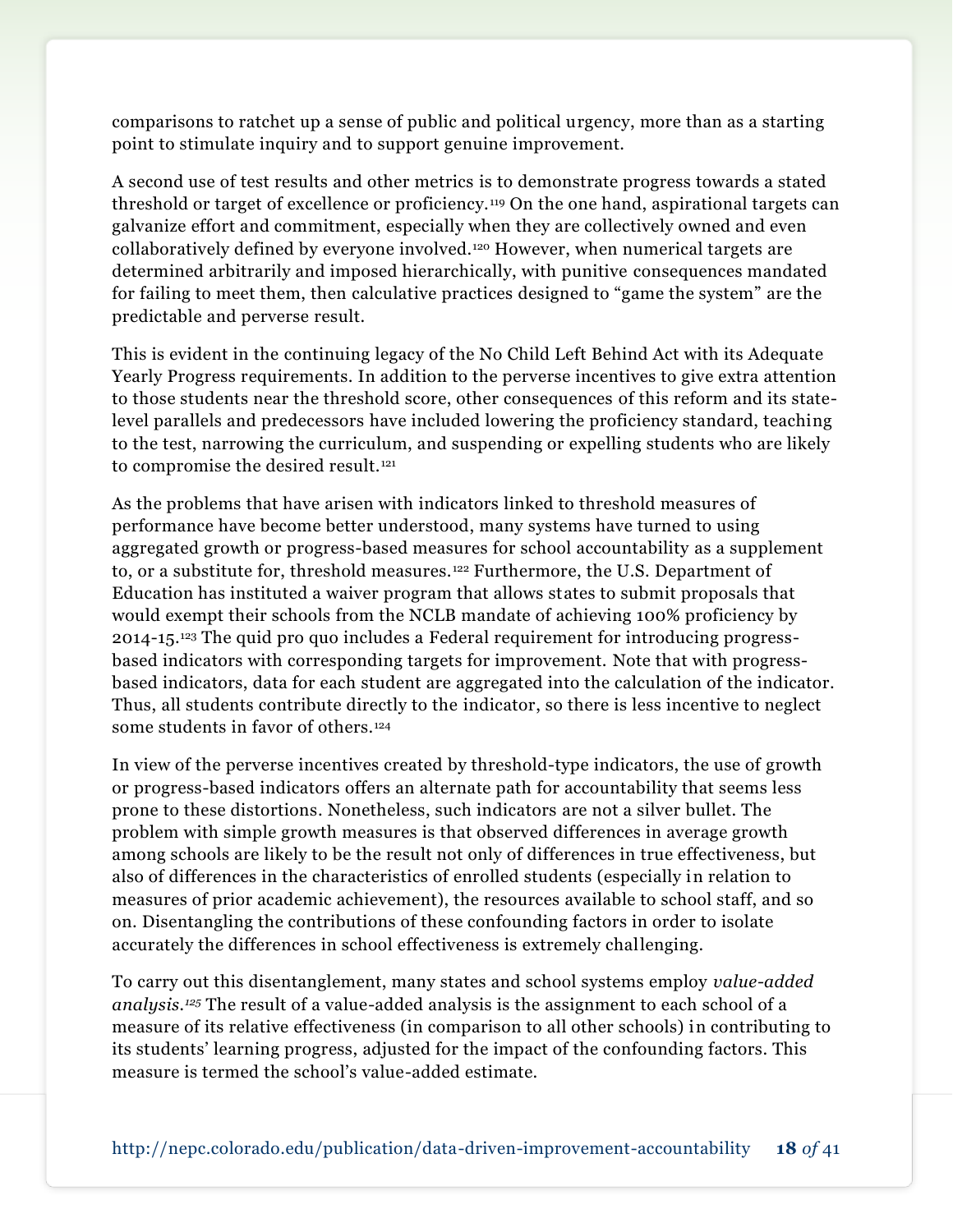comparisons to ratchet up a sense of public and political urgency, more than as a starting point to stimulate inquiry and to support genuine improvement.

A second use of test results and other metrics is to demonstrate progress towards a stated threshold or target of excellence or proficiency.[119] On the one hand, aspirational targets can galvanize effort and commitment, especially when they are collectively owned and even collaboratively defined by everyone involved.[120] However, when numerical targets are determined arbitrarily and imposed hierarchically, with punitive consequences mandated for failing to meet them, then calculative practices designed to "game the system" are the predictable and perverse result.

This is evident in the continuing legacy of the No Child Left Behind Act with its Adequate Yearly Progress requirements. In addition to the perverse incentives to give extra attention to those students near the threshold score, other consequences of this reform and its state-level parallels and predecessors have included lowering the proficiency standard, teaching to the test, narrowing the curriculum, and suspending or expelling students who are likely to compromise the desired result.[121]

As the problems that have arisen with indicators linked to threshold measures of performance have become better understood, many systems have turned to using aggregated growth or progress-based measures for school accountability as a supplement to, or a substitute for, threshold measures.[122] Furthermore, the U.S. Department of Education has instituted a waiver program that allows states to submit proposals that would exempt their schools from the NCLB mandate of achieving 100% proficiency by 2014-15.[123] The quid pro quo includes a Federal requirement for introducing progress-based indicators with corresponding targets for improvement. Note that with progress-based indicators, data for each student are aggregated into the calculation of the indicator. Thus, all students contribute directly to the indicator, so there is less incentive to neglect some students in favor of others.[124]

In view of the perverse incentives created by threshold-type indicators, the use of growth or progress-based indicators offers an alternate path for accountability that seems less prone to these distortions. Nonetheless, such indicators are not a silver bullet. The problem with simple growth measures is that observed differences in average growth among schools are likely to be the result not only of differences in true effectiveness, but also of differences in the characteristics of enrolled students (especially in relation to measures of prior academic achievement), the resources available to school staff, and so on. Disentangling the contributions of these confounding factors in order to isolate accurately the differences in school effectiveness is extremely challenging.

To carry out this disentanglement, many states and school systems employ *value-added analysis*.[125] The result of a value-added analysis is the assignment to each school of a measure of its relative effectiveness (in comparison to all other schools) in contributing to its students' learning progress, adjusted for the impact of the confounding factors. This measure is termed the school's value-added estimate.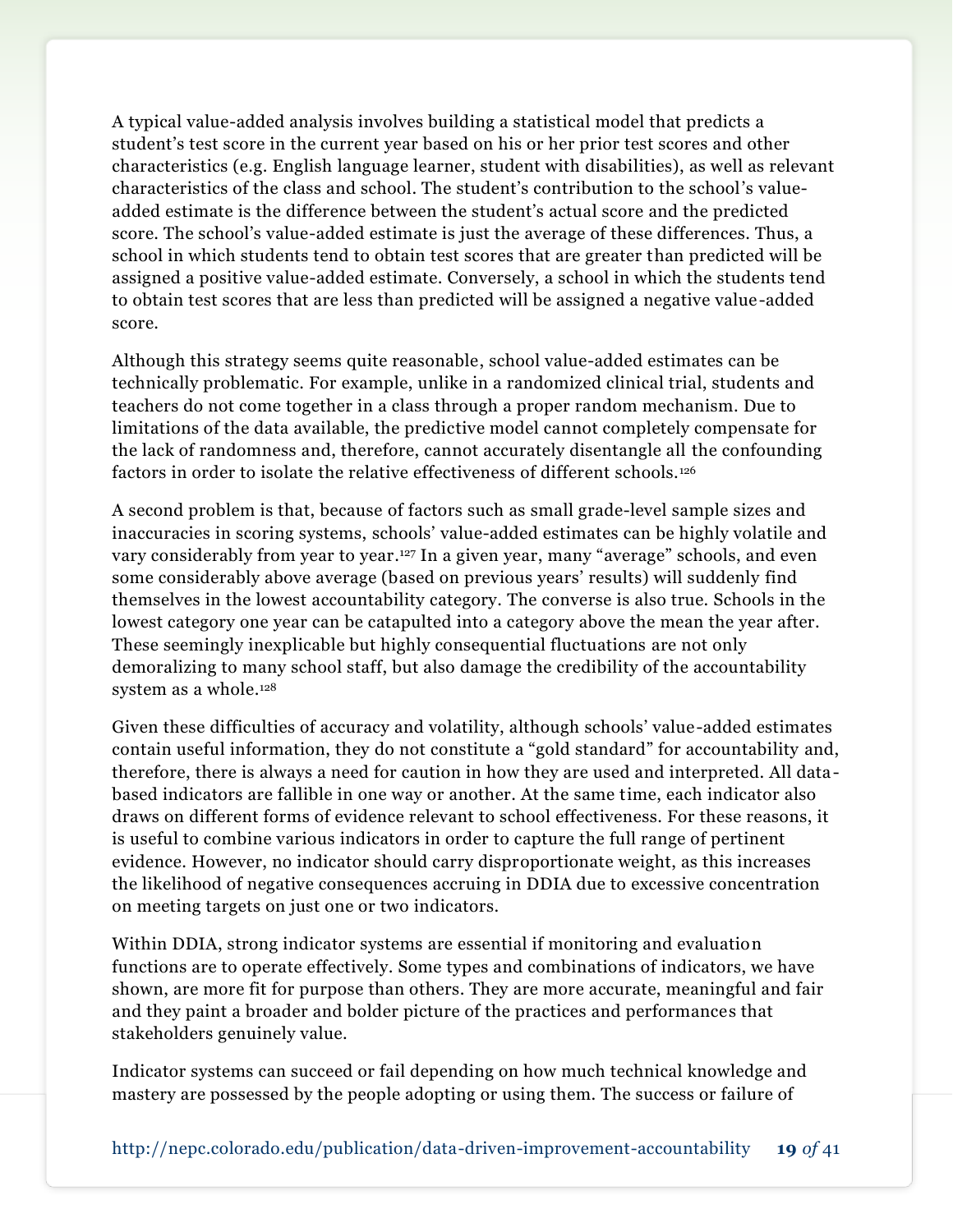A typical value-added analysis involves building a statistical model that predicts a student's test score in the current year based on his or her prior test scores and other characteristics (e.g. English language learner, student with disabilities), as well as relevant characteristics of the class and school. The student's contribution to the school's value-added estimate is the difference between the student's actual score and the predicted score. The school's value-added estimate is just the average of these differences. Thus, a school in which students tend to obtain test scores that are greater than predicted will be assigned a positive value-added estimate. Conversely, a school in which the students tend to obtain test scores that are less than predicted will be assigned a negative value-added score.

Although this strategy seems quite reasonable, school value-added estimates can be technically problematic. For example, unlike in a randomized clinical trial, students and teachers do not come together in a class through a proper random mechanism. Due to limitations of the data available, the predictive model cannot completely compensate for the lack of randomness and, therefore, cannot accurately disentangle all the confounding factors in order to isolate the relative effectiveness of different schools.[126]

A second problem is that, because of factors such as small grade-level sample sizes and inaccuracies in scoring systems, schools' value-added estimates can be highly volatile and vary considerably from year to year.[127] In a given year, many "average" schools, and even some considerably above average (based on previous years' results) will suddenly find themselves in the lowest accountability category. The converse is also true. Schools in the lowest category one year can be catapulted into a category above the mean the year after. These seemingly inexplicable but highly consequential fluctuations are not only demoralizing to many school staff, but also damage the credibility of the accountability system as a whole.[128]

Given these difficulties of accuracy and volatility, although schools' value-added estimates contain useful information, they do not constitute a "gold standard" for accountability and, therefore, there is always a need for caution in how they are used and interpreted. All data-based indicators are fallible in one way or another. At the same time, each indicator also draws on different forms of evidence relevant to school effectiveness. For these reasons, it is useful to combine various indicators in order to capture the full range of pertinent evidence. However, no indicator should carry disproportionate weight, as this increases the likelihood of negative consequences accruing in DDIA due to excessive concentration on meeting targets on just one or two indicators.

Within DDIA, strong indicator systems are essential if monitoring and evaluation functions are to operate effectively. Some types and combinations of indicators, we have shown, are more fit for purpose than others. They are more accurate, meaningful and fair and they paint a broader and bolder picture of the practices and performances that stakeholders genuinely value.

Indicator systems can succeed or fail depending on how much technical knowledge and mastery are possessed by the people adopting or using them. The success or failure of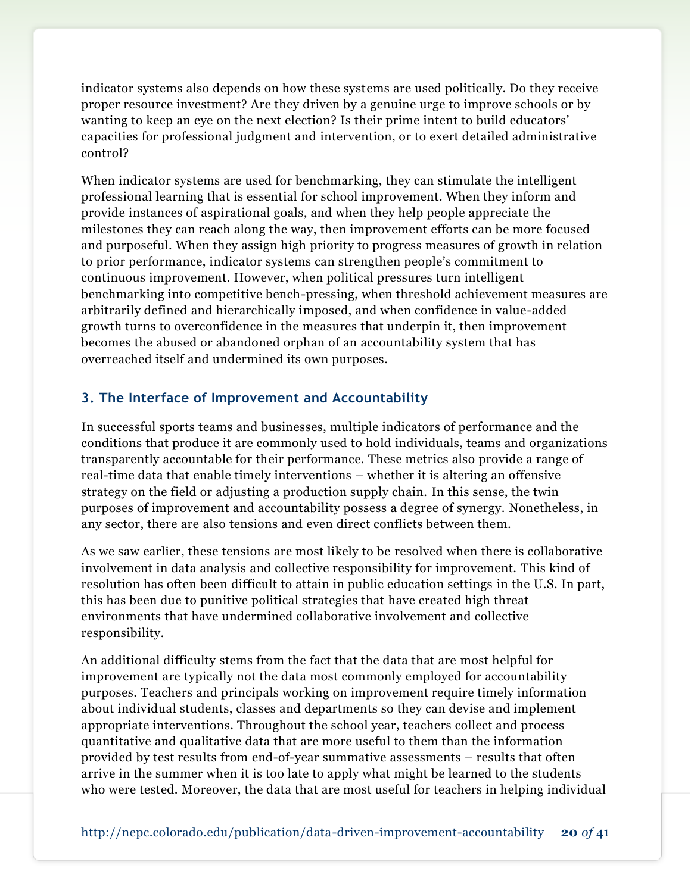indicator systems also depends on how these systems are used politically. Do they receive proper resource investment? Are they driven by a genuine urge to improve schools or by wanting to keep an eye on the next election? Is their prime intent to build educators' capacities for professional judgment and intervention, or to exert detailed administrative control?

When indicator systems are used for benchmarking, they can stimulate the intelligent professional learning that is essential for school improvement. When they inform and provide instances of aspirational goals, and when they help people appreciate the milestones they can reach along the way, then improvement efforts can be more focused and purposeful. When they assign high priority to progress measures of growth in relation to prior performance, indicator systems can strengthen people's commitment to continuous improvement. However, when political pressures turn intelligent benchmarking into competitive bench-pressing, when threshold achievement measures are arbitrarily defined and hierarchically imposed, and when confidence in value-added growth turns to overconfidence in the measures that underpin it, then improvement becomes the abused or abandoned orphan of an accountability system that has overreached itself and undermined its own purposes.

### 3. The Interface of Improvement and Accountability

In successful sports teams and businesses, multiple indicators of performance and the conditions that produce it are commonly used to hold individuals, teams and organizations transparently accountable for their performance. These metrics also provide a range of real-time data that enable timely interventions – whether it is altering an offensive strategy on the field or adjusting a production supply chain. In this sense, the twin purposes of improvement and accountability possess a degree of synergy. Nonetheless, in any sector, there are also tensions and even direct conflicts between them.

As we saw earlier, these tensions are most likely to be resolved when there is collaborative involvement in data analysis and collective responsibility for improvement. This kind of resolution has often been difficult to attain in public education settings in the U.S. In part, this has been due to punitive political strategies that have created high threat environments that have undermined collaborative involvement and collective responsibility.

An additional difficulty stems from the fact that the data that are most helpful for improvement are typically not the data most commonly employed for accountability purposes. Teachers and principals working on improvement require timely information about individual students, classes and departments so they can devise and implement appropriate interventions. Throughout the school year, teachers collect and process quantitative and qualitative data that are more useful to them than the information provided by test results from end-of-year summative assessments – results that often arrive in the summer when it is too late to apply what might be learned to the students who were tested. Moreover, the data that are most useful for teachers in helping individual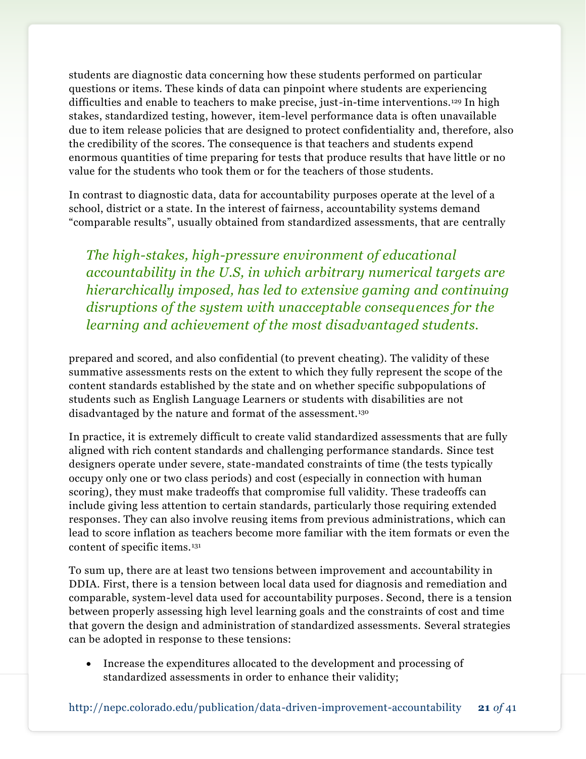students are diagnostic data concerning how these students performed on particular questions or items. These kinds of data can pinpoint where students are experiencing difficulties and enable to teachers to make precise, just-in-time interventions.[129] In high stakes, standardized testing, however, item-level performance data is often unavailable due to item release policies that are designed to protect confidentiality and, therefore, also the credibility of the scores. The consequence is that teachers and students expend enormous quantities of time preparing for tests that produce results that have little or no value for the students who took them or for the teachers of those students.

In contrast to diagnostic data, data for accountability purposes operate at the level of a school, district or a state. In the interest of fairness, accountability systems demand "comparable results", usually obtained from standardized assessments, that are centrally prepared and scored, and also confidential (to prevent cheating). The validity of these summative assessments rests on the extent to which they fully represent the scope of the content standards established by the state and on whether specific subpopulations of students such as English Language Learners or students with disabilities are not disadvantaged by the nature and format of the assessment.[130]

> *The high-stakes, high-pressure environment of educational accountability in the U.S, in which arbitrary numerical targets are hierarchically imposed, has led to extensive gaming and continuing disruptions of the system with unacceptable consequences for the learning and achievement of the most disadvantaged students.*

In practice, it is extremely difficult to create valid standardized assessments that are fully aligned with rich content standards and challenging performance standards. Since test designers operate under severe, state-mandated constraints of time (the tests typically occupy only one or two class periods) and cost (especially in connection with human scoring), they must make tradeoffs that compromise full validity. These tradeoffs can include giving less attention to certain standards, particularly those requiring extended responses. They can also involve reusing items from previous administrations, which can lead to score inflation as teachers become more familiar with the item formats or even the content of specific items.[131]

To sum up, there are at least two tensions between improvement and accountability in DDIA. First, there is a tension between local data used for diagnosis and remediation and comparable, system-level data used for accountability purposes. Second, there is a tension between properly assessing high level learning goals and the constraints of cost and time that govern the design and administration of standardized assessments. Several strategies can be adopted in response to these tensions:

- Increase the expenditures allocated to the development and processing of standardized assessments in order to enhance their validity;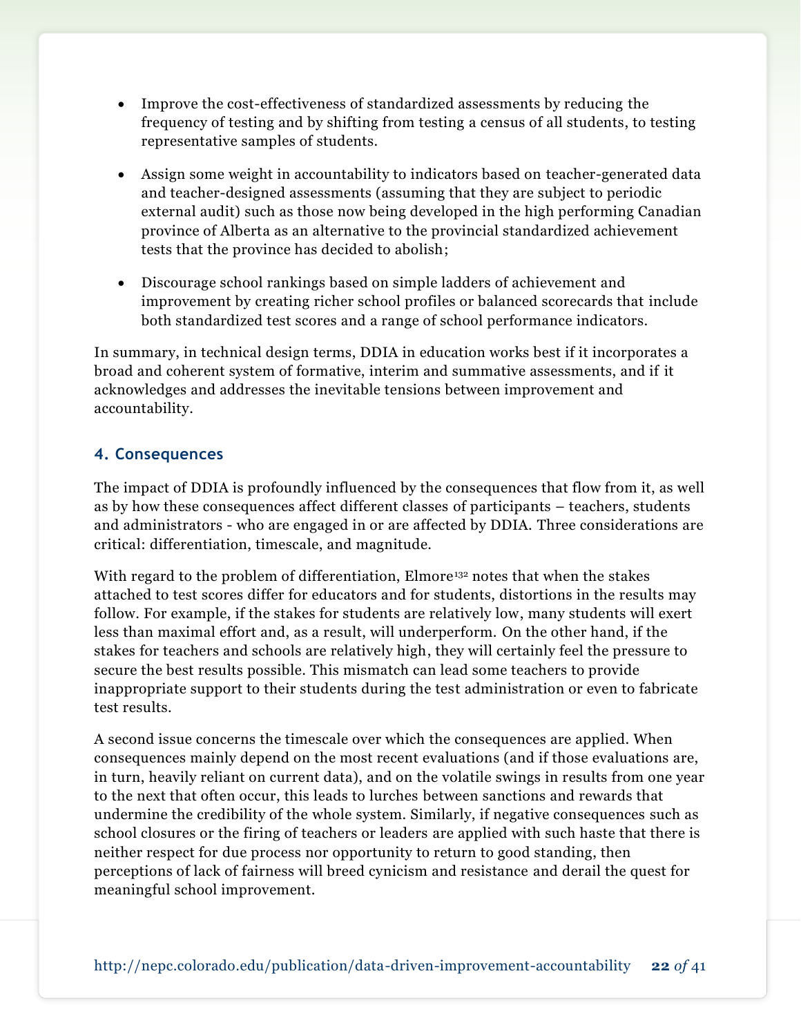- Improve the cost-effectiveness of standardized assessments by reducing the frequency of testing and by shifting from testing a census of all students, to testing representative samples of students.
- Assign some weight in accountability to indicators based on teacher-generated data and teacher-designed assessments (assuming that they are subject to periodic external audit) such as those now being developed in the high performing Canadian province of Alberta as an alternative to the provincial standardized achievement tests that the province has decided to abolish;
- Discourage school rankings based on simple ladders of achievement and improvement by creating richer school profiles or balanced scorecards that include both standardized test scores and a range of school performance indicators.

In summary, in technical design terms, DDIA in education works best if it incorporates a broad and coherent system of formative, interim and summative assessments, and if it acknowledges and addresses the inevitable tensions between improvement and accountability.

### 4. Consequences

The impact of DDIA is profoundly influenced by the consequences that flow from it, as well as by how these consequences affect different classes of participants – teachers, students and administrators - who are engaged in or are affected by DDIA. Three considerations are critical: differentiation, timescale, and magnitude.

With regard to the problem of differentiation, Elmore[132] notes that when the stakes attached to test scores differ for educators and for students, distortions in the results may follow. For example, if the stakes for students are relatively low, many students will exert less than maximal effort and, as a result, will underperform. On the other hand, if the stakes for teachers and schools are relatively high, they will certainly feel the pressure to secure the best results possible. This mismatch can lead some teachers to provide inappropriate support to their students during the test administration or even to fabricate test results.

A second issue concerns the timescale over which the consequences are applied. When consequences mainly depend on the most recent evaluations (and if those evaluations are, in turn, heavily reliant on current data), and on the volatile swings in results from one year to the next that often occur, this leads to lurches between sanctions and rewards that undermine the credibility of the whole system. Similarly, if negative consequences such as school closures or the firing of teachers or leaders are applied with such haste that there is neither respect for due process nor opportunity to return to good standing, then perceptions of lack of fairness will breed cynicism and resistance and derail the quest for meaningful school improvement.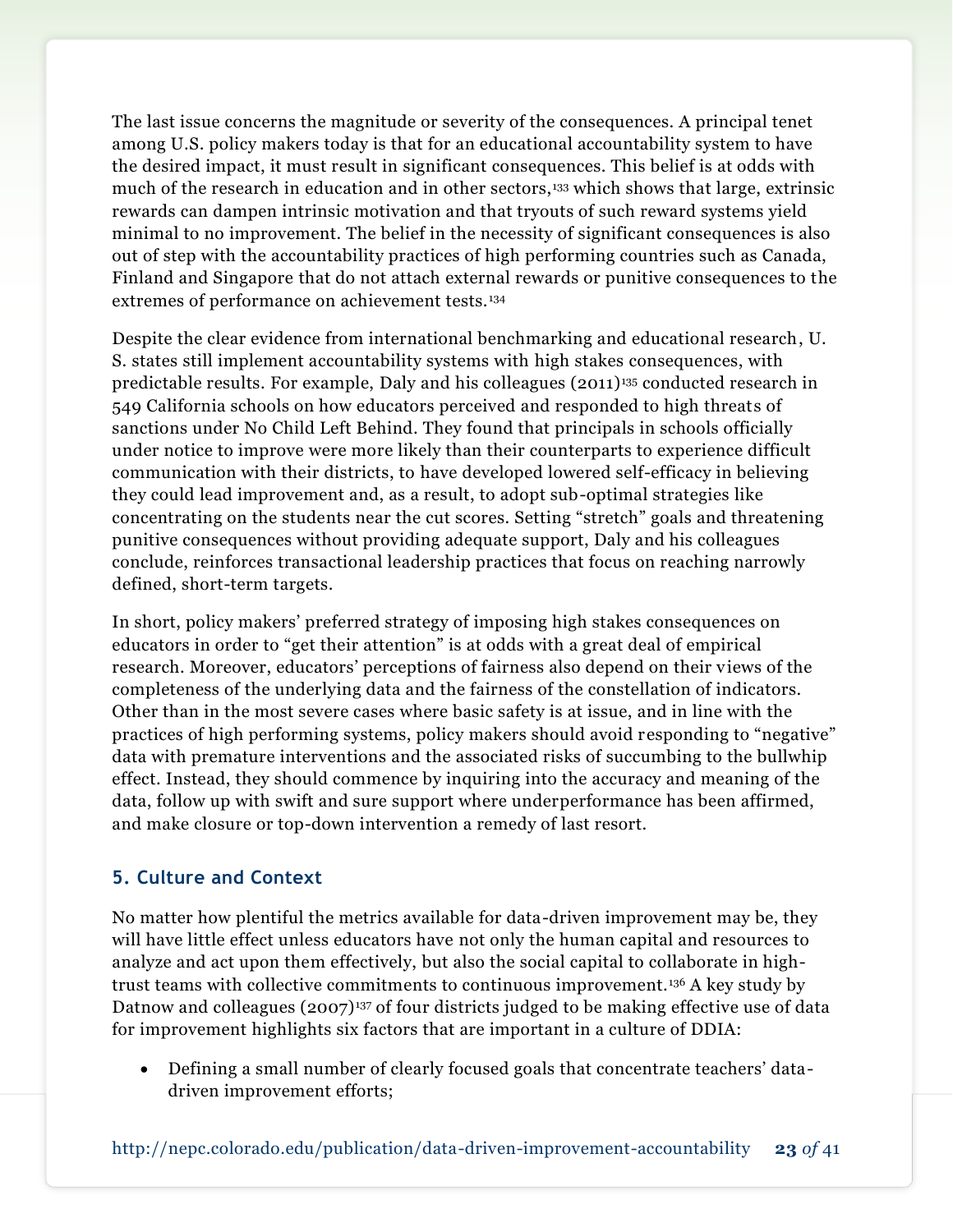The last issue concerns the magnitude or severity of the consequences. A principal tenet among U.S. policy makers today is that for an educational accountability system to have the desired impact, it must result in significant consequences. This belief is at odds with much of the research in education and in other sectors,[133] which shows that large, extrinsic rewards can dampen intrinsic motivation and that tryouts of such reward systems yield minimal to no improvement. The belief in the necessity of significant consequences is also out of step with the accountability practices of high performing countries such as Canada, Finland and Singapore that do not attach external rewards or punitive consequences to the extremes of performance on achievement tests.[134]

Despite the clear evidence from international benchmarking and educational research, U. S. states still implement accountability systems with high stakes consequences, with predictable results. For example, Daly and his colleagues (2011)[135] conducted research in 549 California schools on how educators perceived and responded to high threats of sanctions under No Child Left Behind. They found that principals in schools officially under notice to improve were more likely than their counterparts to experience difficult communication with their districts, to have developed lowered self-efficacy in believing they could lead improvement and, as a result, to adopt sub-optimal strategies like concentrating on the students near the cut scores. Setting "stretch" goals and threatening punitive consequences without providing adequate support, Daly and his colleagues conclude, reinforces transactional leadership practices that focus on reaching narrowly defined, short-term targets.

In short, policy makers' preferred strategy of imposing high stakes consequences on educators in order to "get their attention" is at odds with a great deal of empirical research. Moreover, educators' perceptions of fairness also depend on their views of the completeness of the underlying data and the fairness of the constellation of indicators. Other than in the most severe cases where basic safety is at issue, and in line with the practices of high performing systems, policy makers should avoid responding to "negative" data with premature interventions and the associated risks of succumbing to the bullwhip effect. Instead, they should commence by inquiring into the accuracy and meaning of the data, follow up with swift and sure support where underperformance has been affirmed, and make closure or top-down intervention a remedy of last resort.

### 5. Culture and Context

No matter how plentiful the metrics available for data-driven improvement may be, they will have little effect unless educators have not only the human capital and resources to analyze and act upon them effectively, but also the social capital to collaborate in high-trust teams with collective commitments to continuous improvement.[136] A key study by Datnow and colleagues (2007)[137] of four districts judged to be making effective use of data for improvement highlights six factors that are important in a culture of DDIA:

- Defining a small number of clearly focused goals that concentrate teachers' data-driven improvement efforts;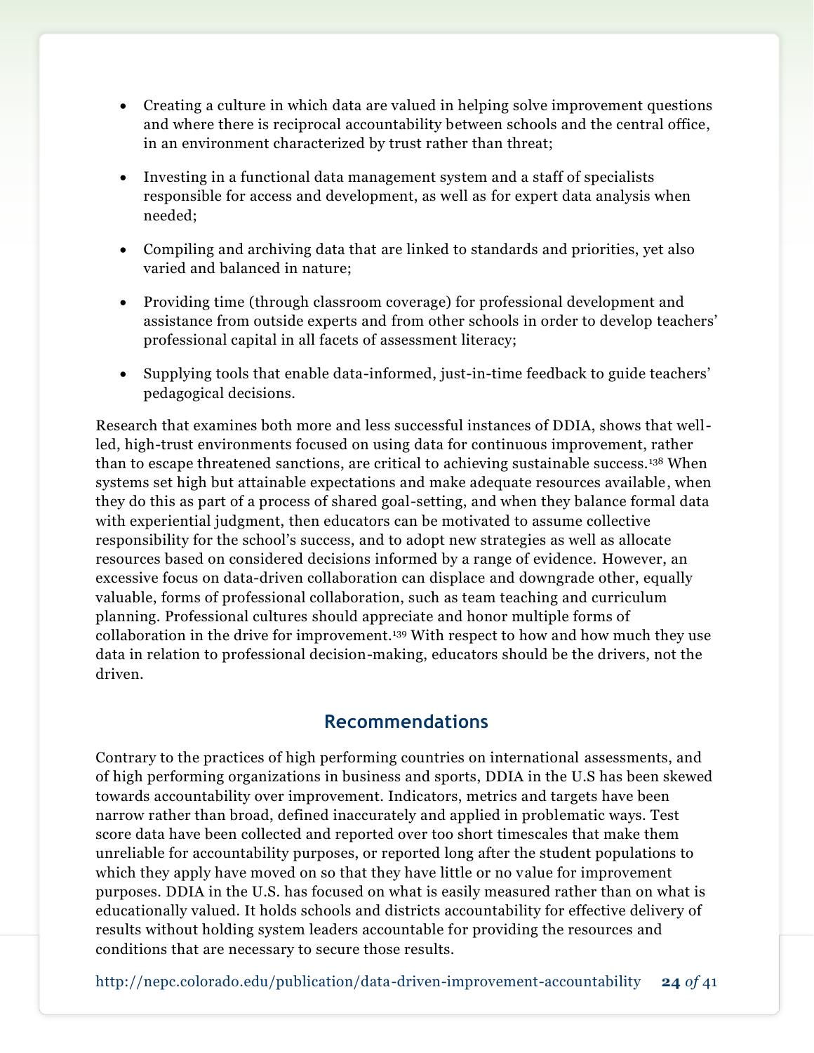- Creating a culture in which data are valued in helping solve improvement questions and where there is reciprocal accountability between schools and the central office, in an environment characterized by trust rather than threat;
- Investing in a functional data management system and a staff of specialists responsible for access and development, as well as for expert data analysis when needed;
- Compiling and archiving data that are linked to standards and priorities, yet also varied and balanced in nature;
- Providing time (through classroom coverage) for professional development and assistance from outside experts and from other schools in order to develop teachers' professional capital in all facets of assessment literacy;
- Supplying tools that enable data-informed, just-in-time feedback to guide teachers' pedagogical decisions.

Research that examines both more and less successful instances of DDIA, shows that well-led, high-trust environments focused on using data for continuous improvement, rather than to escape threatened sanctions, are critical to achieving sustainable success.[138] When systems set high but attainable expectations and make adequate resources available, when they do this as part of a process of shared goal-setting, and when they balance formal data with experiential judgment, then educators can be motivated to assume collective responsibility for the school's success, and to adopt new strategies as well as allocate resources based on considered decisions informed by a range of evidence. However, an excessive focus on data-driven collaboration can displace and downgrade other, equally valuable, forms of professional collaboration, such as team teaching and curriculum planning. Professional cultures should appreciate and honor multiple forms of collaboration in the drive for improvement.[139] With respect to how and how much they use data in relation to professional decision-making, educators should be the drivers, not the driven.

## Recommendations

Contrary to the practices of high performing countries on international assessments, and of high performing organizations in business and sports, DDIA in the U.S has been skewed towards accountability over improvement. Indicators, metrics and targets have been narrow rather than broad, defined inaccurately and applied in problematic ways. Test score data have been collected and reported over too short timescales that make them unreliable for accountability purposes, or reported long after the student populations to which they apply have moved on so that they have little or no value for improvement purposes. DDIA in the U.S. has focused on what is easily measured rather than on what is educationally valued. It holds schools and districts accountability for effective delivery of results without holding system leaders accountable for providing the resources and conditions that are necessary to secure those results.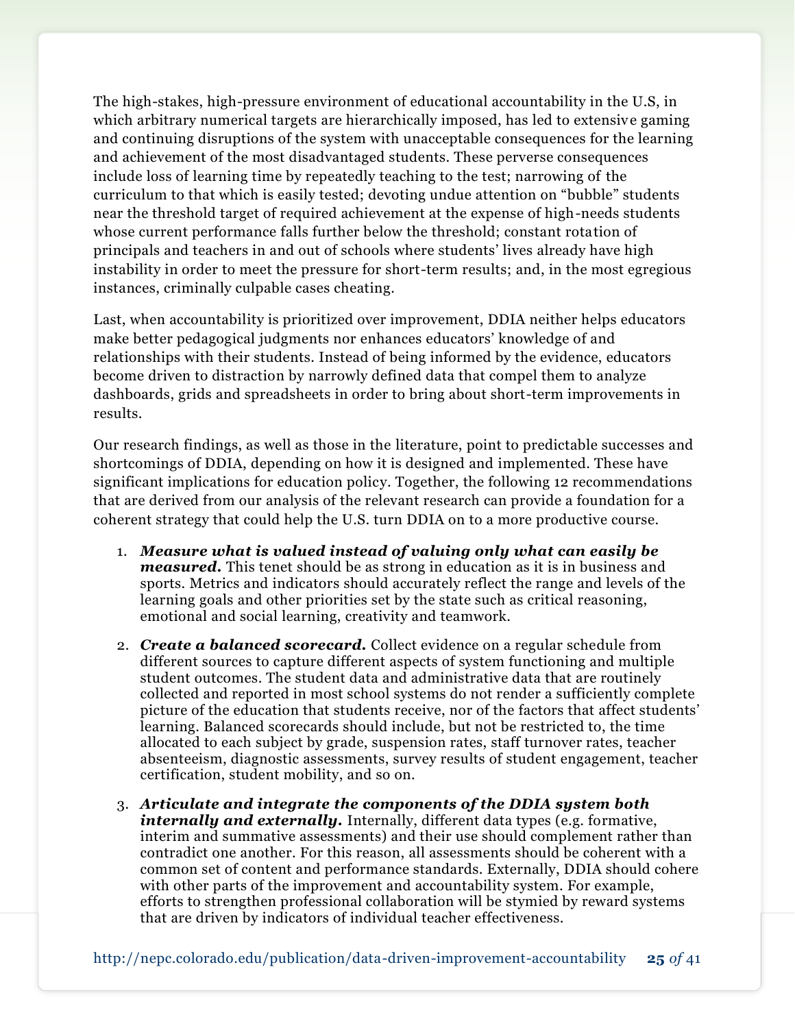The high-stakes, high-pressure environment of educational accountability in the U.S, in which arbitrary numerical targets are hierarchically imposed, has led to extensive gaming and continuing disruptions of the system with unacceptable consequences for the learning and achievement of the most disadvantaged students. These perverse consequences include loss of learning time by repeatedly teaching to the test; narrowing of the curriculum to that which is easily tested; devoting undue attention on "bubble" students near the threshold target of required achievement at the expense of high-needs students whose current performance falls further below the threshold; constant rotation of principals and teachers in and out of schools where students' lives already have high instability in order to meet the pressure for short-term results; and, in the most egregious instances, criminally culpable cases cheating.

Last, when accountability is prioritized over improvement, DDIA neither helps educators make better pedagogical judgments nor enhances educators' knowledge of and relationships with their students. Instead of being informed by the evidence, educators become driven to distraction by narrowly defined data that compel them to analyze dashboards, grids and spreadsheets in order to bring about short-term improvements in results.

Our research findings, as well as those in the literature, point to predictable successes and shortcomings of DDIA, depending on how it is designed and implemented. These have significant implications for education policy. Together, the following 12 recommendations that are derived from our analysis of the relevant research can provide a foundation for a coherent strategy that could help the U.S. turn DDIA on to a more productive course.

1. ***Measure what is valued instead of valuing only what can easily be measured.*** This tenet should be as strong in education as it is in business and sports. Metrics and indicators should accurately reflect the range and levels of the learning goals and other priorities set by the state such as critical reasoning, emotional and social learning, creativity and teamwork.

2. ***Create a balanced scorecard.*** Collect evidence on a regular schedule from different sources to capture different aspects of system functioning and multiple student outcomes. The student data and administrative data that are routinely collected and reported in most school systems do not render a sufficiently complete picture of the education that students receive, nor of the factors that affect students' learning. Balanced scorecards should include, but not be restricted to, the time allocated to each subject by grade, suspension rates, staff turnover rates, teacher absenteeism, diagnostic assessments, survey results of student engagement, teacher certification, student mobility, and so on.

3. ***Articulate and integrate the components of the DDIA system both internally and externally.*** Internally, different data types (e.g. formative, interim and summative assessments) and their use should complement rather than contradict one another. For this reason, all assessments should be coherent with a common set of content and performance standards. Externally, DDIA should cohere with other parts of the improvement and accountability system. For example, efforts to strengthen professional collaboration will be stymied by reward systems that are driven by indicators of individual teacher effectiveness.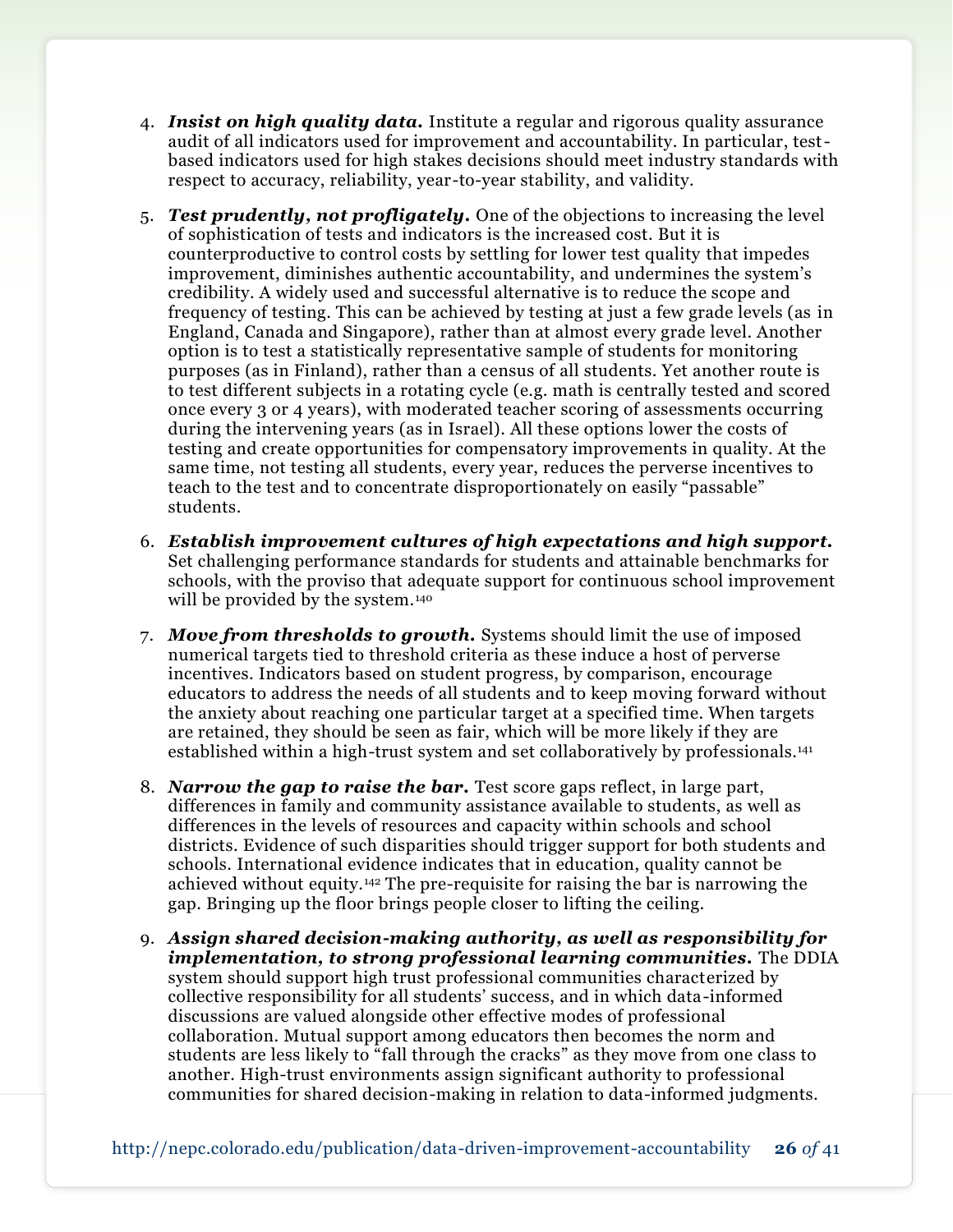4. ***Insist on high quality data.*** Institute a regular and rigorous quality assurance audit of all indicators used for improvement and accountability. In particular, test-based indicators used for high stakes decisions should meet industry standards with respect to accuracy, reliability, year-to-year stability, and validity.

5. ***Test prudently, not profligately.*** One of the objections to increasing the level of sophistication of tests and indicators is the increased cost. But it is counterproductive to control costs by settling for lower test quality that impedes improvement, diminishes authentic accountability, and undermines the system's credibility. A widely used and successful alternative is to reduce the scope and frequency of testing. This can be achieved by testing at just a few grade levels (as in England, Canada and Singapore), rather than at almost every grade level. Another option is to test a statistically representative sample of students for monitoring purposes (as in Finland), rather than a census of all students. Yet another route is to test different subjects in a rotating cycle (e.g. math is centrally tested and scored once every 3 or 4 years), with moderated teacher scoring of assessments occurring during the intervening years (as in Israel). All these options lower the costs of testing and create opportunities for compensatory improvements in quality. At the same time, not testing all students, every year, reduces the perverse incentives to teach to the test and to concentrate disproportionately on easily "passable" students.

6. ***Establish improvement cultures of high expectations and high support.*** Set challenging performance standards for students and attainable benchmarks for schools, with the proviso that adequate support for continuous school improvement will be provided by the system.[140]

7. ***Move from thresholds to growth.*** Systems should limit the use of imposed numerical targets tied to threshold criteria as these induce a host of perverse incentives. Indicators based on student progress, by comparison, encourage educators to address the needs of all students and to keep moving forward without the anxiety about reaching one particular target at a specified time. When targets are retained, they should be seen as fair, which will be more likely if they are established within a high-trust system and set collaboratively by professionals.[141]

8. ***Narrow the gap to raise the bar.*** Test score gaps reflect, in large part, differences in family and community assistance available to students, as well as differences in the levels of resources and capacity within schools and school districts. Evidence of such disparities should trigger support for both students and schools. International evidence indicates that in education, quality cannot be achieved without equity.[142] The pre-requisite for raising the bar is narrowing the gap. Bringing up the floor brings people closer to lifting the ceiling.

9. ***Assign shared decision-making authority, as well as responsibility for implementation, to strong professional learning communities.*** The DDIA system should support high trust professional communities characterized by collective responsibility for all students' success, and in which data-informed discussions are valued alongside other effective modes of professional collaboration. Mutual support among educators then becomes the norm and students are less likely to "fall through the cracks" as they move from one class to another. High-trust environments assign significant authority to professional communities for shared decision-making in relation to data-informed judgments.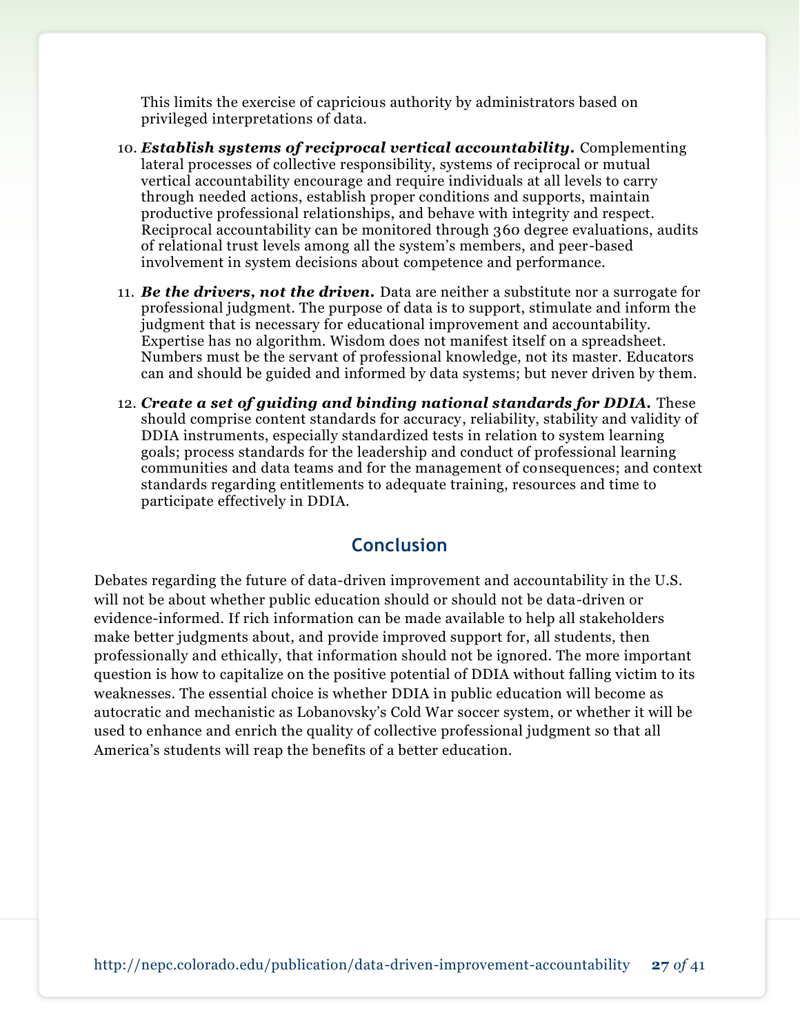This limits the exercise of capricious authority by administrators based on privileged interpretations of data.

10. ***Establish systems of reciprocal vertical accountability.*** Complementing lateral processes of collective responsibility, systems of reciprocal or mutual vertical accountability encourage and require individuals at all levels to carry through needed actions, establish proper conditions and supports, maintain productive professional relationships, and behave with integrity and respect. Reciprocal accountability can be monitored through 360 degree evaluations, audits of relational trust levels among all the system's members, and peer-based involvement in system decisions about competence and performance.

11. ***Be the drivers, not the driven.*** Data are neither a substitute nor a surrogate for professional judgment. The purpose of data is to support, stimulate and inform the judgment that is necessary for educational improvement and accountability. Expertise has no algorithm. Wisdom does not manifest itself on a spreadsheet. Numbers must be the servant of professional knowledge, not its master. Educators can and should be guided and informed by data systems; but never driven by them.

12. ***Create a set of guiding and binding national standards for DDIA.*** These should comprise content standards for accuracy, reliability, stability and validity of DDIA instruments, especially standardized tests in relation to system learning goals; process standards for the leadership and conduct of professional learning communities and data teams and for the management of consequences; and context standards regarding entitlements to adequate training, resources and time to participate effectively in DDIA.

## Conclusion

Debates regarding the future of data-driven improvement and accountability in the U.S. will not be about whether public education should or should not be data-driven or evidence-informed. If rich information can be made available to help all stakeholders make better judgments about, and provide improved support for, all students, then professionally and ethically, that information should not be ignored. The more important question is how to capitalize on the positive potential of DDIA without falling victim to its weaknesses. The essential choice is whether DDIA in public education will become as autocratic and mechanistic as Lobanovsky's Cold War soccer system, or whether it will be used to enhance and enrich the quality of collective professional judgment so that all America's students will reap the benefits of a better education.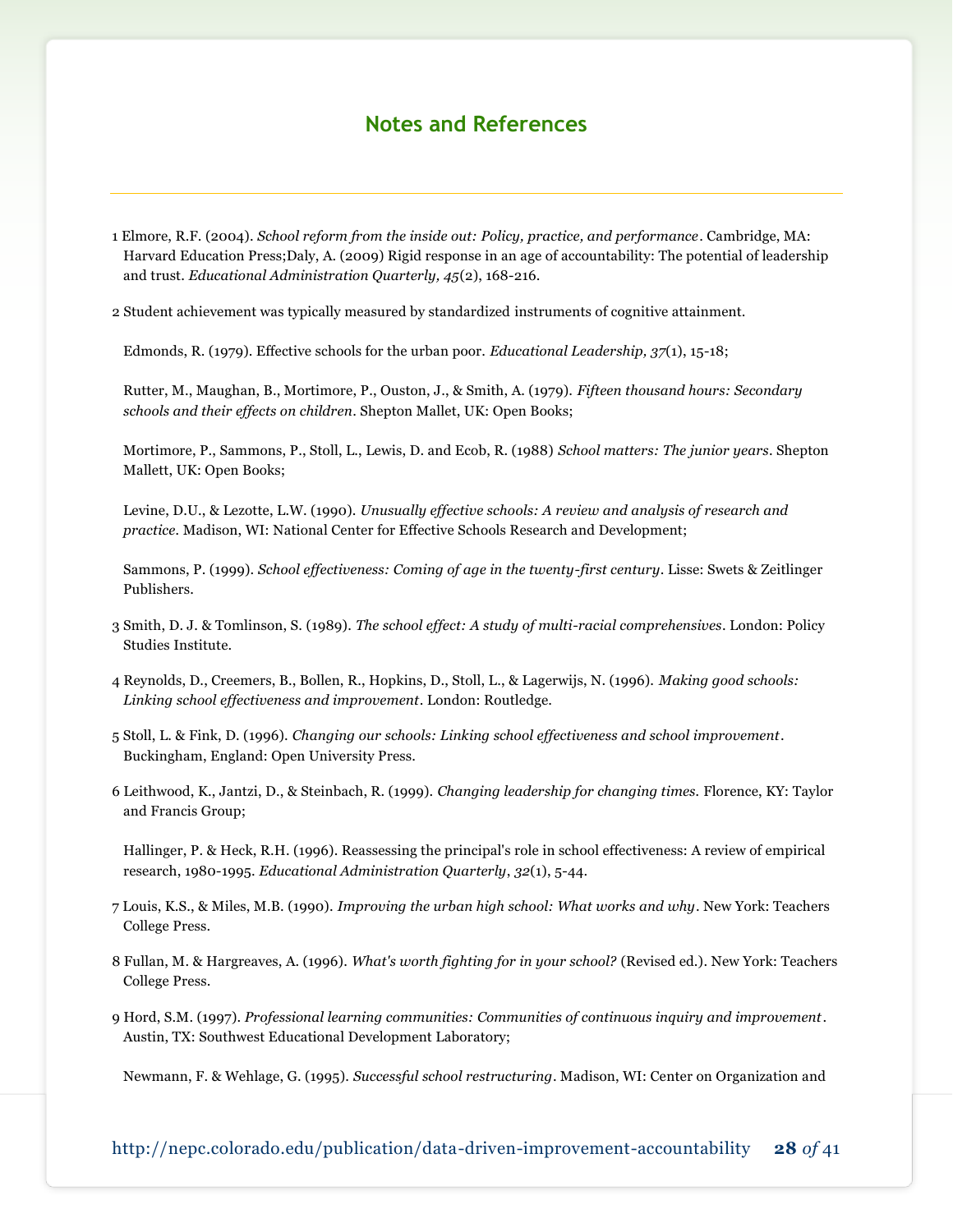## Notes and References

1 Elmore, R.F. (2004). *School reform from the inside out: Policy, practice, and performance*. Cambridge, MA: Harvard Education Press;Daly, A. (2009) Rigid response in an age of accountability: The potential of leadership and trust. *Educational Administration Quarterly, 45*(2), 168-216.

2 Student achievement was typically measured by standardized instruments of cognitive attainment.

Edmonds, R. (1979). Effective schools for the urban poor. *Educational Leadership, 37*(1), 15-18;

Rutter, M., Maughan, B., Mortimore, P., Ouston, J., & Smith, A. (1979). *Fifteen thousand hours: Secondary schools and their effects on children*. Shepton Mallet, UK: Open Books;

Mortimore, P., Sammons, P., Stoll, L., Lewis, D. and Ecob, R. (1988) *School matters: The junior years*. Shepton Mallett, UK: Open Books;

Levine, D.U., & Lezotte, L.W. (1990). *Unusually effective schools: A review and analysis of research and practice*. Madison, WI: National Center for Effective Schools Research and Development;

Sammons, P. (1999). *School effectiveness: Coming of age in the twenty-first century*. Lisse: Swets & Zeitlinger Publishers.

3 Smith, D. J. & Tomlinson, S. (1989). *The school effect: A study of multi-racial comprehensives*. London: Policy Studies Institute.

4 Reynolds, D., Creemers, B., Bollen, R., Hopkins, D., Stoll, L., & Lagerwijs, N. (1996). *Making good schools: Linking school effectiveness and improvement*. London: Routledge.

5 Stoll, L. & Fink, D. (1996). *Changing our schools: Linking school effectiveness and school improvement*. Buckingham, England: Open University Press.

6 Leithwood, K., Jantzi, D., & Steinbach, R. (1999). *Changing leadership for changing times.* Florence, KY: Taylor and Francis Group;

Hallinger, P. & Heck, R.H. (1996). Reassessing the principal's role in school effectiveness: A review of empirical research, 1980-1995. *Educational Administration Quarterly*, *32*(1), 5-44.

7 Louis, K.S., & Miles, M.B. (1990). *Improving the urban high school: What works and why*. New York: Teachers College Press.

8 Fullan, M. & Hargreaves, A. (1996). *What's worth fighting for in your school?* (Revised ed.). New York: Teachers College Press.

9 Hord, S.M. (1997). *Professional learning communities: Communities of continuous inquiry and improvement*. Austin, TX: Southwest Educational Development Laboratory;

Newmann, F. & Wehlage, G. (1995). *Successful school restructuring*. Madison, WI: Center on Organization and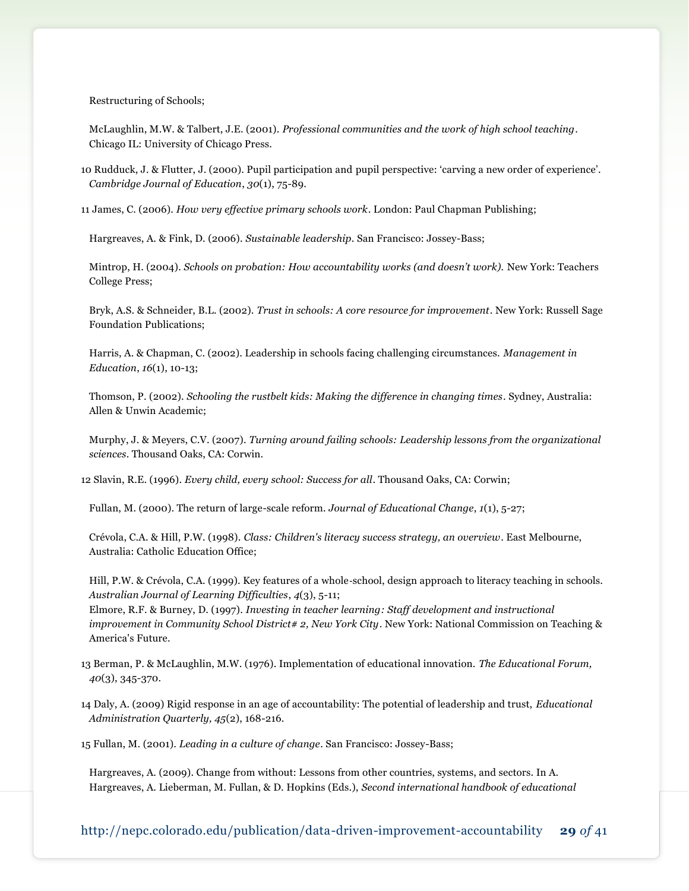Restructuring of Schools;

McLaughlin, M.W. & Talbert, J.E. (2001). *Professional communities and the work of high school teaching*. Chicago IL: University of Chicago Press.

10 Rudduck, J. & Flutter, J. (2000). Pupil participation and pupil perspective: 'carving a new order of experience'. *Cambridge Journal of Education*, *30*(1), 75-89.

11 James, C. (2006). *How very effective primary schools work*. London: Paul Chapman Publishing;

Hargreaves, A. & Fink, D. (2006). *Sustainable leadership*. San Francisco: Jossey-Bass;

Mintrop, H. (2004). *Schools on probation: How accountability works (and doesn't work).* New York: Teachers College Press;

Bryk, A.S. & Schneider, B.L. (2002). *Trust in schools: A core resource for improvement*. New York: Russell Sage Foundation Publications;

Harris, A. & Chapman, C. (2002). Leadership in schools facing challenging circumstances. *Management in Education*, *16*(1), 10-13;

Thomson, P. (2002). *Schooling the rustbelt kids: Making the difference in changing times*. Sydney, Australia: Allen & Unwin Academic;

Murphy, J. & Meyers, C.V. (2007). *Turning around failing schools: Leadership lessons from the organizational sciences*. Thousand Oaks, CA: Corwin.

12 Slavin, R.E. (1996). *Every child, every school: Success for all*. Thousand Oaks, CA: Corwin;

Fullan, M. (2000). The return of large-scale reform. *Journal of Educational Change*, *1*(1), 5-27;

Crévola, C.A. & Hill, P.W. (1998). *Class: Children's literacy success strategy, an overview*. East Melbourne, Australia: Catholic Education Office;

Hill, P.W. & Crévola, C.A. (1999). Key features of a whole-school, design approach to literacy teaching in schools. *Australian Journal of Learning Difficulties*, *4*(3), 5-11;
Elmore, R.F. & Burney, D. (1997). *Investing in teacher learning: Staff development and instructional improvement in Community School District# 2, New York City*. New York: National Commission on Teaching & America's Future.

13 Berman, P. & McLaughlin, M.W. (1976). Implementation of educational innovation. *The Educational Forum, 40*(3), 345-370.

14 Daly, A. (2009) Rigid response in an age of accountability: The potential of leadership and trust, *Educational Administration Quarterly, 45*(2), 168-216.

15 Fullan, M. (2001). *Leading in a culture of change*. San Francisco: Jossey-Bass;

Hargreaves, A. (2009). Change from without: Lessons from other countries, systems, and sectors. In A. Hargreaves, A. Lieberman, M. Fullan, & D. Hopkins (Eds.), *Second international handbook of educational*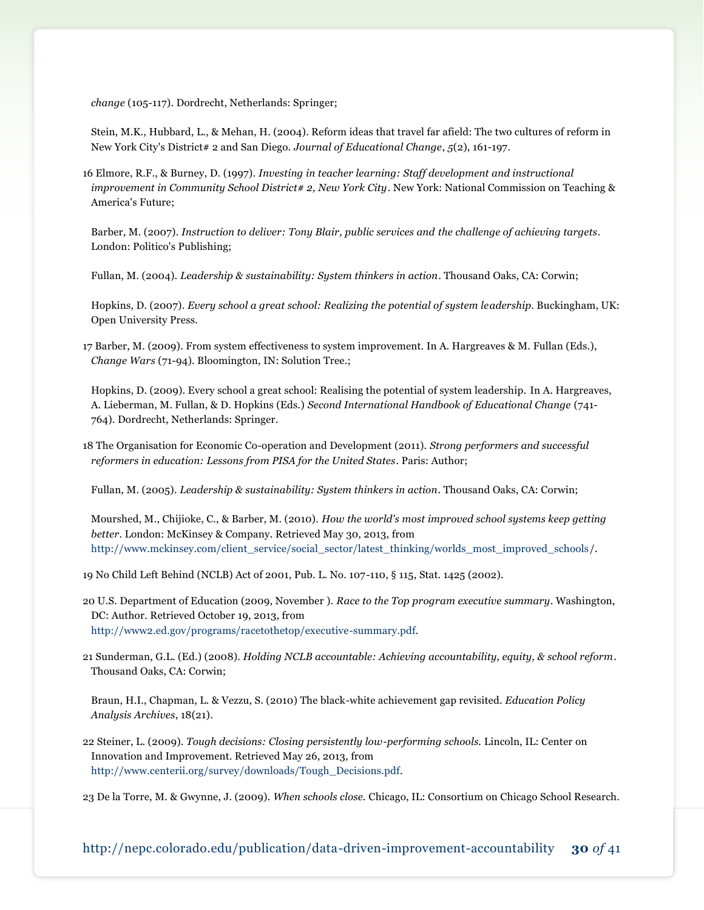*change* (105-117). Dordrecht, Netherlands: Springer;

Stein, M.K., Hubbard, L., & Mehan, H. (2004). Reform ideas that travel far afield: The two cultures of reform in New York City's District# 2 and San Diego. *Journal of Educational Change*, *5*(2), 161-197.

16 Elmore, R.F., & Burney, D. (1997). *Investing in teacher learning: Staff development and instructional improvement in Community School District# 2, New York City*. New York: National Commission on Teaching & America's Future;

Barber, M. (2007). *Instruction to deliver: Tony Blair, public services and the challenge of achieving targets*. London: Politico's Publishing;

Fullan, M. (2004). *Leadership & sustainability: System thinkers in action*. Thousand Oaks, CA: Corwin;

Hopkins, D. (2007). *Every school a great school: Realizing the potential of system leadership*. Buckingham, UK: Open University Press.

17 Barber, M. (2009). From system effectiveness to system improvement. In A. Hargreaves & M. Fullan (Eds.), *Change Wars* (71-94). Bloomington, IN: Solution Tree.;

Hopkins, D. (2009). Every school a great school: Realising the potential of system leadership. In A. Hargreaves, A. Lieberman, M. Fullan, & D. Hopkins (Eds.) *Second International Handbook of Educational Change* (741-764). Dordrecht, Netherlands: Springer.

18 The Organisation for Economic Co-operation and Development (2011). *Strong performers and successful reformers in education: Lessons from PISA for the United States*. Paris: Author;

Fullan, M. (2005). *Leadership & sustainability: System thinkers in action*. Thousand Oaks, CA: Corwin;

Mourshed, M., Chijioke, C., & Barber, M. (2010). *How the world's most improved school systems keep getting better*. London: McKinsey & Company. Retrieved May 30, 2013, from http://www.mckinsey.com/client_service/social_sector/latest_thinking/worlds_most_improved_schools/.

19 No Child Left Behind (NCLB) Act of 2001, Pub. L. No. 107-110, § 115, Stat. 1425 (2002).

20 U.S. Department of Education (2009, November ). *Race to the Top program executive summary*. Washington, DC: Author. Retrieved October 19, 2013, from http://www2.ed.gov/programs/racetothetop/executive-summary.pdf.

21 Sunderman, G.L. (Ed.) (2008). *Holding NCLB accountable: Achieving accountability, equity, & school reform*. Thousand Oaks, CA: Corwin;

Braun, H.I., Chapman, L. & Vezzu, S. (2010) The black-white achievement gap revisited. *Education Policy Analysis Archives*, 18(21).

22 Steiner, L. (2009). *Tough decisions: Closing persistently low-performing schools.* Lincoln, IL: Center on Innovation and Improvement. Retrieved May 26, 2013, from http://www.centerii.org/survey/downloads/Tough_Decisions.pdf.

23 De la Torre, M. & Gwynne, J. (2009). *When schools close.* Chicago, IL: Consortium on Chicago School Research.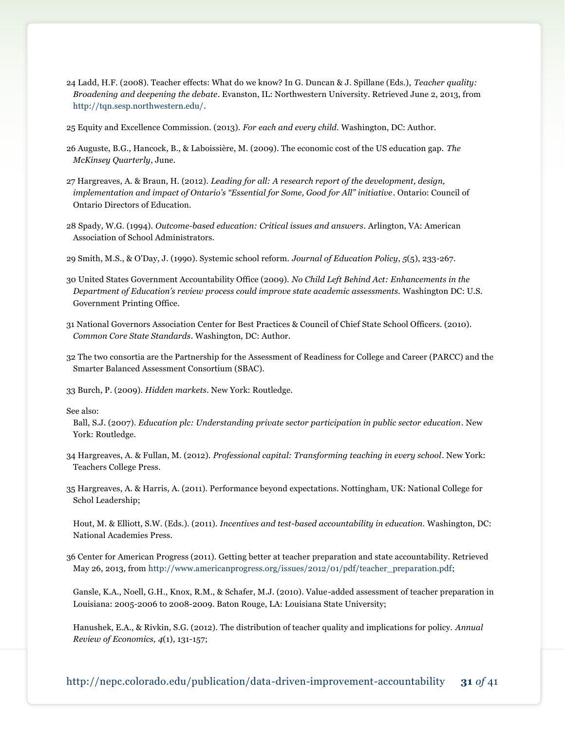24 Ladd, H.F. (2008). Teacher effects: What do we know? In G. Duncan & J. Spillane (Eds.), *Teacher quality: Broadening and deepening the debate*. Evanston, IL: Northwestern University. Retrieved June 2, 2013, from http://tqn.sesp.northwestern.edu/.

25 Equity and Excellence Commission. (2013). *For each and every child*. Washington, DC: Author.

26 Auguste, B.G., Hancock, B., & Laboissière, M. (2009). The economic cost of the US education gap. *The McKinsey Quarterly*, June.

27 Hargreaves, A. & Braun, H. (2012). *Leading for all: A research report of the development, design, implementation and impact of Ontario's "Essential for Some, Good for All" initiative*. Ontario: Council of Ontario Directors of Education.

28 Spady, W.G. (1994). *Outcome-based education: Critical issues and answers*. Arlington, VA: American Association of School Administrators.

29 Smith, M.S., & O'Day, J. (1990). Systemic school reform. *Journal of Education Policy*, *5*(5), 233-267.

30 United States Government Accountability Office (2009). *No Child Left Behind Act: Enhancements in the Department of Education's review process could improve state academic assessments.* Washington DC: U.S. Government Printing Office.

31 National Governors Association Center for Best Practices & Council of Chief State School Officers. (2010). *Common Core State Standards*. Washington, DC: Author.

32 The two consortia are the Partnership for the Assessment of Readiness for College and Career (PARCC) and the Smarter Balanced Assessment Consortium (SBAC).

33 Burch, P. (2009). *Hidden markets*. New York: Routledge.

See also:

Ball, S.J. (2007). *Education plc: Understanding private sector participation in public sector education*. New York: Routledge.

34 Hargreaves, A. & Fullan, M. (2012). *Professional capital: Transforming teaching in every school*. New York: Teachers College Press.

35 Hargreaves, A. & Harris, A. (2011). Performance beyond expectations. Nottingham, UK: National College for Schol Leadership;

Hout, M. & Elliott, S.W. (Eds.). (2011). *Incentives and test-based accountability in education.* Washington, DC: National Academies Press.

36 Center for American Progress (2011). Getting better at teacher preparation and state accountability. Retrieved May 26, 2013, from http://www.americanprogress.org/issues/2012/01/pdf/teacher_preparation.pdf;

Gansle, K.A., Noell, G.H., Knox, R.M., & Schafer, M.J. (2010). Value-added assessment of teacher preparation in Louisiana: 2005-2006 to 2008-2009. Baton Rouge, LA: Louisiana State University;

Hanushek, E.A., & Rivkin, S.G. (2012). The distribution of teacher quality and implications for policy. *Annual Review of Economics, 4*(1), 131-157;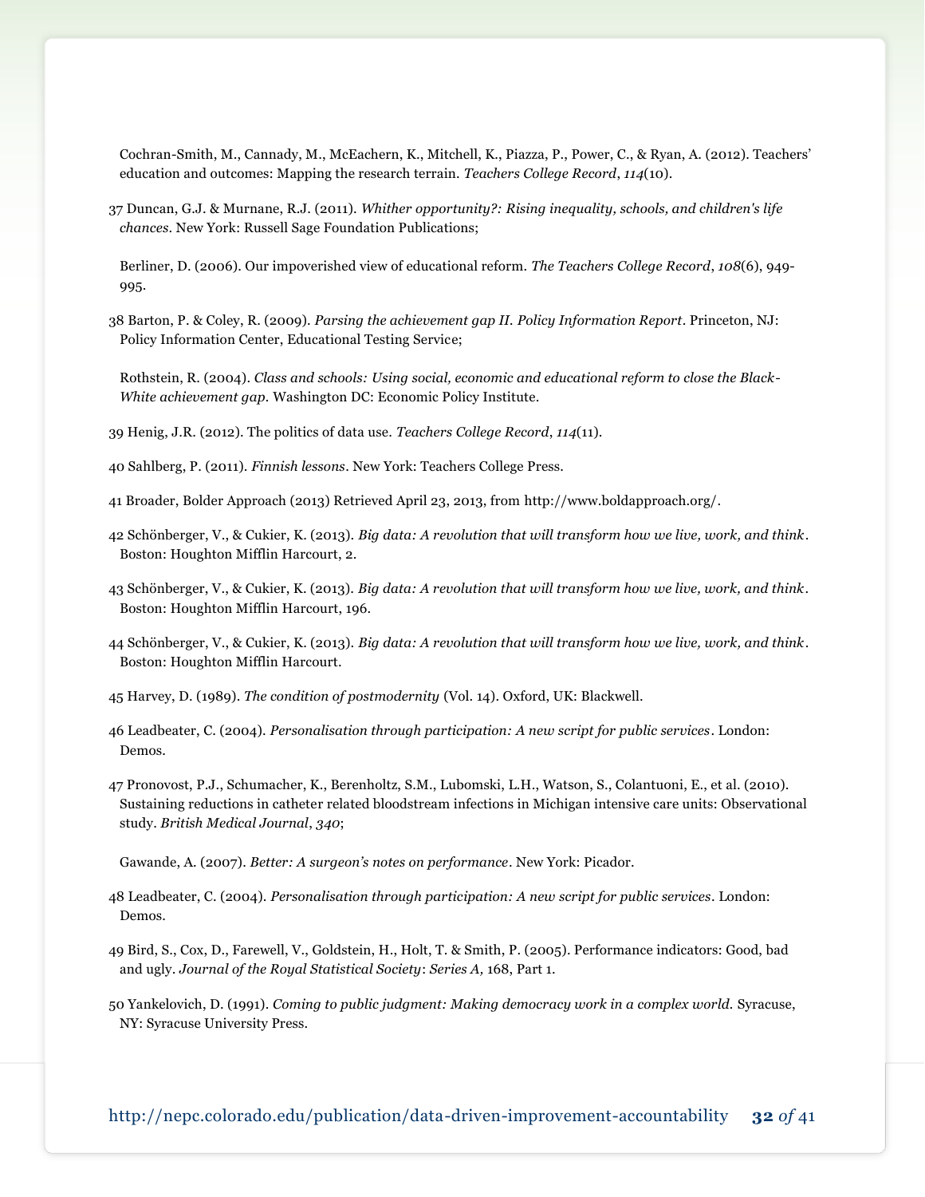Cochran-Smith, M., Cannady, M., McEachern, K., Mitchell, K., Piazza, P., Power, C., & Ryan, A. (2012). Teachers' education and outcomes: Mapping the research terrain. *Teachers College Record*, *114*(10).

37 Duncan, G.J. & Murnane, R.J. (2011). *Whither opportunity?: Rising inequality, schools, and children's life chances*. New York: Russell Sage Foundation Publications;

Berliner, D. (2006). Our impoverished view of educational reform. *The Teachers College Record*, *108*(6), 949-995.

38 Barton, P. & Coley, R. (2009). *Parsing the achievement gap II. Policy Information Report*. Princeton, NJ: Policy Information Center, Educational Testing Service;

Rothstein, R. (2004). *Class and schools: Using social, economic and educational reform to close the Black-White achievement gap*. Washington DC: Economic Policy Institute.

39 Henig, J.R. (2012). The politics of data use. *Teachers College Record*, *114*(11).

40 Sahlberg, P. (2011). *Finnish lessons*. New York: Teachers College Press.

41 Broader, Bolder Approach (2013) Retrieved April 23, 2013, from http://www.boldapproach.org/.

42 Schönberger, V., & Cukier, K. (2013). *Big data: A revolution that will transform how we live, work, and think*. Boston: Houghton Mifflin Harcourt, 2.

43 Schönberger, V., & Cukier, K. (2013). *Big data: A revolution that will transform how we live, work, and think*. Boston: Houghton Mifflin Harcourt, 196.

44 Schönberger, V., & Cukier, K. (2013). *Big data: A revolution that will transform how we live, work, and think*. Boston: Houghton Mifflin Harcourt.

45 Harvey, D. (1989). *The condition of postmodernity* (Vol. 14). Oxford, UK: Blackwell.

46 Leadbeater, C. (2004). *Personalisation through participation: A new script for public services*. London: Demos.

47 Pronovost, P.J., Schumacher, K., Berenholtz, S.M., Lubomski, L.H., Watson, S., Colantuoni, E., et al. (2010). Sustaining reductions in catheter related bloodstream infections in Michigan intensive care units: Observational study. *British Medical Journal*, *340*;

Gawande, A. (2007). *Better: A surgeon's notes on performance*. New York: Picador.

48 Leadbeater, C. (2004). *Personalisation through participation: A new script for public services*. London: Demos.

49 Bird, S., Cox, D., Farewell, V., Goldstein, H., Holt, T. & Smith, P. (2005). Performance indicators: Good, bad and ugly. *Journal of the Royal Statistical Society*: *Series A,* 168, Part 1.

50 Yankelovich, D. (1991). *Coming to public judgment: Making democracy work in a complex world.* Syracuse, NY: Syracuse University Press.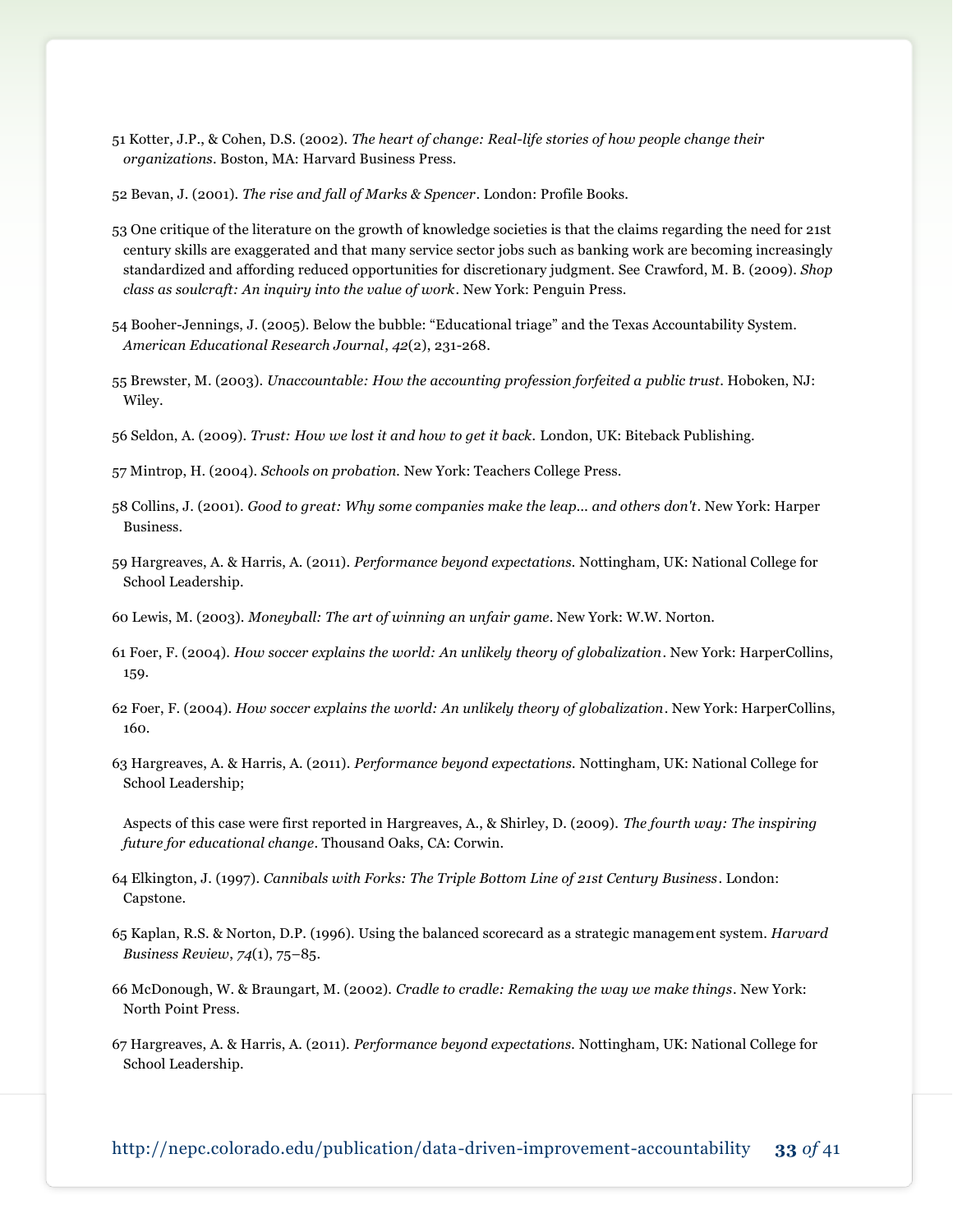51 Kotter, J.P., & Cohen, D.S. (2002). *The heart of change: Real-life stories of how people change their organizations*. Boston, MA: Harvard Business Press.

52 Bevan, J. (2001). *The rise and fall of Marks & Spencer*. London: Profile Books.

53 One critique of the literature on the growth of knowledge societies is that the claims regarding the need for 21st century skills are exaggerated and that many service sector jobs such as banking work are becoming increasingly standardized and affording reduced opportunities for discretionary judgment. See Crawford, M. B. (2009). *Shop class as soulcraft: An inquiry into the value of work*. New York: Penguin Press.

54 Booher-Jennings, J. (2005). Below the bubble: "Educational triage" and the Texas Accountability System. *American Educational Research Journal*, *42*(2), 231-268.

55 Brewster, M. (2003). *Unaccountable: How the accounting profession forfeited a public trust*. Hoboken, NJ: Wiley.

56 Seldon, A. (2009). *Trust: How we lost it and how to get it back*. London, UK: Biteback Publishing.

57 Mintrop, H. (2004). *Schools on probation*. New York: Teachers College Press.

58 Collins, J. (2001). *Good to great: Why some companies make the leap... and others don't*. New York: Harper Business.

59 Hargreaves, A. & Harris, A. (2011). *Performance beyond expectations*. Nottingham, UK: National College for School Leadership.

60 Lewis, M. (2003). *Moneyball: The art of winning an unfair game*. New York: W.W. Norton.

61 Foer, F. (2004). *How soccer explains the world: An unlikely theory of globalization*. New York: HarperCollins, 159.

62 Foer, F. (2004). *How soccer explains the world: An unlikely theory of globalization*. New York: HarperCollins, 160.

63 Hargreaves, A. & Harris, A. (2011). *Performance beyond expectations*. Nottingham, UK: National College for School Leadership;

Aspects of this case were first reported in Hargreaves, A., & Shirley, D. (2009). *The fourth way: The inspiring future for educational change*. Thousand Oaks, CA: Corwin.

64 Elkington, J. (1997). *Cannibals with Forks: The Triple Bottom Line of 21st Century Business*. London: Capstone.

65 Kaplan, R.S. & Norton, D.P. (1996). Using the balanced scorecard as a strategic management system. *Harvard Business Review*, *74*(1), 75–85.

66 McDonough, W. & Braungart, M. (2002). *Cradle to cradle: Remaking the way we make things*. New York: North Point Press.

67 Hargreaves, A. & Harris, A. (2011). *Performance beyond expectations*. Nottingham, UK: National College for School Leadership.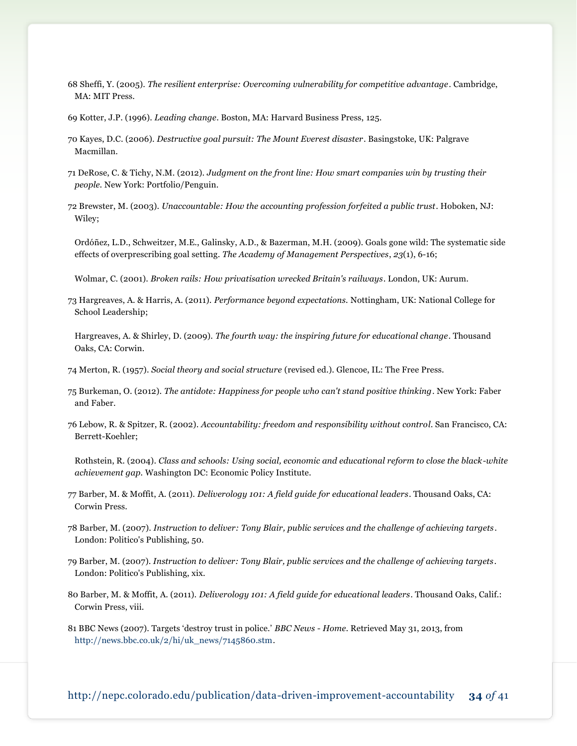68 Sheffi, Y. (2005). *The resilient enterprise: Overcoming vulnerability for competitive advantage*. Cambridge, MA: MIT Press.

69 Kotter, J.P. (1996). *Leading change*. Boston, MA: Harvard Business Press, 125.

70 Kayes, D.C. (2006). *Destructive goal pursuit: The Mount Everest disaster*. Basingstoke, UK: Palgrave Macmillan.

71 DeRose, C. & Tichy, N.M. (2012). *Judgment on the front line: How smart companies win by trusting their people*. New York: Portfolio/Penguin.

72 Brewster, M. (2003). *Unaccountable: How the accounting profession forfeited a public trust*. Hoboken, NJ: Wiley;

Ordóñez, L.D., Schweitzer, M.E., Galinsky, A.D., & Bazerman, M.H. (2009). Goals gone wild: The systematic side effects of overprescribing goal setting. *The Academy of Management Perspectives*, *23*(1), 6-16;

Wolmar, C. (2001). *Broken rails: How privatisation wrecked Britain's railways*. London, UK: Aurum.

73 Hargreaves, A. & Harris, A. (2011). *Performance beyond expectations*. Nottingham, UK: National College for School Leadership;

Hargreaves, A. & Shirley, D. (2009). *The fourth way: the inspiring future for educational change*. Thousand Oaks, CA: Corwin.

74 Merton, R. (1957). *Social theory and social structure* (revised ed.). Glencoe, IL: The Free Press.

75 Burkeman, O. (2012). *The antidote: Happiness for people who can't stand positive thinking*. New York: Faber and Faber.

76 Lebow, R. & Spitzer, R. (2002). *Accountability: freedom and responsibility without control*. San Francisco, CA: Berrett-Koehler;

Rothstein, R. (2004). *Class and schools: Using social, economic and educational reform to close the black-white achievement gap*. Washington DC: Economic Policy Institute.

77 Barber, M. & Moffit, A. (2011). *Deliverology 101: A field guide for educational leaders*. Thousand Oaks, CA: Corwin Press.

78 Barber, M. (2007). *Instruction to deliver: Tony Blair, public services and the challenge of achieving targets*. London: Politico's Publishing, 50.

79 Barber, M. (2007). *Instruction to deliver: Tony Blair, public services and the challenge of achieving targets*. London: Politico's Publishing, xix.

80 Barber, M. & Moffit, A. (2011). *Deliverology 101: A field guide for educational leaders*. Thousand Oaks, Calif.: Corwin Press, viii.

81 BBC News (2007). Targets 'destroy trust in police.' *BBC News - Home*. Retrieved May 31, 2013, from http://news.bbc.co.uk/2/hi/uk_news/7145860.stm.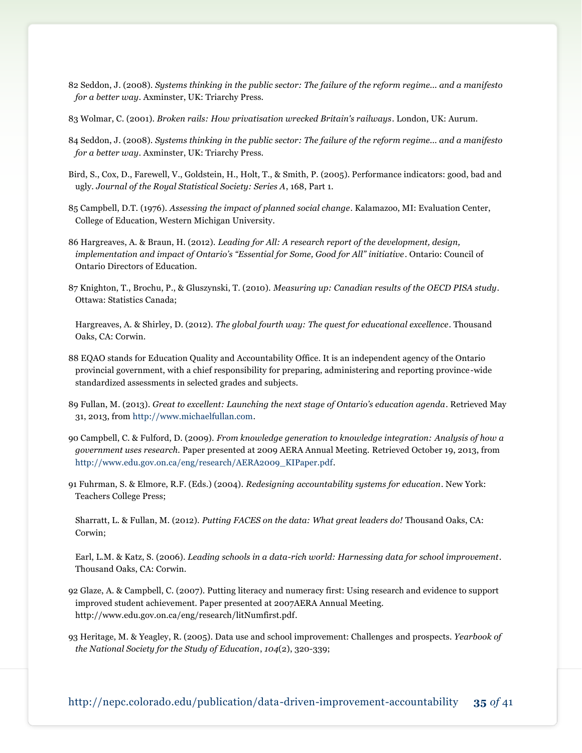82 Seddon, J. (2008). *Systems thinking in the public sector: The failure of the reform regime... and a manifesto for a better way*. Axminster, UK: Triarchy Press.

83 Wolmar, C. (2001). *Broken rails: How privatisation wrecked Britain's railways*. London, UK: Aurum.

84 Seddon, J. (2008). *Systems thinking in the public sector: The failure of the reform regime... and a manifesto for a better way*. Axminster, UK: Triarchy Press.

Bird, S., Cox, D., Farewell, V., Goldstein, H., Holt, T., & Smith, P. (2005). Performance indicators: good, bad and ugly. *Journal of the Royal Statistical Society: Series A*, 168, Part 1.

85 Campbell, D.T. (1976). *Assessing the impact of planned social change*. Kalamazoo, MI: Evaluation Center, College of Education, Western Michigan University.

86 Hargreaves, A. & Braun, H. (2012). *Leading for All: A research report of the development, design, implementation and impact of Ontario's "Essential for Some, Good for All" initiative*. Ontario: Council of Ontario Directors of Education.

87 Knighton, T., Brochu, P., & Gluszynski, T. (2010). *Measuring up: Canadian results of the OECD PISA study*. Ottawa: Statistics Canada;

Hargreaves, A. & Shirley, D. (2012). *The global fourth way: The quest for educational excellence*. Thousand Oaks, CA: Corwin.

88 EQAO stands for Education Quality and Accountability Office. It is an independent agency of the Ontario provincial government, with a chief responsibility for preparing, administering and reporting province-wide standardized assessments in selected grades and subjects.

89 Fullan, M. (2013). *Great to excellent: Launching the next stage of Ontario's education agenda*. Retrieved May 31, 2013, from http://www.michaelfullan.com.

90 Campbell, C. & Fulford, D. (2009). *From knowledge generation to knowledge integration: Analysis of how a government uses research.* Paper presented at 2009 AERA Annual Meeting. Retrieved October 19, 2013, from http://www.edu.gov.on.ca/eng/research/AERA2009_KIPaper.pdf.

91 Fuhrman, S. & Elmore, R.F. (Eds.) (2004). *Redesigning accountability systems for education*. New York: Teachers College Press;

Sharratt, L. & Fullan, M. (2012). *Putting FACES on the data: What great leaders do!* Thousand Oaks, CA: Corwin;

Earl, L.M. & Katz, S. (2006). *Leading schools in a data-rich world: Harnessing data for school improvement*. Thousand Oaks, CA: Corwin.

92 Glaze, A. & Campbell, C. (2007). Putting literacy and numeracy first: Using research and evidence to support improved student achievement. Paper presented at 2007AERA Annual Meeting. http://www.edu.gov.on.ca/eng/research/litNumfirst.pdf.

93 Heritage, M. & Yeagley, R. (2005). Data use and school improvement: Challenges and prospects. *Yearbook of the National Society for the Study of Education*, *104*(2), 320-339;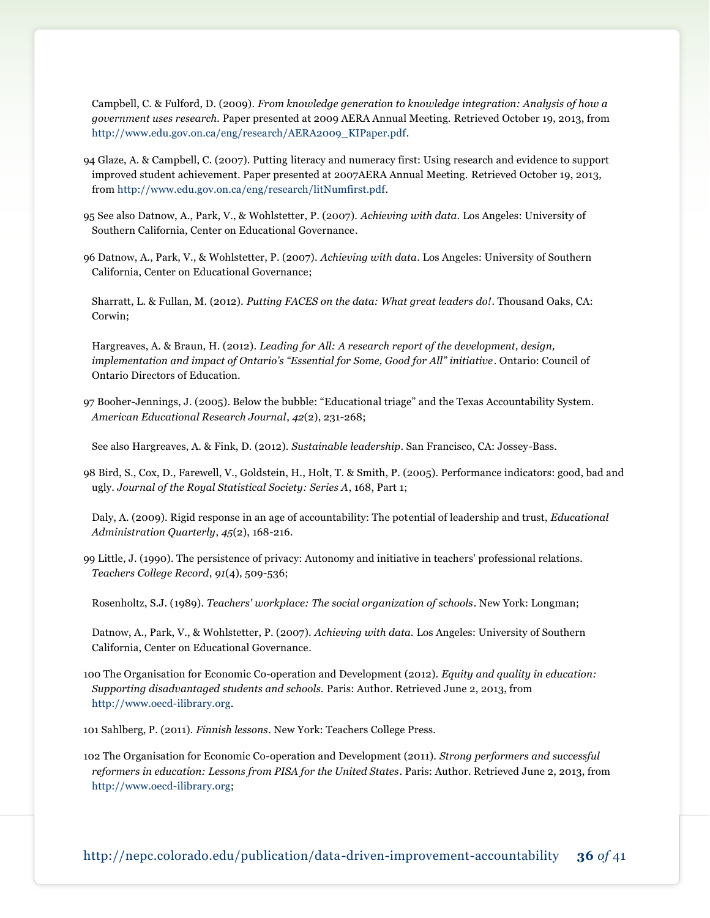Campbell, C. & Fulford, D. (2009). *From knowledge generation to knowledge integration: Analysis of how a government uses research.* Paper presented at 2009 AERA Annual Meeting. Retrieved October 19, 2013, from http://www.edu.gov.on.ca/eng/research/AERA2009_KIPaper.pdf.

94 Glaze, A. & Campbell, C. (2007). Putting literacy and numeracy first: Using research and evidence to support improved student achievement. Paper presented at 2007AERA Annual Meeting. Retrieved October 19, 2013, from http://www.edu.gov.on.ca/eng/research/litNumfirst.pdf.

95 See also Datnow, A., Park, V., & Wohlstetter, P. (2007). *Achieving with data.* Los Angeles: University of Southern California, Center on Educational Governance.

96 Datnow, A., Park, V., & Wohlstetter, P. (2007). *Achieving with data*. Los Angeles: University of Southern California, Center on Educational Governance;

Sharratt, L. & Fullan, M. (2012). *Putting FACES on the data: What great leaders do!*. Thousand Oaks, CA: Corwin;

Hargreaves, A. & Braun, H. (2012). *Leading for All: A research report of the development, design, implementation and impact of Ontario's "Essential for Some, Good for All" initiative*. Ontario: Council of Ontario Directors of Education.

97 Booher-Jennings, J. (2005). Below the bubble: "Educational triage" and the Texas Accountability System. *American Educational Research Journal*, *42*(2), 231-268;

See also Hargreaves, A. & Fink, D. (2012). *Sustainable leadership*. San Francisco, CA: Jossey-Bass.

98 Bird, S., Cox, D., Farewell, V., Goldstein, H., Holt, T. & Smith, P. (2005). Performance indicators: good, bad and ugly. *Journal of the Royal Statistical Society: Series A*, 168, Part 1;

Daly, A. (2009). Rigid response in an age of accountability: The potential of leadership and trust, *Educational Administration Quarterly*, *45*(2), 168-216.

99 Little, J. (1990). The persistence of privacy: Autonomy and initiative in teachers' professional relations. *Teachers College Record*, *91*(4), 509-536;

Rosenholtz, S.J. (1989). *Teachers' workplace: The social organization of schools*. New York: Longman;

Datnow, A., Park, V., & Wohlstetter, P. (2007). *Achieving with data.* Los Angeles: University of Southern California, Center on Educational Governance.

100 The Organisation for Economic Co-operation and Development (2012). *Equity and quality in education: Supporting disadvantaged students and schools.* Paris: Author. Retrieved June 2, 2013, from http://www.oecd-ilibrary.org.

101 Sahlberg, P. (2011). *Finnish lessons*. New York: Teachers College Press.

102 The Organisation for Economic Co-operation and Development (2011). *Strong performers and successful reformers in education: Lessons from PISA for the United States*. Paris: Author. Retrieved June 2, 2013, from http://www.oecd-ilibrary.org;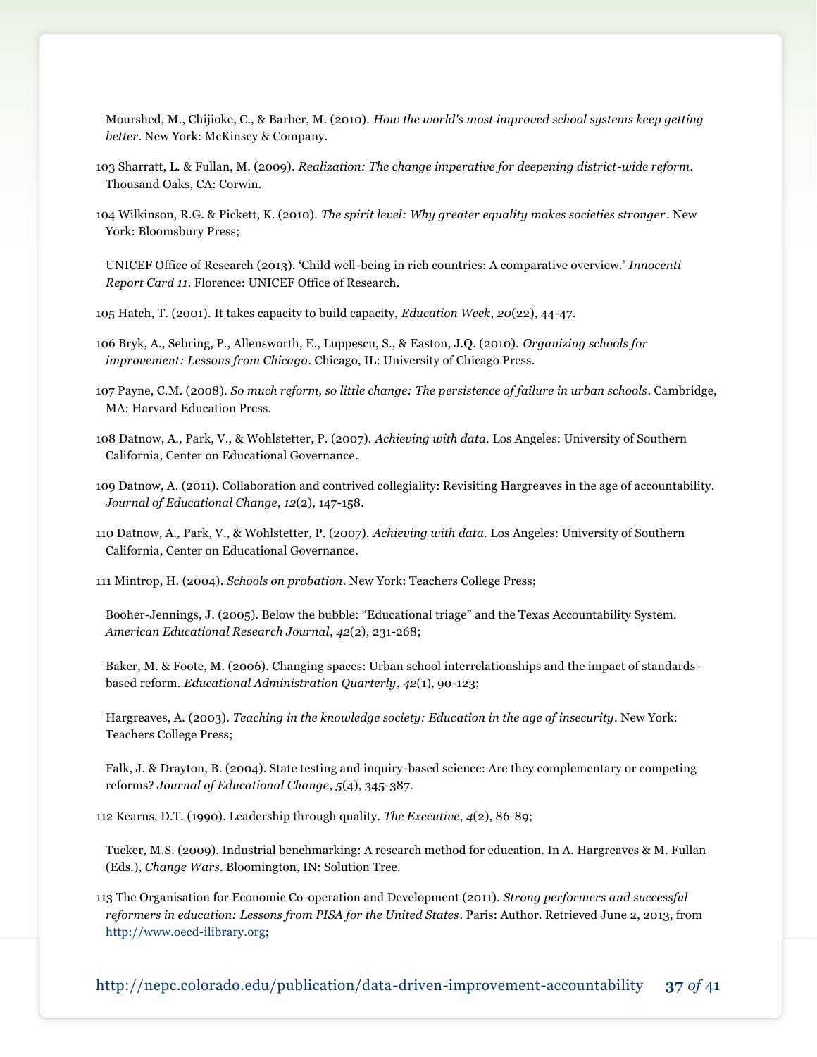Mourshed, M., Chijioke, C., & Barber, M. (2010). *How the world's most improved school systems keep getting better*. New York: McKinsey & Company.

103 Sharratt, L. & Fullan, M. (2009). *Realization: The change imperative for deepening district-wide reform*. Thousand Oaks, CA: Corwin.

104 Wilkinson, R.G. & Pickett, K. (2010). *The spirit level: Why greater equality makes societies stronger*. New York: Bloomsbury Press;

UNICEF Office of Research (2013). 'Child well-being in rich countries: A comparative overview.' *Innocenti Report Card 11*. Florence: UNICEF Office of Research.

105 Hatch, T. (2001). It takes capacity to build capacity, *Education Week*, *20*(22), 44-47.

106 Bryk, A., Sebring, P., Allensworth, E., Luppescu, S., & Easton, J.Q. (2010). *Organizing schools for improvement: Lessons from Chicago*. Chicago, IL: University of Chicago Press.

107 Payne, C.M. (2008). *So much reform, so little change: The persistence of failure in urban schools*. Cambridge, MA: Harvard Education Press.

108 Datnow, A., Park, V., & Wohlstetter, P. (2007). *Achieving with data*. Los Angeles: University of Southern California, Center on Educational Governance.

109 Datnow, A. (2011). Collaboration and contrived collegiality: Revisiting Hargreaves in the age of accountability. *Journal of Educational Change*, *12*(2), 147-158.

110 Datnow, A., Park, V., & Wohlstetter, P. (2007). *Achieving with data*. Los Angeles: University of Southern California, Center on Educational Governance.

111 Mintrop, H. (2004). *Schools on probation*. New York: Teachers College Press;

Booher-Jennings, J. (2005). Below the bubble: "Educational triage" and the Texas Accountability System. *American Educational Research Journal*, *42*(2), 231-268;

Baker, M. & Foote, M. (2006). Changing spaces: Urban school interrelationships and the impact of standards-based reform. *Educational Administration Quarterly*, *42*(1), 90-123;

Hargreaves, A. (2003). *Teaching in the knowledge society: Education in the age of insecurity*. New York: Teachers College Press;

Falk, J. & Drayton, B. (2004). State testing and inquiry-based science: Are they complementary or competing reforms? *Journal of Educational Change*, *5*(4), 345-387.

112 Kearns, D.T. (1990). Leadership through quality. *The Executive*, *4*(2), 86-89;

Tucker, M.S. (2009). Industrial benchmarking: A research method for education. In A. Hargreaves & M. Fullan (Eds.), *Change Wars*. Bloomington, IN: Solution Tree.

113 The Organisation for Economic Co-operation and Development (2011). *Strong performers and successful reformers in education: Lessons from PISA for the United States*. Paris: Author. Retrieved June 2, 2013, from http://www.oecd-ilibrary.org;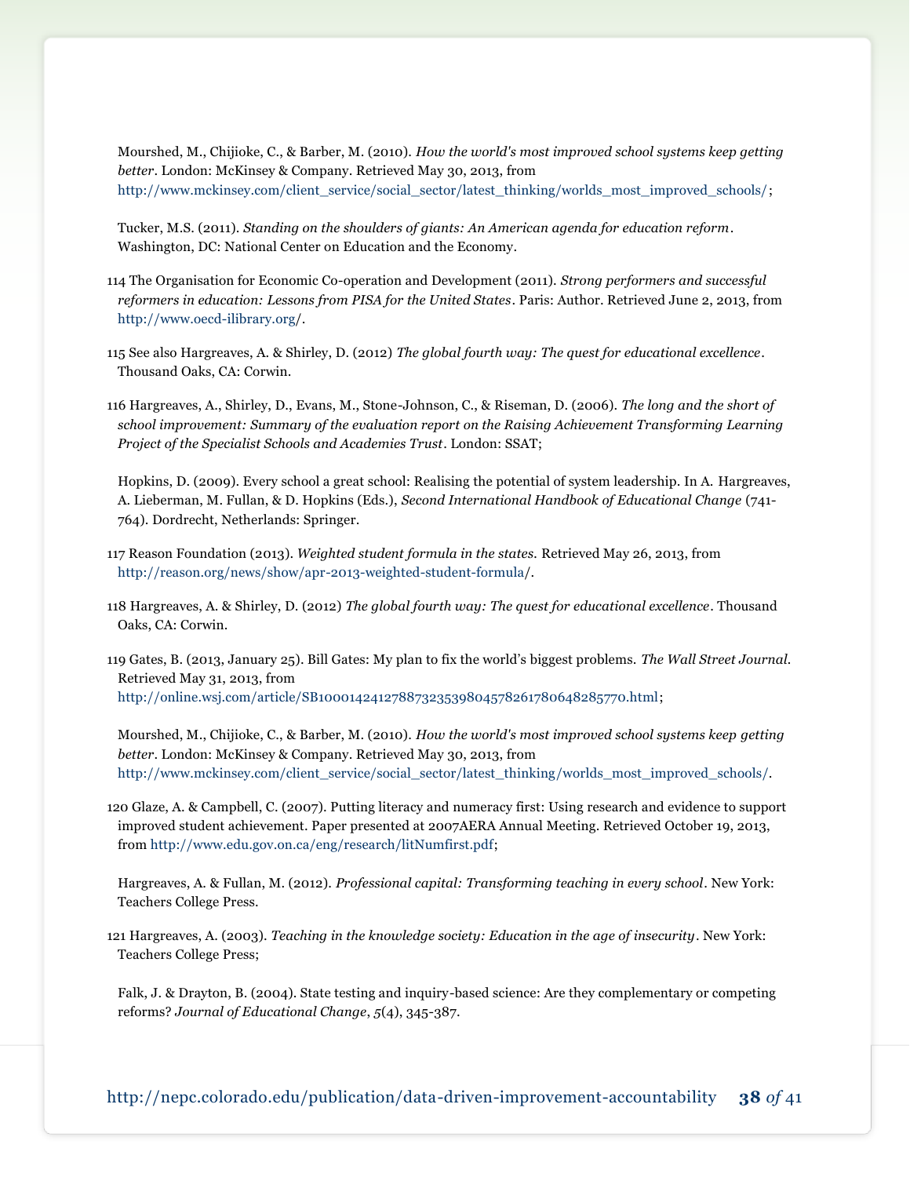Mourshed, M., Chijioke, C., & Barber, M. (2010). *How the world's most improved school systems keep getting better*. London: McKinsey & Company. Retrieved May 30, 2013, from http://www.mckinsey.com/client_service/social_sector/latest_thinking/worlds_most_improved_schools/;

Tucker, M.S. (2011). *Standing on the shoulders of giants: An American agenda for education reform*. Washington, DC: National Center on Education and the Economy.

114 The Organisation for Economic Co-operation and Development (2011). *Strong performers and successful reformers in education: Lessons from PISA for the United States*. Paris: Author. Retrieved June 2, 2013, from http://www.oecd-ilibrary.org/.

115 See also Hargreaves, A. & Shirley, D. (2012) *The global fourth way: The quest for educational excellence*. Thousand Oaks, CA: Corwin.

116 Hargreaves, A., Shirley, D., Evans, M., Stone-Johnson, C., & Riseman, D. (2006). *The long and the short of school improvement: Summary of the evaluation report on the Raising Achievement Transforming Learning Project of the Specialist Schools and Academies Trust*. London: SSAT;

Hopkins, D. (2009). Every school a great school: Realising the potential of system leadership. In A. Hargreaves, A. Lieberman, M. Fullan, & D. Hopkins (Eds.), *Second International Handbook of Educational Change* (741-764). Dordrecht, Netherlands: Springer.

117 Reason Foundation (2013). *Weighted student formula in the states*. Retrieved May 26, 2013, from http://reason.org/news/show/apr-2013-weighted-student-formula/.

118 Hargreaves, A. & Shirley, D. (2012) *The global fourth way: The quest for educational excellence*. Thousand Oaks, CA: Corwin.

119 Gates, B. (2013, January 25). Bill Gates: My plan to fix the world's biggest problems. *The Wall Street Journal*. Retrieved May 31, 2013, from http://online.wsj.com/article/SB10001424127887323539804578261780648285770.html;

Mourshed, M., Chijioke, C., & Barber, M. (2010). *How the world's most improved school systems keep getting better*. London: McKinsey & Company. Retrieved May 30, 2013, from http://www.mckinsey.com/client_service/social_sector/latest_thinking/worlds_most_improved_schools/.

120 Glaze, A. & Campbell, C. (2007). Putting literacy and numeracy first: Using research and evidence to support improved student achievement. Paper presented at 2007AERA Annual Meeting. Retrieved October 19, 2013, from http://www.edu.gov.on.ca/eng/research/litNumfirst.pdf;

Hargreaves, A. & Fullan, M. (2012). *Professional capital: Transforming teaching in every school*. New York: Teachers College Press.

121 Hargreaves, A. (2003). *Teaching in the knowledge society: Education in the age of insecurity*. New York: Teachers College Press;

Falk, J. & Drayton, B. (2004). State testing and inquiry-based science: Are they complementary or competing reforms? *Journal of Educational Change*, *5*(4), 345-387.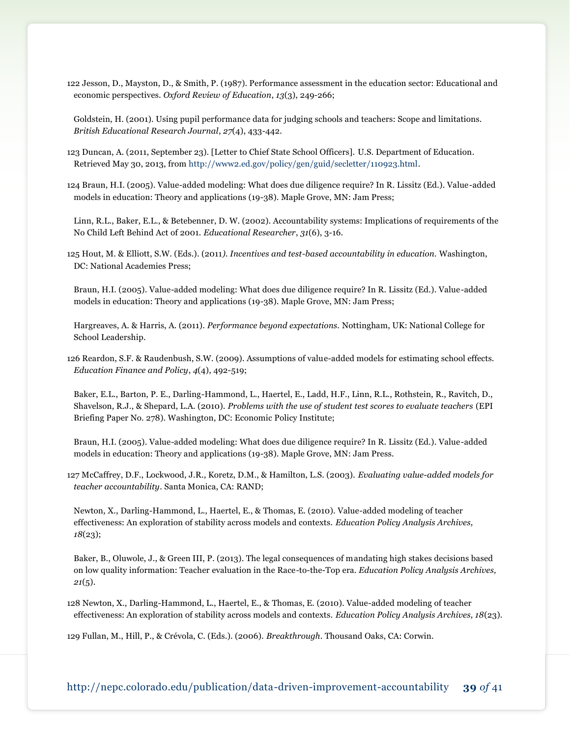122 Jesson, D., Mayston, D., & Smith, P. (1987). Performance assessment in the education sector: Educational and economic perspectives. *Oxford Review of Education*, *13*(3), 249-266;

Goldstein, H. (2001). Using pupil performance data for judging schools and teachers: Scope and limitations. *British Educational Research Journal*, *27*(4), 433-442.

123 Duncan, A. (2011, September 23). [Letter to Chief State School Officers]. U.S. Department of Education. Retrieved May 30, 2013, from http://www2.ed.gov/policy/gen/guid/secletter/110923.html.

124 Braun, H.I. (2005). Value-added modeling: What does due diligence require? In R. Lissitz (Ed.). Value-added models in education: Theory and applications (19-38). Maple Grove, MN: Jam Press;

Linn, R.L., Baker, E.L., & Betebenner, D. W. (2002). Accountability systems: Implications of requirements of the No Child Left Behind Act of 2001. *Educational Researcher*, *31*(6), 3-16.

125 Hout, M. & Elliott, S.W. (Eds.). (2011*). Incentives and test-based accountability in education.* Washington, DC: National Academies Press;

Braun, H.I. (2005). Value-added modeling: What does due diligence require? In R. Lissitz (Ed.). Value-added models in education: Theory and applications (19-38). Maple Grove, MN: Jam Press;

Hargreaves, A. & Harris, A. (2011). *Performance beyond expectations.* Nottingham, UK: National College for School Leadership.

126 Reardon, S.F. & Raudenbush, S.W. (2009). Assumptions of value-added models for estimating school effects. *Education Finance and Policy*, *4*(4), 492-519;

Baker, E.L., Barton, P. E., Darling-Hammond, L., Haertel, E., Ladd, H.F., Linn, R.L., Rothstein, R., Ravitch, D., Shavelson, R.J., & Shepard, L.A. (2010). *Problems with the use of student test scores to evaluate teachers* (EPI Briefing Paper No. 278). Washington, DC: Economic Policy Institute;

Braun, H.I. (2005). Value-added modeling: What does due diligence require? In R. Lissitz (Ed.). Value-added models in education: Theory and applications (19-38). Maple Grove, MN: Jam Press.

127 McCaffrey, D.F., Lockwood, J.R., Koretz, D.M., & Hamilton, L.S. (2003). *Evaluating value-added models for teacher accountability*. Santa Monica, CA: RAND;

Newton, X., Darling-Hammond, L., Haertel, E., & Thomas, E. (2010). Value-added modeling of teacher effectiveness: An exploration of stability across models and contexts. *Education Policy Analysis Archives, 18*(23);

Baker, B., Oluwole, J., & Green III, P. (2013). The legal consequences of mandating high stakes decisions based on low quality information: Teacher evaluation in the Race-to-the-Top era. *Education Policy Analysis Archives, 21*(5).

128 Newton, X., Darling-Hammond, L., Haertel, E., & Thomas, E. (2010). Value-added modeling of teacher effectiveness: An exploration of stability across models and contexts. *Education Policy Analysis Archives, 18*(23).

129 Fullan, M., Hill, P., & Crévola, C. (Eds.). (2006). *Breakthrough*. Thousand Oaks, CA: Corwin.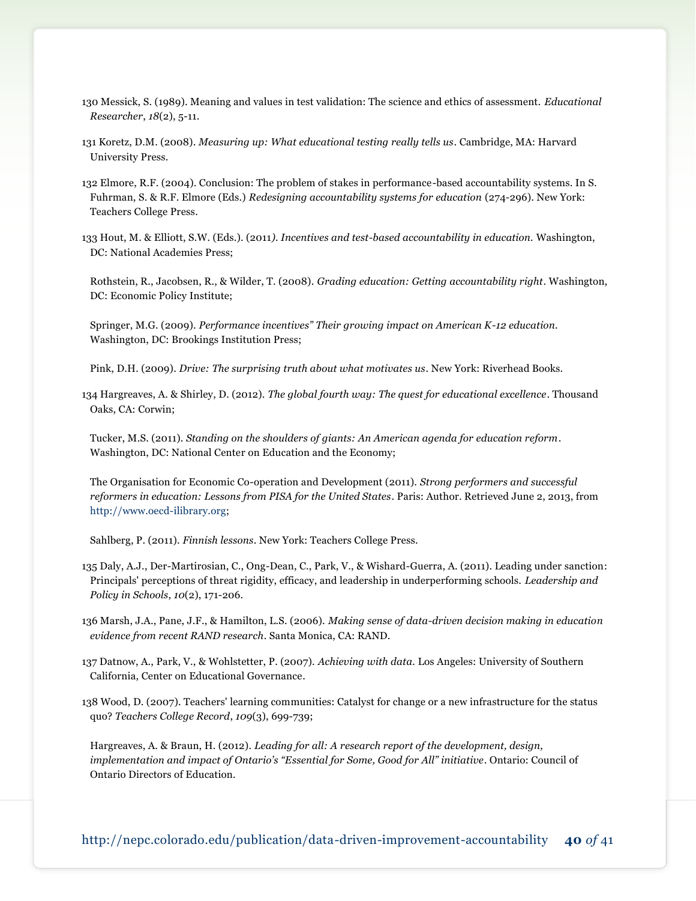130 Messick, S. (1989). Meaning and values in test validation: The science and ethics of assessment. *Educational Researcher*, *18*(2), 5-11.

131 Koretz, D.M. (2008). *Measuring up: What educational testing really tells us*. Cambridge, MA: Harvard University Press.

132 Elmore, R.F. (2004). Conclusion: The problem of stakes in performance-based accountability systems. In S. Fuhrman, S. & R.F. Elmore (Eds.) *Redesigning accountability systems for education* (274-296). New York: Teachers College Press.

133 Hout, M. & Elliott, S.W. (Eds.). (2011*). Incentives and test-based accountability in education.* Washington, DC: National Academies Press;

Rothstein, R., Jacobsen, R., & Wilder, T. (2008). *Grading education: Getting accountability right*. Washington, DC: Economic Policy Institute;

Springer, M.G. (2009). *Performance incentives" Their growing impact on American K-12 education.* Washington, DC: Brookings Institution Press;

Pink, D.H. (2009). *Drive: The surprising truth about what motivates us*. New York: Riverhead Books.

134 Hargreaves, A. & Shirley, D. (2012). *The global fourth way: The quest for educational excellence*. Thousand Oaks, CA: Corwin;

Tucker, M.S. (2011). *Standing on the shoulders of giants: An American agenda for education reform*. Washington, DC: National Center on Education and the Economy;

The Organisation for Economic Co-operation and Development (2011). *Strong performers and successful reformers in education: Lessons from PISA for the United States*. Paris: Author. Retrieved June 2, 2013, from http://www.oecd-ilibrary.org;

Sahlberg, P. (2011). *Finnish lessons*. New York: Teachers College Press.

135 Daly, A.J., Der-Martirosian, C., Ong-Dean, C., Park, V., & Wishard-Guerra, A. (2011). Leading under sanction: Principals' perceptions of threat rigidity, efficacy, and leadership in underperforming schools. *Leadership and Policy in Schools*, *10*(2), 171-206.

136 Marsh, J.A., Pane, J.F., & Hamilton, L.S. (2006). *Making sense of data-driven decision making in education evidence from recent RAND research*. Santa Monica, CA: RAND.

137 Datnow, A., Park, V., & Wohlstetter, P. (2007). *Achieving with data.* Los Angeles: University of Southern California, Center on Educational Governance.

138 Wood, D. (2007). Teachers' learning communities: Catalyst for change or a new infrastructure for the status quo? *Teachers College Record*, *109*(3), 699-739;

Hargreaves, A. & Braun, H. (2012). *Leading for all: A research report of the development, design, implementation and impact of Ontario's "Essential for Some, Good for All" initiative*. Ontario: Council of Ontario Directors of Education.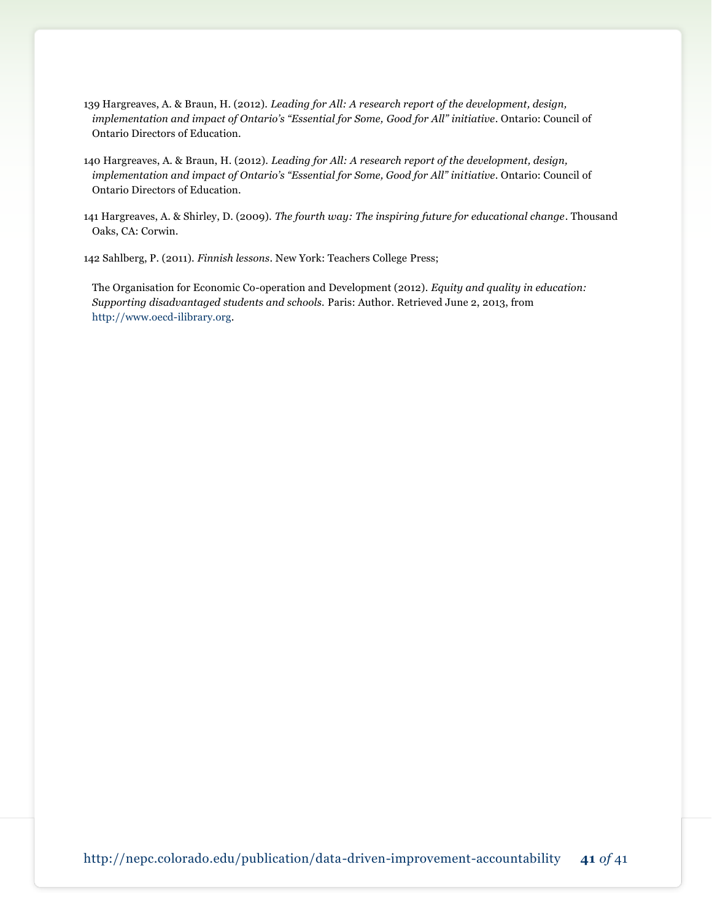139 Hargreaves, A. & Braun, H. (2012). *Leading for All: A research report of the development, design, implementation and impact of Ontario's "Essential for Some, Good for All" initiative*. Ontario: Council of Ontario Directors of Education.

140 Hargreaves, A. & Braun, H. (2012). *Leading for All: A research report of the development, design, implementation and impact of Ontario's "Essential for Some, Good for All" initiative*. Ontario: Council of Ontario Directors of Education.

141 Hargreaves, A. & Shirley, D. (2009). *The fourth way: The inspiring future for educational change*. Thousand Oaks, CA: Corwin.

142 Sahlberg, P. (2011). *Finnish lessons*. New York: Teachers College Press;

The Organisation for Economic Co-operation and Development (2012). *Equity and quality in education: Supporting disadvantaged students and schools.* Paris: Author. Retrieved June 2, 2013, from http://www.oecd-ilibrary.org.